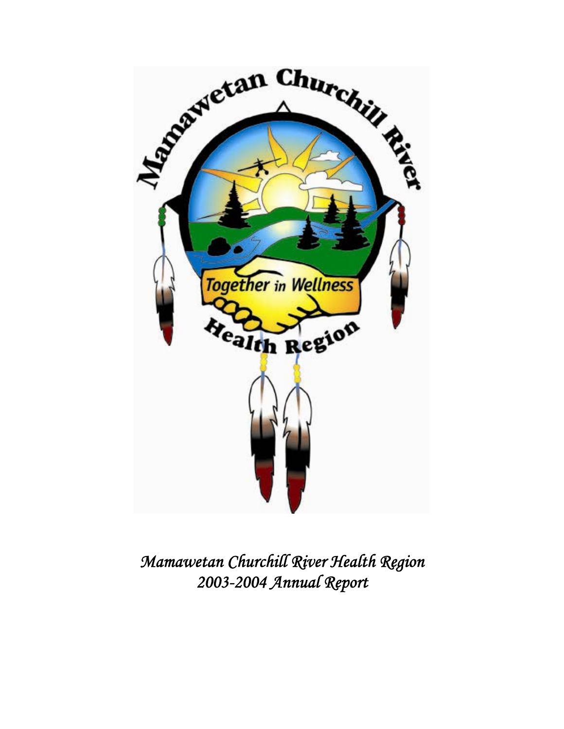*Mamawetan Churchill River Health Region*
*2003-2004 Annual Report*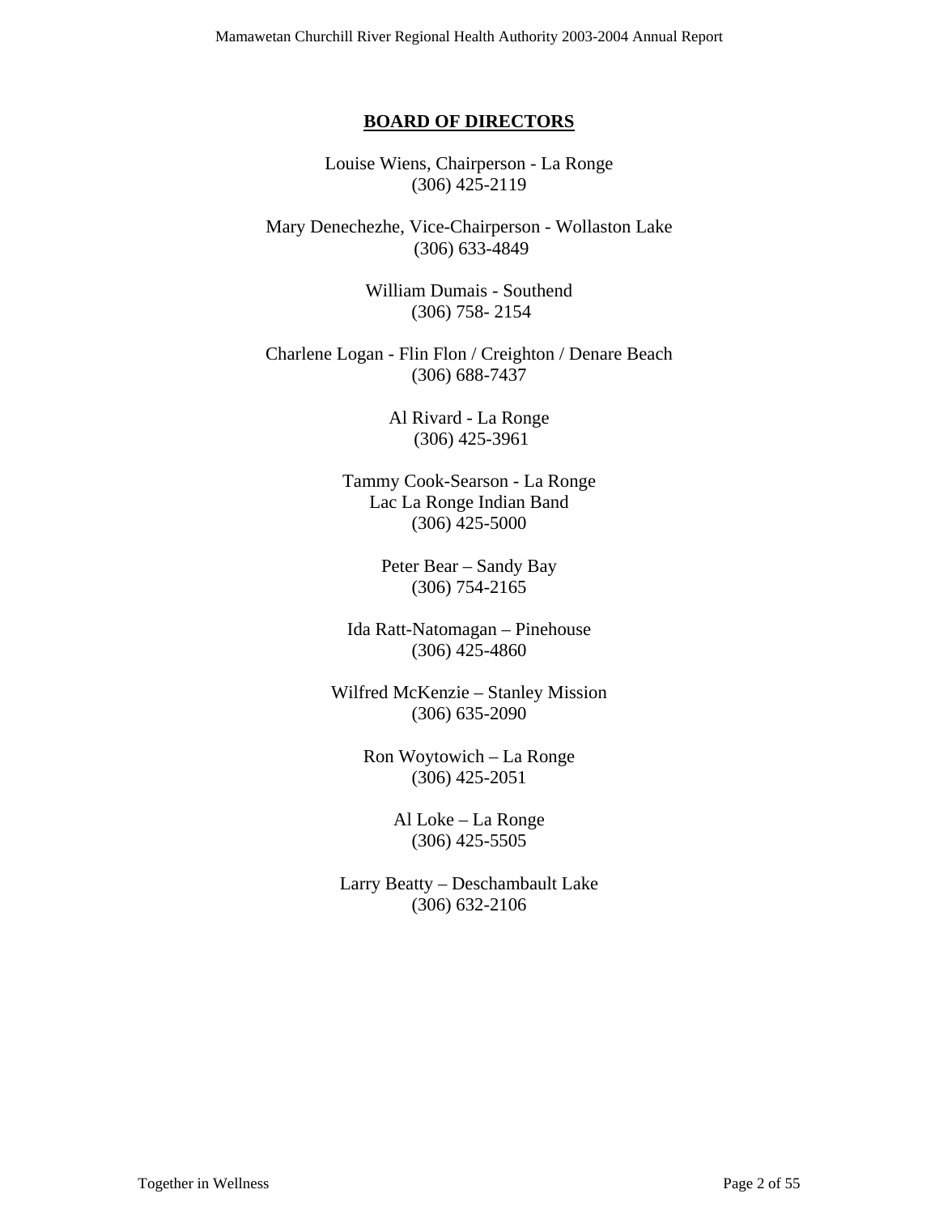## BOARD OF DIRECTORS

Louise Wiens, Chairperson - La Ronge
(306) 425-2119

Mary Denechezhe, Vice-Chairperson - Wollaston Lake
(306) 633-4849

William Dumais - Southend
(306) 758- 2154

Charlene Logan - Flin Flon / Creighton / Denare Beach
(306) 688-7437

Al Rivard - La Ronge
(306) 425-3961

Tammy Cook-Searson - La Ronge
Lac La Ronge Indian Band
(306) 425-5000

Peter Bear – Sandy Bay
(306) 754-2165

Ida Ratt-Natomagan – Pinehouse
(306) 425-4860

Wilfred McKenzie – Stanley Mission
(306) 635-2090

Ron Woytowich – La Ronge
(306) 425-2051

Al Loke – La Ronge
(306) 425-5505

Larry Beatty – Deschambault Lake
(306) 632-2106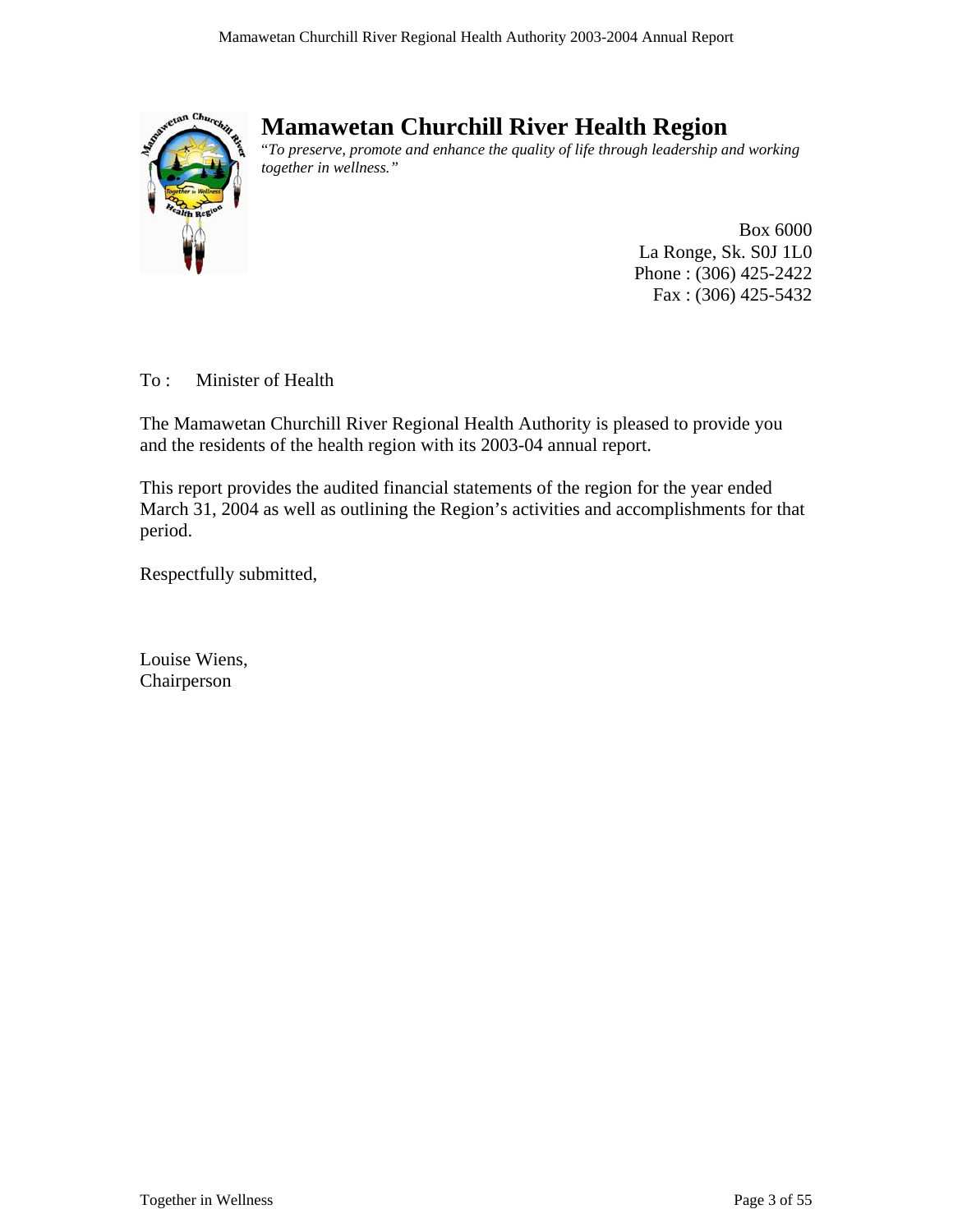# Mamawetan Churchill River Health Region

*"To preserve, promote and enhance the quality of life through leadership and working together in wellness."*

Box 6000
La Ronge, Sk. S0J 1L0
Phone : (306) 425-2422
Fax : (306) 425-5432

To : Minister of Health

The Mamawetan Churchill River Regional Health Authority is pleased to provide you and the residents of the health region with its 2003-04 annual report.

This report provides the audited financial statements of the region for the year ended March 31, 2004 as well as outlining the Region's activities and accomplishments for that period.

Respectfully submitted,

Louise Wiens,
Chairperson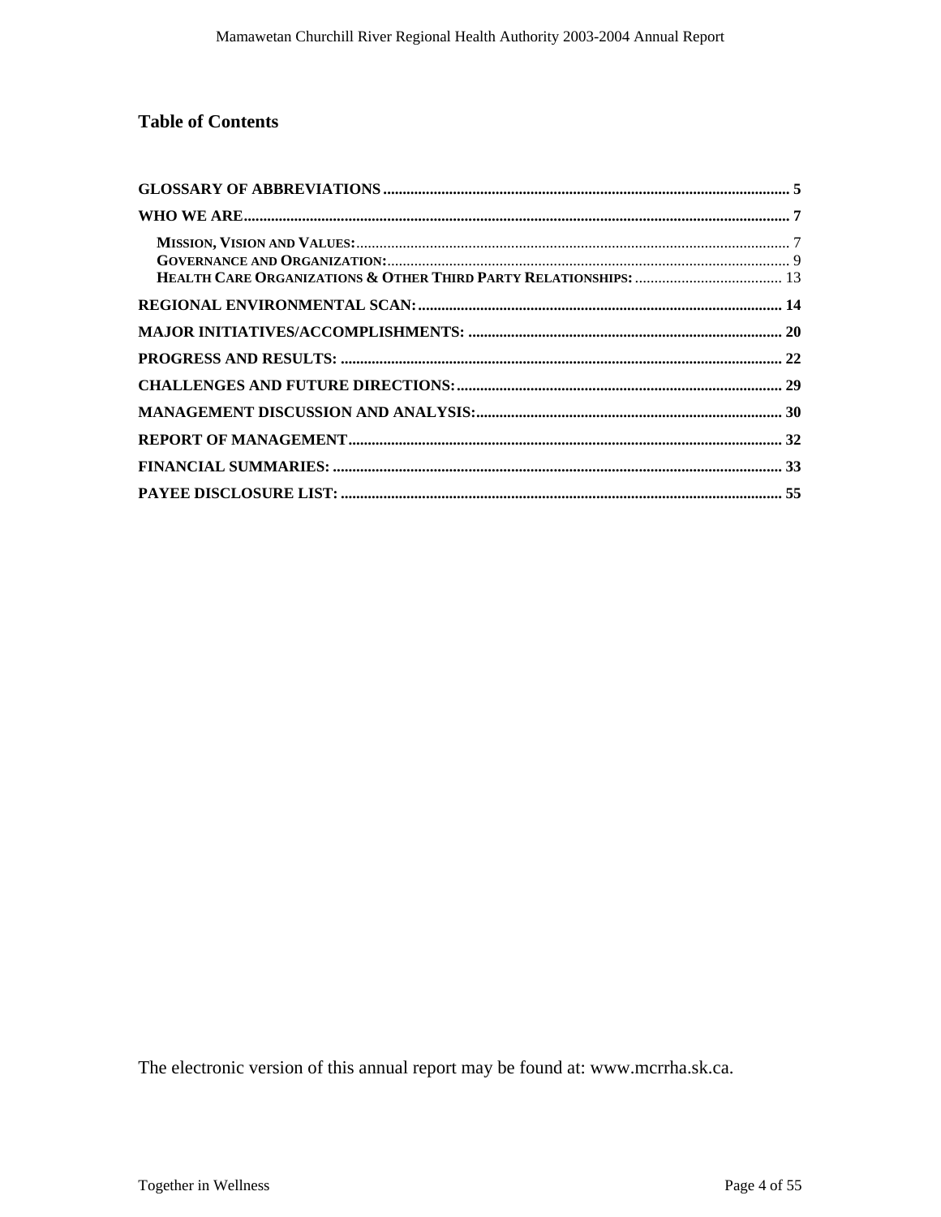# Table of Contents

**GLOSSARY OF ABBREVIATIONS** ........................................................................................................ 5

**WHO WE ARE** ........................................................................................................................................ 7

- **MISSION, VISION AND VALUES:** ............................................................................................................ 7
- **GOVERNANCE AND ORGANIZATION:** .................................................................................................... 9
- **HEALTH CARE ORGANIZATIONS & OTHER THIRD PARTY RELATIONSHIPS:** ...................................... 13

**REGIONAL ENVIRONMENTAL SCAN:** ............................................................................................. 14

**MAJOR INITIATIVES/ACCOMPLISHMENTS:** ................................................................................ 20

**PROGRESS AND RESULTS:** ................................................................................................................. 22

**CHALLENGES AND FUTURE DIRECTIONS:** .................................................................................... 29

**MANAGEMENT DISCUSSION AND ANALYSIS:** .............................................................................. 30

**REPORT OF MANAGEMENT** ............................................................................................................... 32

**FINANCIAL SUMMARIES:** ................................................................................................................... 33

**PAYEE DISCLOSURE LIST:** ................................................................................................................. 55

The electronic version of this annual report may be found at: www.mcrrha.sk.ca.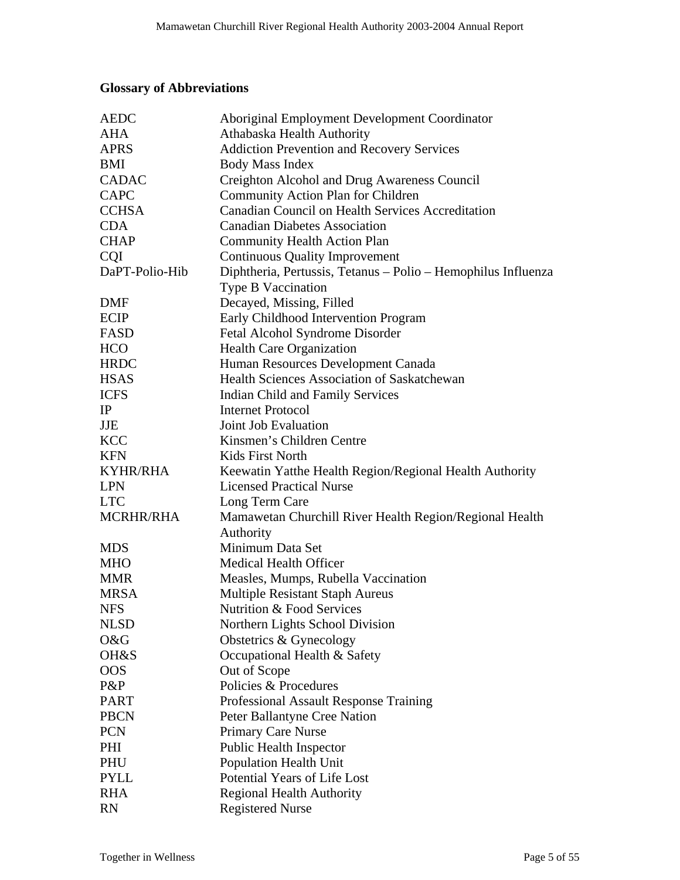## Glossary of Abbreviations

| | |
|---|---|
| AEDC | Aboriginal Employment Development Coordinator |
| AHA | Athabaska Health Authority |
| APRS | Addiction Prevention and Recovery Services |
| BMI | Body Mass Index |
| CADAC | Creighton Alcohol and Drug Awareness Council |
| CAPC | Community Action Plan for Children |
| CCHSA | Canadian Council on Health Services Accreditation |
| CDA | Canadian Diabetes Association |
| CHAP | Community Health Action Plan |
| CQI | Continuous Quality Improvement |
| DaPT-Polio-Hib | Diphtheria, Pertussis, Tetanus – Polio – Hemophilus Influenza Type B Vaccination |
| DMF | Decayed, Missing, Filled |
| ECIP | Early Childhood Intervention Program |
| FASD | Fetal Alcohol Syndrome Disorder |
| HCO | Health Care Organization |
| HRDC | Human Resources Development Canada |
| HSAS | Health Sciences Association of Saskatchewan |
| ICFS | Indian Child and Family Services |
| IP | Internet Protocol |
| JJE | Joint Job Evaluation |
| KCC | Kinsmen's Children Centre |
| KFN | Kids First North |
| KYHR/RHA | Keewatin Yatthe Health Region/Regional Health Authority |
| LPN | Licensed Practical Nurse |
| LTC | Long Term Care |
| MCRHR/RHA | Mamawetan Churchill River Health Region/Regional Health Authority |
| MDS | Minimum Data Set |
| MHO | Medical Health Officer |
| MMR | Measles, Mumps, Rubella Vaccination |
| MRSA | Multiple Resistant Staph Aureus |
| NFS | Nutrition & Food Services |
| NLSD | Northern Lights School Division |
| O&G | Obstetrics & Gynecology |
| OH&S | Occupational Health & Safety |
| OOS | Out of Scope |
| P&P | Policies & Procedures |
| PART | Professional Assault Response Training |
| PBCN | Peter Ballantyne Cree Nation |
| PCN | Primary Care Nurse |
| PHI | Public Health Inspector |
| PHU | Population Health Unit |
| PYLL | Potential Years of Life Lost |
| RHA | Regional Health Authority |
| RN | Registered Nurse |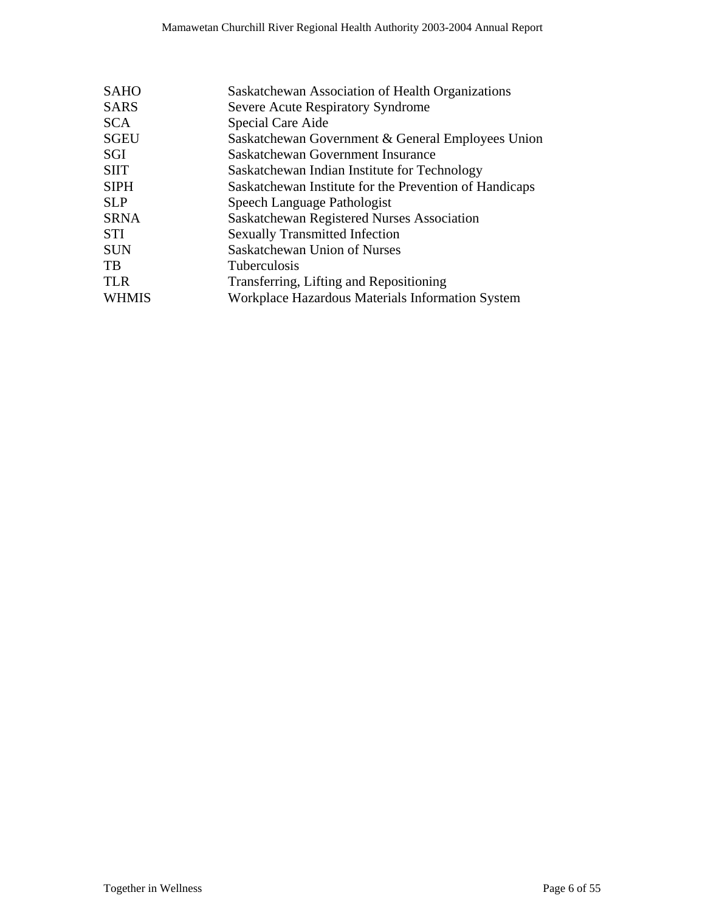| | |
|---|---|
| SAHO | Saskatchewan Association of Health Organizations |
| SARS | Severe Acute Respiratory Syndrome |
| SCA | Special Care Aide |
| SGEU | Saskatchewan Government & General Employees Union |
| SGI | Saskatchewan Government Insurance |
| SIIT | Saskatchewan Indian Institute for Technology |
| SIPH | Saskatchewan Institute for the Prevention of Handicaps |
| SLP | Speech Language Pathologist |
| SRNA | Saskatchewan Registered Nurses Association |
| STI | Sexually Transmitted Infection |
| SUN | Saskatchewan Union of Nurses |
| TB | Tuberculosis |
| TLR | Transferring, Lifting and Repositioning |
| WHMIS | Workplace Hazardous Materials Information System |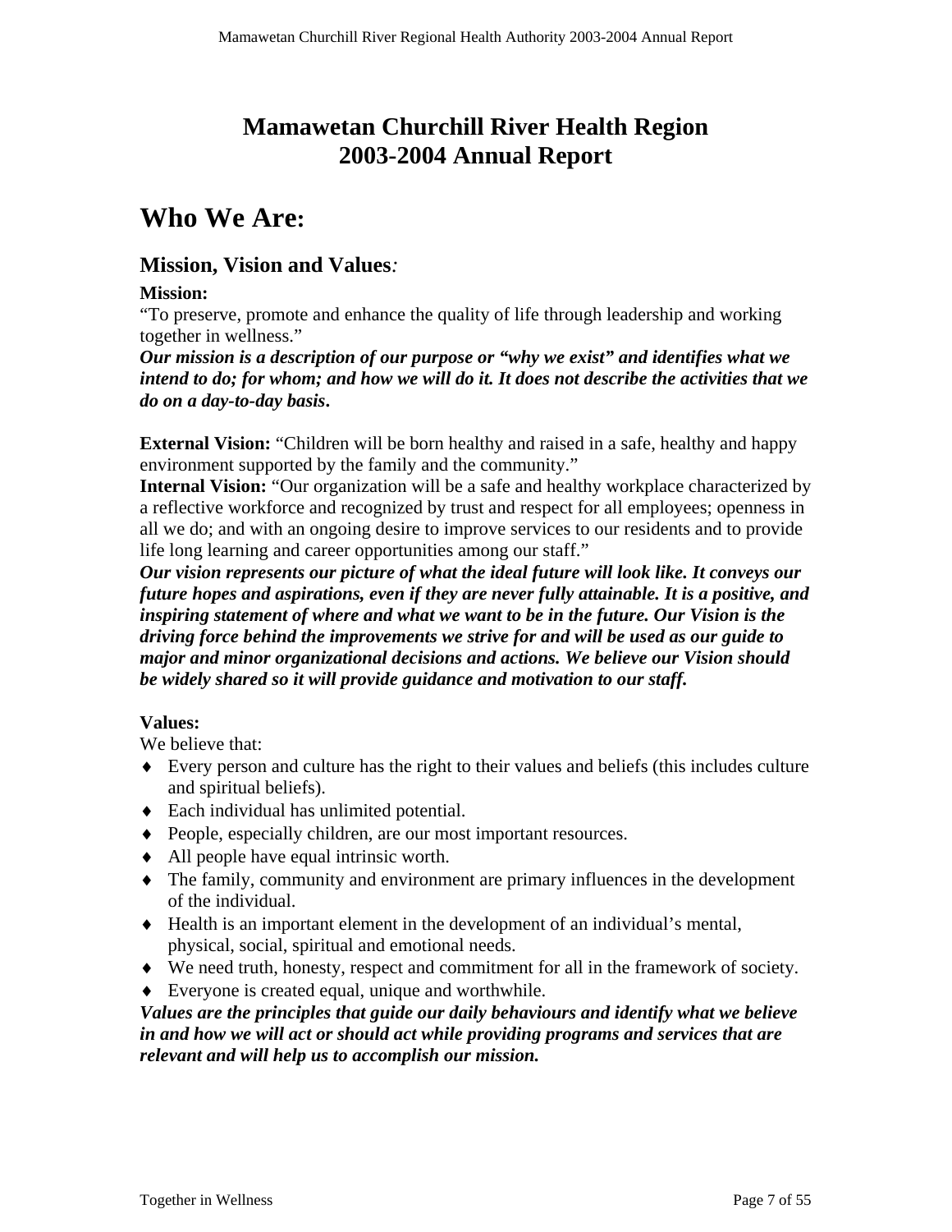# Mamawetan Churchill River Health Region
# 2003-2004 Annual Report

# Who We Are:

## Mission, Vision and Values*:*

**Mission:**

"To preserve, promote and enhance the quality of life through leadership and working together in wellness."

***Our mission is a description of our purpose or "why we exist" and identifies what we intend to do; for whom; and how we will do it. It does not describe the activities that we do on a day-to-day basis.***

**External Vision:** "Children will be born healthy and raised in a safe, healthy and happy environment supported by the family and the community."

**Internal Vision:** "Our organization will be a safe and healthy workplace characterized by a reflective workforce and recognized by trust and respect for all employees; openness in all we do; and with an ongoing desire to improve services to our residents and to provide life long learning and career opportunities among our staff."

***Our vision represents our picture of what the ideal future will look like. It conveys our future hopes and aspirations, even if they are never fully attainable. It is a positive, and inspiring statement of where and what we want to be in the future. Our Vision is the driving force behind the improvements we strive for and will be used as our guide to major and minor organizational decisions and actions. We believe our Vision should be widely shared so it will provide guidance and motivation to our staff.***

**Values:**

We believe that:

- Every person and culture has the right to their values and beliefs (this includes culture and spiritual beliefs).
- Each individual has unlimited potential.
- People, especially children, are our most important resources.
- All people have equal intrinsic worth.
- The family, community and environment are primary influences in the development of the individual.
- Health is an important element in the development of an individual's mental, physical, social, spiritual and emotional needs.
- We need truth, honesty, respect and commitment for all in the framework of society.
- Everyone is created equal, unique and worthwhile.

***Values are the principles that guide our daily behaviours and identify what we believe in and how we will act or should act while providing programs and services that are relevant and will help us to accomplish our mission.***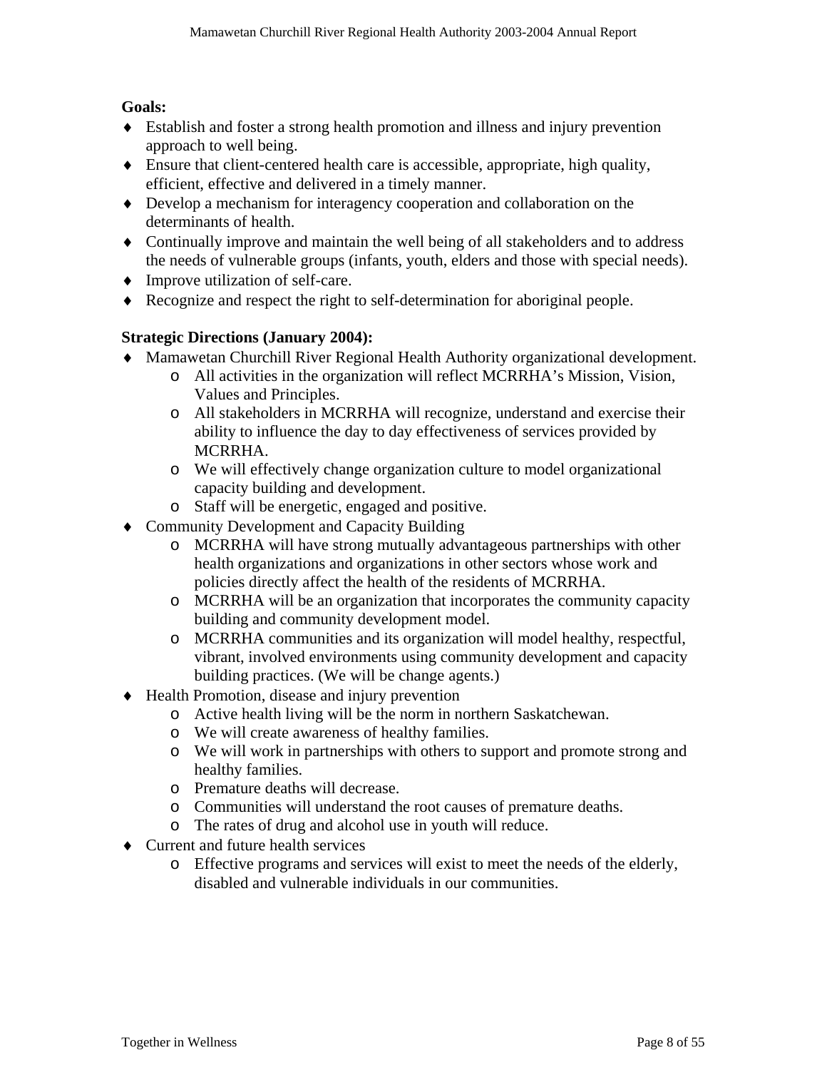**Goals:**

- Establish and foster a strong health promotion and illness and injury prevention approach to well being.
- Ensure that client-centered health care is accessible, appropriate, high quality, efficient, effective and delivered in a timely manner.
- Develop a mechanism for interagency cooperation and collaboration on the determinants of health.
- Continually improve and maintain the well being of all stakeholders and to address the needs of vulnerable groups (infants, youth, elders and those with special needs).
- Improve utilization of self-care.
- Recognize and respect the right to self-determination for aboriginal people.

**Strategic Directions (January 2004):**

- Mamawetan Churchill River Regional Health Authority organizational development.
  - All activities in the organization will reflect MCRRHA's Mission, Vision, Values and Principles.
  - All stakeholders in MCRRHA will recognize, understand and exercise their ability to influence the day to day effectiveness of services provided by MCRRHA.
  - We will effectively change organization culture to model organizational capacity building and development.
  - Staff will be energetic, engaged and positive.
- Community Development and Capacity Building
  - MCRRHA will have strong mutually advantageous partnerships with other health organizations and organizations in other sectors whose work and policies directly affect the health of the residents of MCRRHA.
  - MCRRHA will be an organization that incorporates the community capacity building and community development model.
  - MCRRHA communities and its organization will model healthy, respectful, vibrant, involved environments using community development and capacity building practices. (We will be change agents.)
- Health Promotion, disease and injury prevention
  - Active health living will be the norm in northern Saskatchewan.
  - We will create awareness of healthy families.
  - We will work in partnerships with others to support and promote strong and healthy families.
  - Premature deaths will decrease.
  - Communities will understand the root causes of premature deaths.
  - The rates of drug and alcohol use in youth will reduce.
- Current and future health services
  - Effective programs and services will exist to meet the needs of the elderly, disabled and vulnerable individuals in our communities.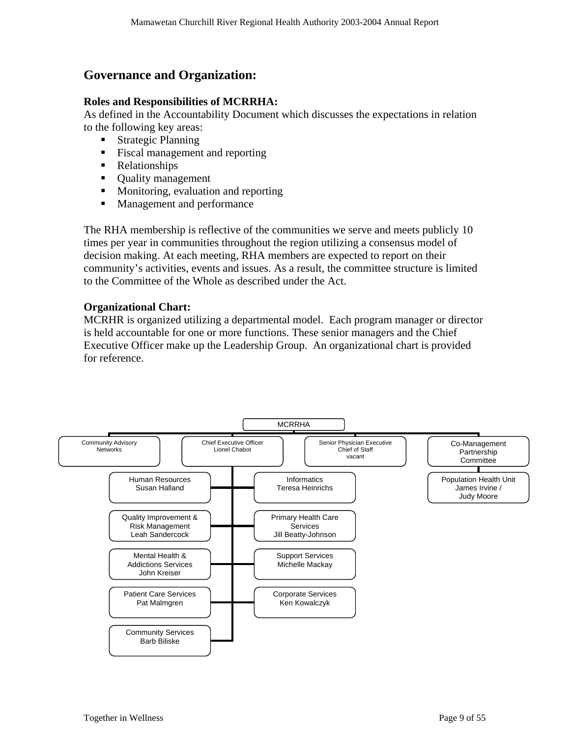## Governance and Organization:

**Roles and Responsibilities of MCRRHA:**
As defined in the Accountability Document which discusses the expectations in relation to the following key areas:

- Strategic Planning
- Fiscal management and reporting
- Relationships
- Quality management
- Monitoring, evaluation and reporting
- Management and performance

The RHA membership is reflective of the communities we serve and meets publicly 10 times per year in communities throughout the region utilizing a consensus model of decision making. At each meeting, RHA members are expected to report on their community's activities, events and issues. As a result, the committee structure is limited to the Committee of the Whole as described under the Act.

**Organizational Chart:**
MCRHR is organized utilizing a departmental model. Each program manager or director is held accountable for one or more functions. These senior managers and the Chief Executive Officer make up the Leadership Group. An organizational chart is provided for reference.

MCRRHA

- Community Advisory Networks
- Chief Executive Officer Lionel Chabot
  - Human Resources – Susan Halland
  - Informatics – Teresa Heinrichs
  - Quality Improvement & Risk Management – Leah Sandercock
  - Primary Health Care Services – Jill Beatty-Johnson
  - Mental Health & Addictions Services – John Kreiser
  - Support Services – Michelle Mackay
  - Patient Care Services – Pat Malmgren
  - Corporate Services – Ken Kowalczyk
  - Community Services – Barb Biliske
- Senior Physician Executive Chief of Staff – vacant
- Co-Management Partnership Committee
  - Population Health Unit – James Irvine / Judy Moore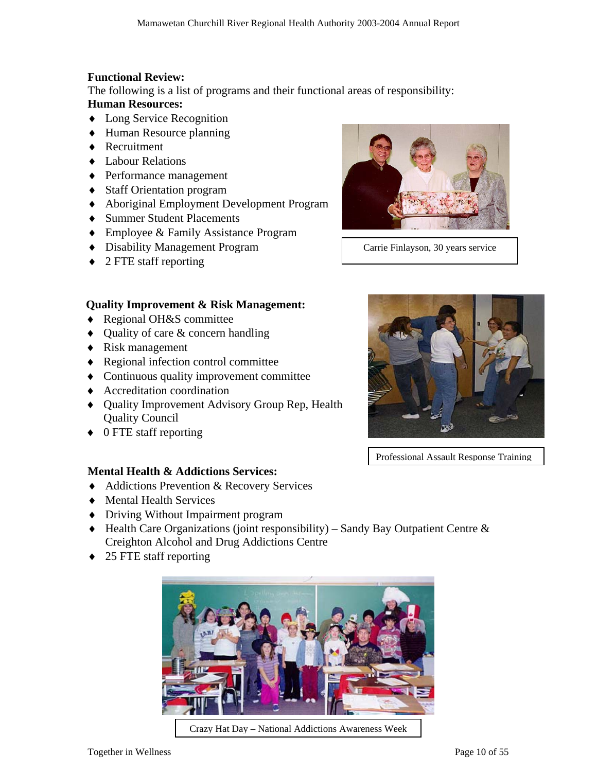**Functional Review:**

The following is a list of programs and their functional areas of responsibility:

**Human Resources:**

- Long Service Recognition
- Human Resource planning
- Recruitment
- Labour Relations
- Performance management
- Staff Orientation program
- Aboriginal Employment Development Program
- Summer Student Placements
- Employee & Family Assistance Program
- Disability Management Program
- 2 FTE staff reporting

Carrie Finlayson, 30 years service

**Quality Improvement & Risk Management:**

- Regional OH&S committee
- Quality of care & concern handling
- Risk management
- Regional infection control committee
- Continuous quality improvement committee
- Accreditation coordination
- Quality Improvement Advisory Group Rep, Health Quality Council
- 0 FTE staff reporting

Professional Assault Response Training

**Mental Health & Addictions Services:**

- Addictions Prevention & Recovery Services
- Mental Health Services
- Driving Without Impairment program
- Health Care Organizations (joint responsibility) – Sandy Bay Outpatient Centre & Creighton Alcohol and Drug Addictions Centre
- 25 FTE staff reporting

Crazy Hat Day – National Addictions Awareness Week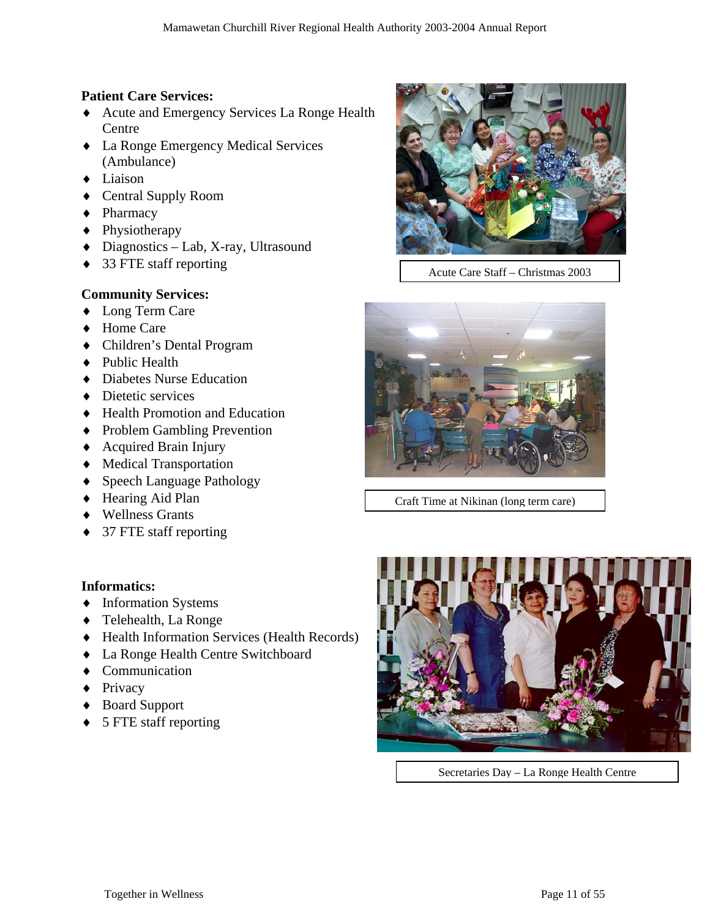**Patient Care Services:**

- Acute and Emergency Services La Ronge Health Centre
- La Ronge Emergency Medical Services (Ambulance)
- Liaison
- Central Supply Room
- Pharmacy
- Physiotherapy
- Diagnostics – Lab, X-ray, Ultrasound
- 33 FTE staff reporting

Acute Care Staff – Christmas 2003

**Community Services:**

- Long Term Care
- Home Care
- Children's Dental Program
- Public Health
- Diabetes Nurse Education
- Dietetic services
- Health Promotion and Education
- Problem Gambling Prevention
- Acquired Brain Injury
- Medical Transportation
- Speech Language Pathology
- Hearing Aid Plan
- Wellness Grants
- 37 FTE staff reporting

Craft Time at Nikinan (long term care)

**Informatics:**

- Information Systems
- Telehealth, La Ronge
- Health Information Services (Health Records)
- La Ronge Health Centre Switchboard
- Communication
- Privacy
- Board Support
- 5 FTE staff reporting

Secretaries Day – La Ronge Health Centre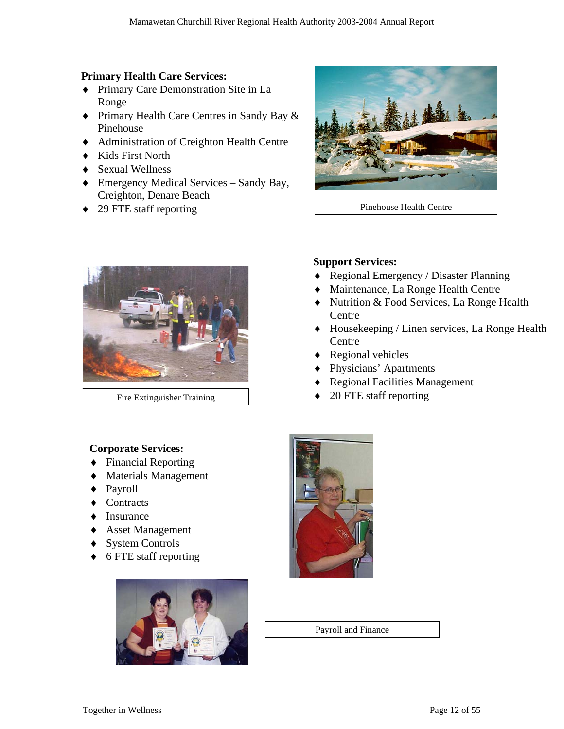**Primary Health Care Services:**

- Primary Care Demonstration Site in La Ronge
- Primary Health Care Centres in Sandy Bay & Pinehouse
- Administration of Creighton Health Centre
- Kids First North
- Sexual Wellness
- Emergency Medical Services – Sandy Bay, Creighton, Denare Beach
- 29 FTE staff reporting

Pinehouse Health Centre

Fire Extinguisher Training

**Support Services:**

- Regional Emergency / Disaster Planning
- Maintenance, La Ronge Health Centre
- Nutrition & Food Services, La Ronge Health Centre
- Housekeeping / Linen services, La Ronge Health Centre
- Regional vehicles
- Physicians' Apartments
- Regional Facilities Management
- 20 FTE staff reporting

**Corporate Services:**

- Financial Reporting
- Materials Management
- Payroll
- Contracts
- Insurance
- Asset Management
- System Controls
- 6 FTE staff reporting

Payroll and Finance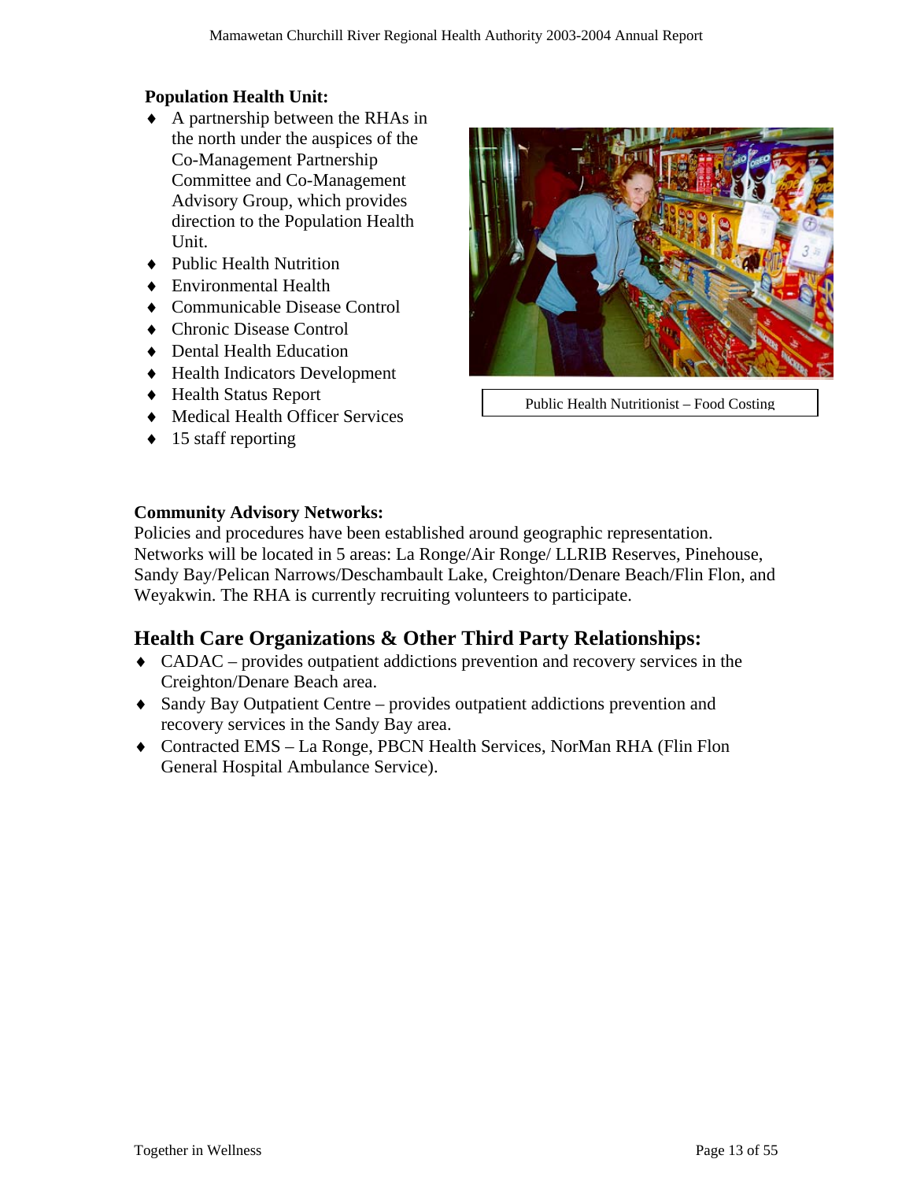**Population Health Unit:**

- A partnership between the RHAs in the north under the auspices of the Co-Management Partnership Committee and Co-Management Advisory Group, which provides direction to the Population Health Unit.
- Public Health Nutrition
- Environmental Health
- Communicable Disease Control
- Chronic Disease Control
- Dental Health Education
- Health Indicators Development
- Health Status Report
- Medical Health Officer Services
- 15 staff reporting

Public Health Nutritionist – Food Costing

**Community Advisory Networks:**

Policies and procedures have been established around geographic representation. Networks will be located in 5 areas: La Ronge/Air Ronge/ LLRIB Reserves, Pinehouse, Sandy Bay/Pelican Narrows/Deschambault Lake, Creighton/Denare Beach/Flin Flon, and Weyakwin. The RHA is currently recruiting volunteers to participate.

## Health Care Organizations & Other Third Party Relationships:

- CADAC – provides outpatient addictions prevention and recovery services in the Creighton/Denare Beach area.
- Sandy Bay Outpatient Centre – provides outpatient addictions prevention and recovery services in the Sandy Bay area.
- Contracted EMS – La Ronge, PBCN Health Services, NorMan RHA (Flin Flon General Hospital Ambulance Service).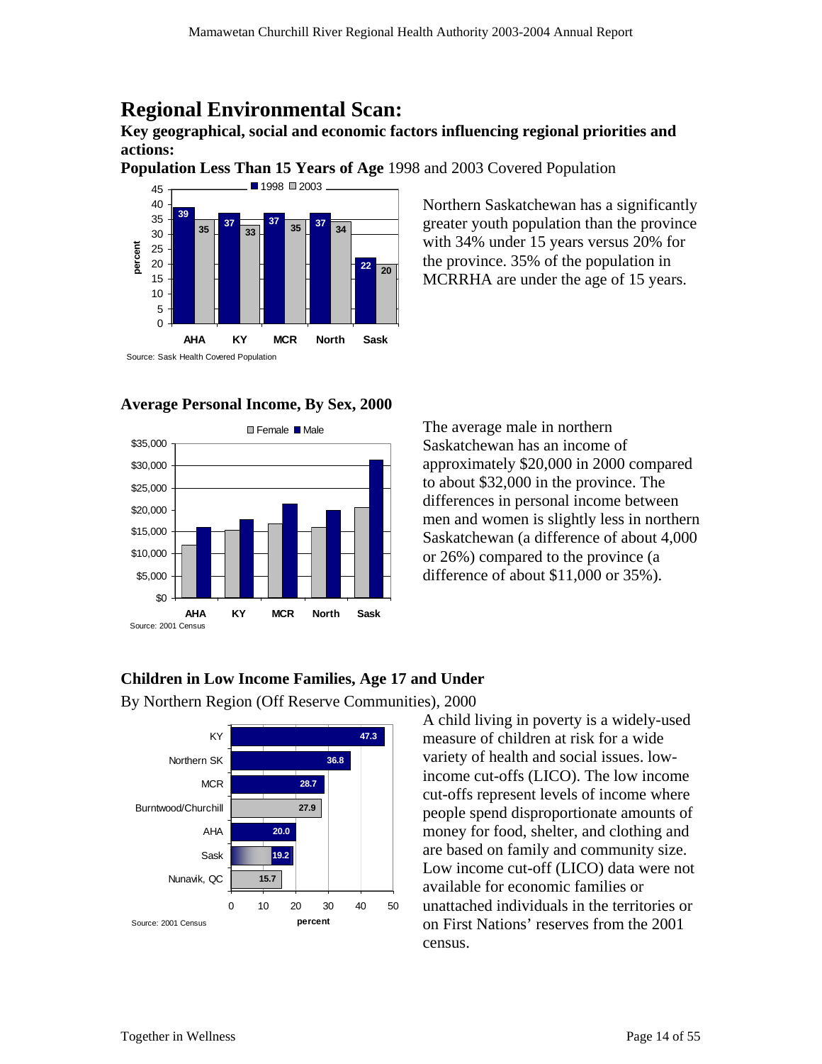# Regional Environmental Scan:

### Key geographical, social and economic factors influencing regional priorities and actions:

**Population Less Than 15 Years of Age** 1998 and 2003 Covered Population

| | AHA | KY | MCR | North | Sask |
|---|---|---|---|---|---|
| 1998 | 39 | 37 | 37 | 37 | 22 |
| 2003 | 35 | 33 | 35 | 34 | 20 |

Source: Sask Health Covered Population

Northern Saskatchewan has a significantly greater youth population than the province with 34% under 15 years versus 20% for the province. 35% of the population in MCRRHA are under the age of 15 years.

**Average Personal Income, By Sex, 2000**

Source: 2001 Census

The average male in northern Saskatchewan has an income of approximately $20,000 in 2000 compared to about $32,000 in the province. The differences in personal income between men and women is slightly less in northern Saskatchewan (a difference of about 4,000 or 26%) compared to the province (a difference of about $11,000 or 35%).

**Children in Low Income Families, Age 17 and Under**

By Northern Region (Off Reserve Communities), 2000

| Region | percent |
|---|---|
| KY | 47.3 |
| Northern SK | 36.8 |
| MCR | 28.7 |
| Burntwood/Churchill | 27.9 |
| AHA | 20.0 |
| Sask | 19.2 |
| Nunavik, QC | 15.7 |

Source: 2001 Census

A child living in poverty is a widely-used measure of children at risk for a wide variety of health and social issues. low-income cut-offs (LICO). The low income cut-offs represent levels of income where people spend disproportionate amounts of money for food, shelter, and clothing and are based on family and community size. Low income cut-off (LICO) data were not available for economic families or unattached individuals in the territories or on First Nations' reserves from the 2001 census.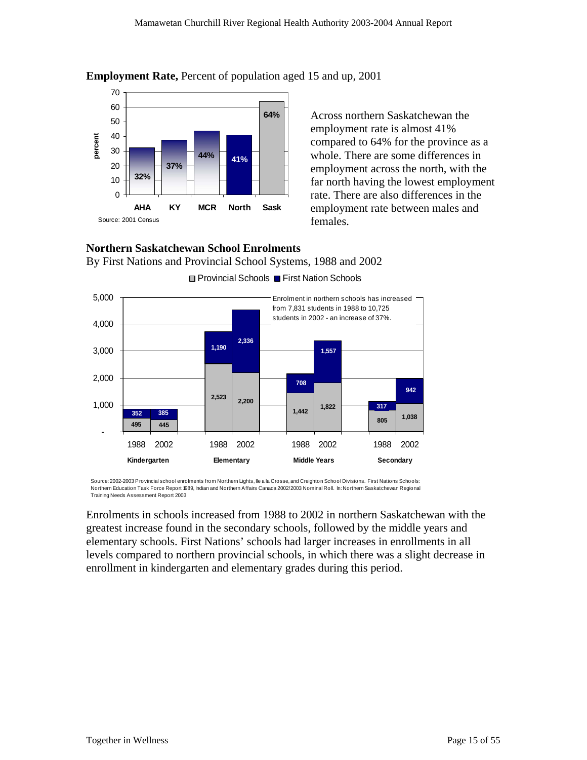**Employment Rate,** Percent of population aged 15 and up, 2001

| | AHA | KY | MCR | North | Sask |
|---|---|---|---|---|---|
| percent | 32% | 37% | 44% | 41% | 64% |

Source: 2001 Census

Across northern Saskatchewan the employment rate is almost 41% compared to 64% for the province as a whole. There are some differences in employment across the north, with the far north having the lowest employment rate. There are also differences in the employment rate between males and females.

**Northern Saskatchewan School Enrolments**

By First Nations and Provincial School Systems, 1988 and 2002

| Level | Year | Provincial Schools | First Nation Schools |
|---|---|---|---|
| Kindergarten | 1988 | 495 | 352 |
| Kindergarten | 2002 | 445 | 385 |
| Elementary | 1988 | 2,523 | 1,190 |
| Elementary | 2002 | 2,200 | 2,336 |
| Middle Years | 1988 | 1,442 | 708 |
| Middle Years | 2002 | 1,822 | 1,557 |
| Secondary | 1988 | 805 | 317 |
| Secondary | 2002 | 1,038 | 942 |

Enrolment in northern schools has increased from 7,831 students in 1988 to 10,725 students in 2002 - an increase of 37%.

Source: 2002-2003 Provincial school enrolments from Northern Lights, Ile a la Crosse, and Creighton School Divisions. First Nations Schools: Northern Education Task Force Report 1989, Indian and Northern Affairs Canada 2002/2003 Nominal Roll. In: Northern Saskatchewan Regional Training Needs Assessment Report 2003

Enrolments in schools increased from 1988 to 2002 in northern Saskatchewan with the greatest increase found in the secondary schools, followed by the middle years and elementary schools. First Nations' schools had larger increases in enrollments in all levels compared to northern provincial schools, in which there was a slight decrease in enrollment in kindergarten and elementary grades during this period.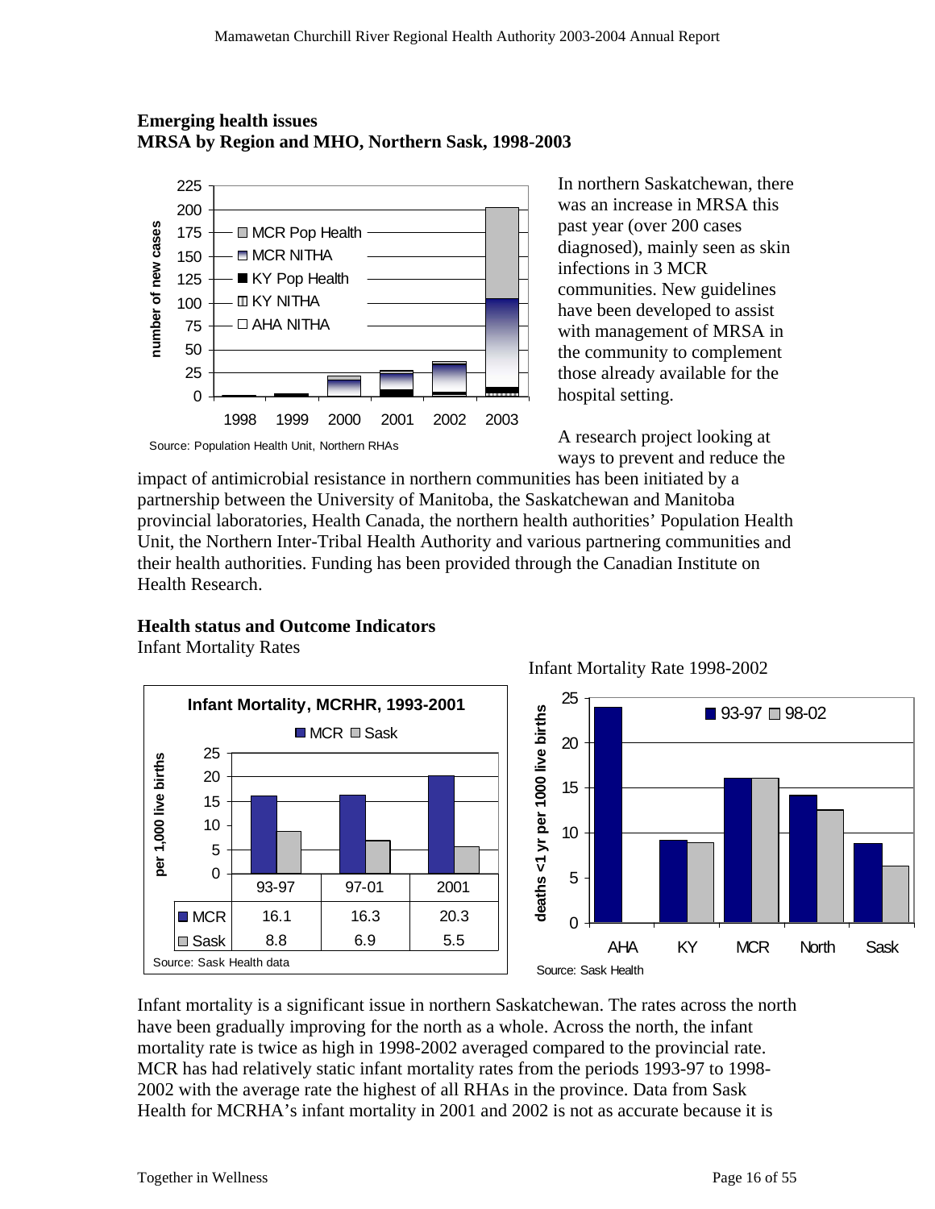## Emerging health issues

**MRSA by Region and MHO, Northern Sask, 1998-2003**

Source: Population Health Unit, Northern RHAs

In northern Saskatchewan, there was an increase in MRSA this past year (over 200 cases diagnosed), mainly seen as skin infections in 3 MCR communities. New guidelines have been developed to assist with management of MRSA in the community to complement those already available for the hospital setting.

A research project looking at ways to prevent and reduce the impact of antimicrobial resistance in northern communities has been initiated by a partnership between the University of Manitoba, the Saskatchewan and Manitoba provincial laboratories, Health Canada, the northern health authorities' Population Health Unit, the Northern Inter-Tribal Health Authority and various partnering communities and their health authorities. Funding has been provided through the Canadian Institute on Health Research.

## Health status and Outcome Indicators

Infant Mortality Rates

**Infant Mortality, MCRHR, 1993-2001**

|  | 93-97 | 97-01 | 2001 |
|---|---|---|---|
| MCR | 16.1 | 16.3 | 20.3 |
| Sask | 8.8 | 6.9 | 5.5 |

Source: Sask Health data

Infant Mortality Rate 1998-2002

Source: Sask Health

Infant mortality is a significant issue in northern Saskatchewan. The rates across the north have been gradually improving for the north as a whole. Across the north, the infant mortality rate is twice as high in 1998-2002 averaged compared to the provincial rate. MCR has had relatively static infant mortality rates from the periods 1993-97 to 1998-2002 with the average rate the highest of all RHAs in the province. Data from Sask Health for MCRHA's infant mortality in 2001 and 2002 is not as accurate because it is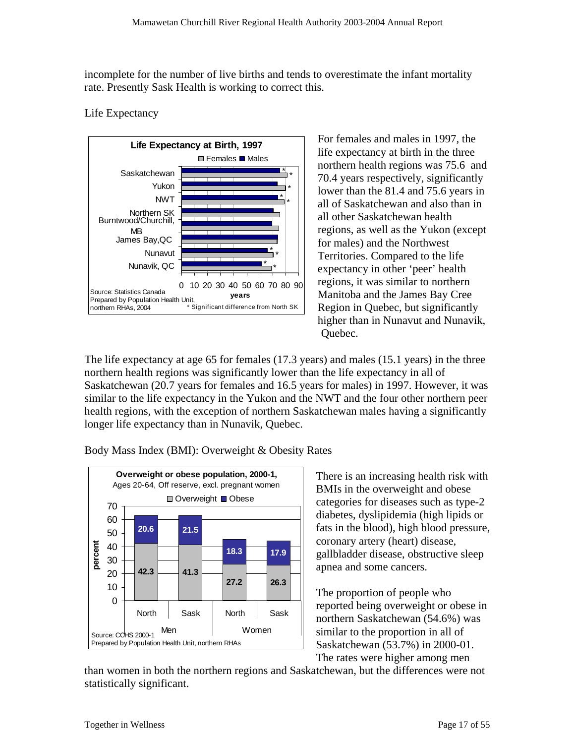incomplete for the number of live births and tends to overestimate the infant mortality rate. Presently Sask Health is working to correct this.

Life Expectancy

**Life Expectancy at Birth, 1997**

Females ■ Males

Saskatchewan, Yukon, NWT, Northern SK, Burntwood/Churchill, MB, James Bay,QC, Nunavut, Nunavik, QC

0 10 20 30 40 50 60 70 80 90 years

Source: Statistics Canada
Prepared by Population Health Unit, northern RHAs, 2004

* Significant difference from North SK

For females and males in 1997, the life expectancy at birth in the three northern health regions was 75.6 and 70.4 years respectively, significantly lower than the 81.4 and 75.6 years in all of Saskatchewan and also than in all other Saskatchewan health regions, as well as the Yukon (except for males) and the Northwest Territories. Compared to the life expectancy in other 'peer' health regions, it was similar to northern Manitoba and the James Bay Cree Region in Quebec, but significantly higher than in Nunavut and Nunavik, Quebec.

The life expectancy at age 65 for females (17.3 years) and males (15.1 years) in the three northern health regions was significantly lower than the life expectancy in all of Saskatchewan (20.7 years for females and 16.5 years for males) in 1997. However, it was similar to the life expectancy in the Yukon and the NWT and the four other northern peer health regions, with the exception of northern Saskatchewan males having a significantly longer life expectancy than in Nunavik, Quebec.

Body Mass Index (BMI): Overweight & Obesity Rates

**Overweight or obese population, 2000-1,**
Ages 20-64, Off reserve, excl. pregnant women

| | Men – North | Men – Sask | Women – North | Women – Sask |
|---|---|---|---|---|
| Overweight (percent) | 42.3 | 41.3 | 27.2 | 26.3 |
| Obese (percent) | 20.6 | 21.5 | 18.3 | 17.9 |

Source: CCHS 2000-1
Prepared by Population Health Unit, northern RHAs

There is an increasing health risk with BMIs in the overweight and obese categories for diseases such as type-2 diabetes, dyslipidemia (high lipids or fats in the blood), high blood pressure, coronary artery (heart) disease, gallbladder disease, obstructive sleep apnea and some cancers.

The proportion of people who reported being overweight or obese in northern Saskatchewan (54.6%) was similar to the proportion in all of Saskatchewan (53.7%) in 2000-01. The rates were higher among men than women in both the northern regions and Saskatchewan, but the differences were not statistically significant.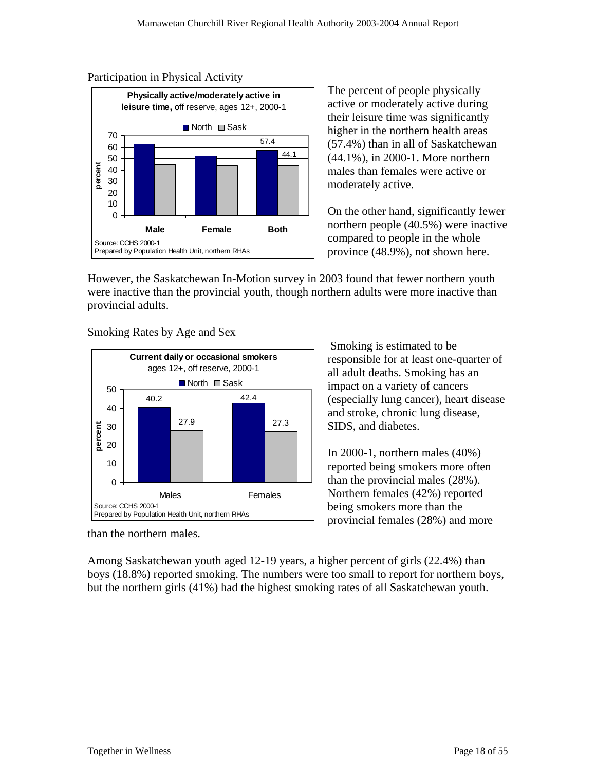## Participation in Physical Activity

**Physically active/moderately active in leisure time,** off reserve, ages 12+, 2000-1

| | North | Sask |
|---|---|---|
| Male | | |
| Female | | |
| Both | 57.4 | 44.1 |

Source: CCHS 2000-1
Prepared by Population Health Unit, northern RHAs

The percent of people physically active or moderately active during their leisure time was significantly higher in the northern health areas (57.4%) than in all of Saskatchewan (44.1%), in 2000-1. More northern males than females were active or moderately active.

On the other hand, significantly fewer northern people (40.5%) were inactive compared to people in the whole province (48.9%), not shown here.

However, the Saskatchewan In-Motion survey in 2003 found that fewer northern youth were inactive than the provincial youth, though northern adults were more inactive than provincial adults.

## Smoking Rates by Age and Sex

**Current daily or occasional smokers** ages 12+, off reserve, 2000-1

| | North | Sask |
|---|---|---|
| Males | 40.2 | 27.9 |
| Females | 42.4 | 27.3 |

Source: CCHS 2000-1
Prepared by Population Health Unit, northern RHAs

Smoking is estimated to be responsible for at least one-quarter of all adult deaths. Smoking has an impact on a variety of cancers (especially lung cancer), heart disease and stroke, chronic lung disease, SIDS, and diabetes.

In 2000-1, northern males (40%) reported being smokers more often than the provincial males (28%). Northern females (42%) reported being smokers more than the provincial females (28%) and more than the northern males.

Among Saskatchewan youth aged 12-19 years, a higher percent of girls (22.4%) than boys (18.8%) reported smoking. The numbers were too small to report for northern boys, but the northern girls (41%) had the highest smoking rates of all Saskatchewan youth.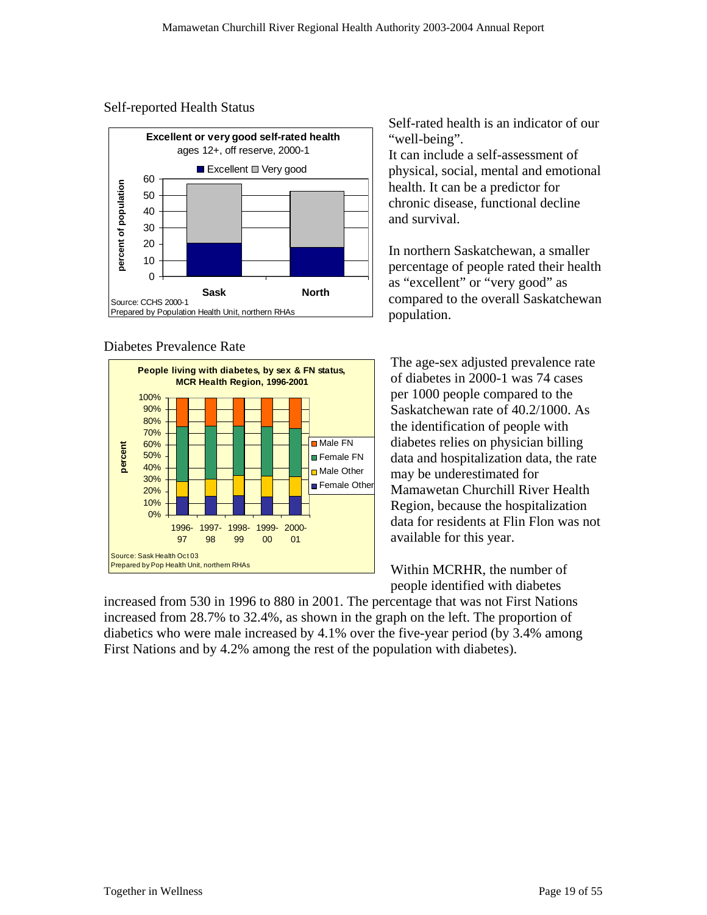## Self-reported Health Status

**Excellent or very good self-rated health**
ages 12+, off reserve, 2000-1

| | Excellent | Very good |
|---|---|---|
| Sask | ~20 | ~37 |
| North | ~18 | ~35 |

Source: CCHS 2000-1
Prepared by Population Health Unit, northern RHAs

Self-rated health is an indicator of our "well-being".
It can include a self-assessment of physical, social, mental and emotional health. It can be a predictor for chronic disease, functional decline and survival.

In northern Saskatchewan, a smaller percentage of people rated their health as "excellent" or "very good" as compared to the overall Saskatchewan population.

## Diabetes Prevalence Rate

**People living with diabetes, by sex & FN status, MCR Health Region, 1996-2001**

Stacked bar chart (percent) for 1996-97, 1997-98, 1998-99, 1999-00 and 2000-01, by Male FN, Female FN, Male Other and Female Other.

Source: Sask Health Oct 03
Prepared by Pop Health Unit, northern RHAs

The age-sex adjusted prevalence rate of diabetes in 2000-1 was 74 cases per 1000 people compared to the Saskatchewan rate of 40.2/1000. As the identification of people with diabetes relies on physician billing data and hospitalization data, the rate may be underestimated for Mamawetan Churchill River Health Region, because the hospitalization data for residents at Flin Flon was not available for this year.

Within MCRHR, the number of people identified with diabetes increased from 530 in 1996 to 880 in 2001. The percentage that was not First Nations increased from 28.7% to 32.4%, as shown in the graph on the left. The proportion of diabetics who were male increased by 4.1% over the five-year period (by 3.4% among First Nations and by 4.2% among the rest of the population with diabetes).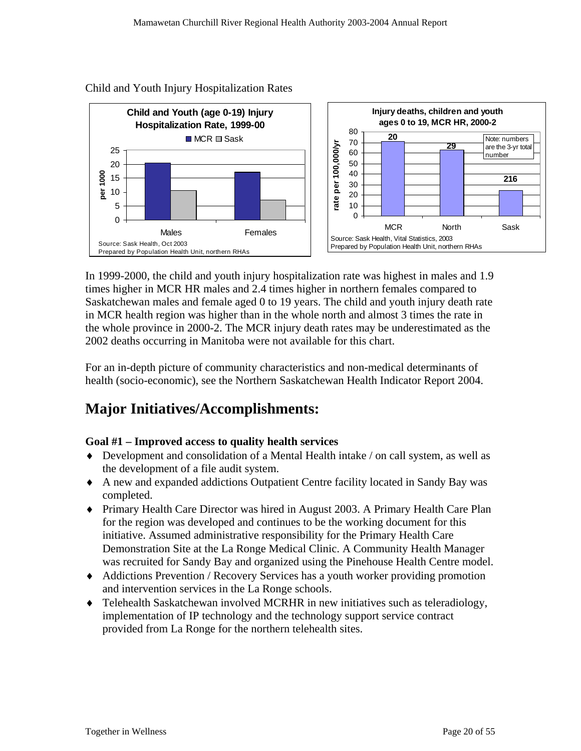Child and Youth Injury Hospitalization Rates

**Child and Youth (age 0-19) Injury Hospitalization Rate, 1999-00**

| | MCR | Sask |
|---|---|---|
| Males | 20.5 | 10.5 |
| Females | 17 | 7 |

Source: Sask Health, Oct 2003
Prepared by Population Health Unit, northern RHAs

**Injury deaths, children and youth ages 0 to 19, MCR HR, 2000-2**

| | rate per 100,000/yr | Number (3-yr total) |
|---|---|---|
| MCR | 71 | 20 |
| North | 63 | 29 |
| Sask | 24 | 216 |

Note: numbers are the 3-yr total number

Source: Sask Health, Vital Statistics, 2003
Prepared by Population Health Unit, northern RHAs

In 1999-2000, the child and youth injury hospitalization rate was highest in males and 1.9 times higher in MCR HR males and 2.4 times higher in northern females compared to Saskatchewan males and female aged 0 to 19 years. The child and youth injury death rate in MCR health region was higher than in the whole north and almost 3 times the rate in the whole province in 2000-2. The MCR injury death rates may be underestimated as the 2002 deaths occurring in Manitoba were not available for this chart.

For an in-depth picture of community characteristics and non-medical determinants of health (socio-economic), see the Northern Saskatchewan Health Indicator Report 2004.

# Major Initiatives/Accomplishments:

**Goal #1 – Improved access to quality health services**

- Development and consolidation of a Mental Health intake / on call system, as well as the development of a file audit system.
- A new and expanded addictions Outpatient Centre facility located in Sandy Bay was completed.
- Primary Health Care Director was hired in August 2003. A Primary Health Care Plan for the region was developed and continues to be the working document for this initiative. Assumed administrative responsibility for the Primary Health Care Demonstration Site at the La Ronge Medical Clinic. A Community Health Manager was recruited for Sandy Bay and organized using the Pinehouse Health Centre model.
- Addictions Prevention / Recovery Services has a youth worker providing promotion and intervention services in the La Ronge schools.
- Telehealth Saskatchewan involved MCRHR in new initiatives such as teleradiology, implementation of IP technology and the technology support service contract provided from La Ronge for the northern telehealth sites.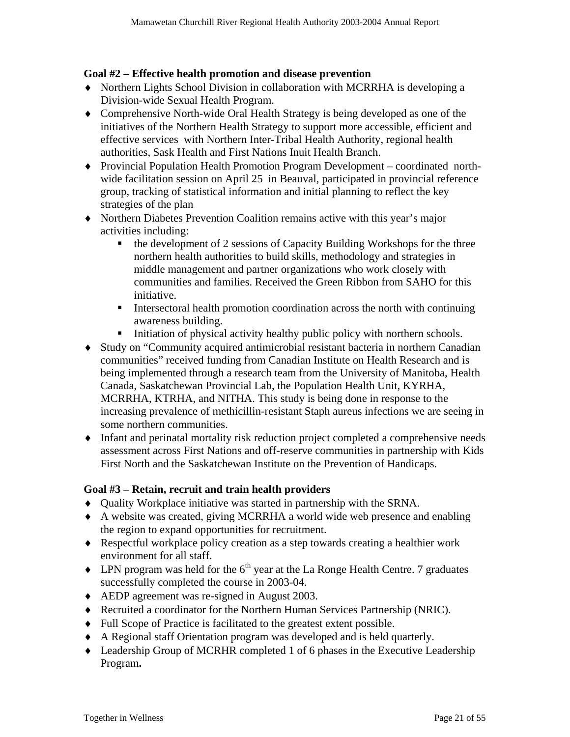**Goal #2 – Effective health promotion and disease prevention**

- Northern Lights School Division in collaboration with MCRRHA is developing a Division-wide Sexual Health Program.
- Comprehensive North-wide Oral Health Strategy is being developed as one of the initiatives of the Northern Health Strategy to support more accessible, efficient and effective services with Northern Inter-Tribal Health Authority, regional health authorities, Sask Health and First Nations Inuit Health Branch.
- Provincial Population Health Promotion Program Development – coordinated north-wide facilitation session on April 25 in Beauval, participated in provincial reference group, tracking of statistical information and initial planning to reflect the key strategies of the plan
- Northern Diabetes Prevention Coalition remains active with this year's major activities including:
    - the development of 2 sessions of Capacity Building Workshops for the three northern health authorities to build skills, methodology and strategies in middle management and partner organizations who work closely with communities and families. Received the Green Ribbon from SAHO for this initiative.
    - Intersectoral health promotion coordination across the north with continuing awareness building.
    - Initiation of physical activity healthy public policy with northern schools.
- Study on "Community acquired antimicrobial resistant bacteria in northern Canadian communities" received funding from Canadian Institute on Health Research and is being implemented through a research team from the University of Manitoba, Health Canada, Saskatchewan Provincial Lab, the Population Health Unit, KYRHA, MCRRHA, KTRHA, and NITHA. This study is being done in response to the increasing prevalence of methicillin-resistant Staph aureus infections we are seeing in some northern communities.
- Infant and perinatal mortality risk reduction project completed a comprehensive needs assessment across First Nations and off-reserve communities in partnership with Kids First North and the Saskatchewan Institute on the Prevention of Handicaps.

**Goal #3 – Retain, recruit and train health providers**

- Quality Workplace initiative was started in partnership with the SRNA.
- A website was created, giving MCRRHA a world wide web presence and enabling the region to expand opportunities for recruitment.
- Respectful workplace policy creation as a step towards creating a healthier work environment for all staff.
- LPN program was held for the 6th year at the La Ronge Health Centre. 7 graduates successfully completed the course in 2003-04.
- AEDP agreement was re-signed in August 2003.
- Recruited a coordinator for the Northern Human Services Partnership (NRIC).
- Full Scope of Practice is facilitated to the greatest extent possible.
- A Regional staff Orientation program was developed and is held quarterly.
- Leadership Group of MCRHR completed 1 of 6 phases in the Executive Leadership Program**.**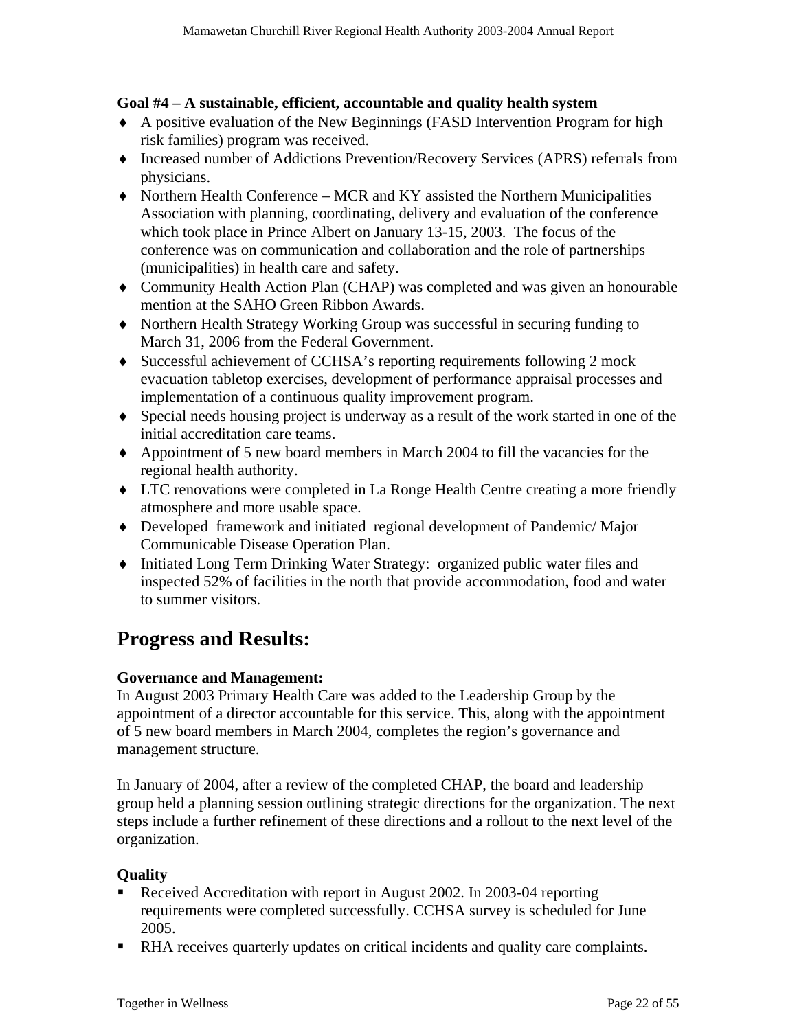**Goal #4 – A sustainable, efficient, accountable and quality health system**

- A positive evaluation of the New Beginnings (FASD Intervention Program for high risk families) program was received.
- Increased number of Addictions Prevention/Recovery Services (APRS) referrals from physicians.
- Northern Health Conference – MCR and KY assisted the Northern Municipalities Association with planning, coordinating, delivery and evaluation of the conference which took place in Prince Albert on January 13-15, 2003. The focus of the conference was on communication and collaboration and the role of partnerships (municipalities) in health care and safety.
- Community Health Action Plan (CHAP) was completed and was given an honourable mention at the SAHO Green Ribbon Awards.
- Northern Health Strategy Working Group was successful in securing funding to March 31, 2006 from the Federal Government.
- Successful achievement of CCHSA's reporting requirements following 2 mock evacuation tabletop exercises, development of performance appraisal processes and implementation of a continuous quality improvement program.
- Special needs housing project is underway as a result of the work started in one of the initial accreditation care teams.
- Appointment of 5 new board members in March 2004 to fill the vacancies for the regional health authority.
- LTC renovations were completed in La Ronge Health Centre creating a more friendly atmosphere and more usable space.
- Developed framework and initiated regional development of Pandemic/ Major Communicable Disease Operation Plan.
- Initiated Long Term Drinking Water Strategy: organized public water files and inspected 52% of facilities in the north that provide accommodation, food and water to summer visitors.

# Progress and Results:

**Governance and Management:**

In August 2003 Primary Health Care was added to the Leadership Group by the appointment of a director accountable for this service. This, along with the appointment of 5 new board members in March 2004, completes the region's governance and management structure.

In January of 2004, after a review of the completed CHAP, the board and leadership group held a planning session outlining strategic directions for the organization. The next steps include a further refinement of these directions and a rollout to the next level of the organization.

**Quality**

- Received Accreditation with report in August 2002. In 2003-04 reporting requirements were completed successfully. CCHSA survey is scheduled for June 2005.
- RHA receives quarterly updates on critical incidents and quality care complaints.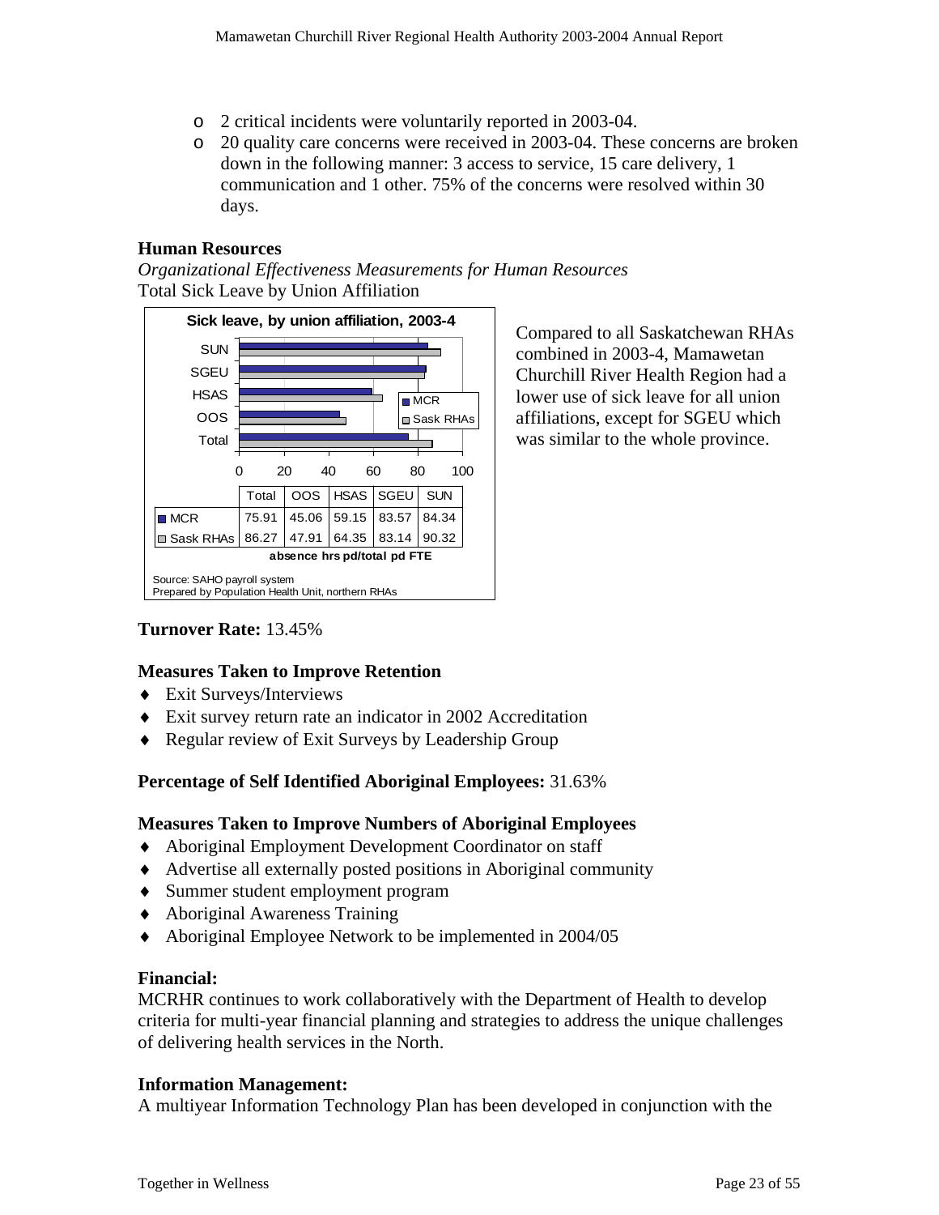- 2 critical incidents were voluntarily reported in 2003-04.
- 20 quality care concerns were received in 2003-04. These concerns are broken down in the following manner: 3 access to service, 15 care delivery, 1 communication and 1 other. 75% of the concerns were resolved within 30 days.

### Human Resources

*Organizational Effectiveness Measurements for Human Resources*

Total Sick Leave by Union Affiliation

**Sick leave, by union affiliation, 2003-4**

| | Total | OOS | HSAS | SGEU | SUN |
|---|---|---|---|---|---|
| MCR | 75.91 | 45.06 | 59.15 | 83.57 | 84.34 |
| Sask RHAs | 86.27 | 47.91 | 64.35 | 83.14 | 90.32 |

absence hrs pd/total pd FTE

Source: SAHO payroll system
Prepared by Population Health Unit, northern RHAs

Compared to all Saskatchewan RHAs combined in 2003-4, Mamawetan Churchill River Health Region had a lower use of sick leave for all union affiliations, except for SGEU which was similar to the whole province.

**Turnover Rate:** 13.45%

### Measures Taken to Improve Retention

- Exit Surveys/Interviews
- Exit survey return rate an indicator in 2002 Accreditation
- Regular review of Exit Surveys by Leadership Group

**Percentage of Self Identified Aboriginal Employees:** 31.63%

### Measures Taken to Improve Numbers of Aboriginal Employees

- Aboriginal Employment Development Coordinator on staff
- Advertise all externally posted positions in Aboriginal community
- Summer student employment program
- Aboriginal Awareness Training
- Aboriginal Employee Network to be implemented in 2004/05

### Financial:

MCRHR continues to work collaboratively with the Department of Health to develop criteria for multi-year financial planning and strategies to address the unique challenges of delivering health services in the North.

### Information Management:

A multiyear Information Technology Plan has been developed in conjunction with the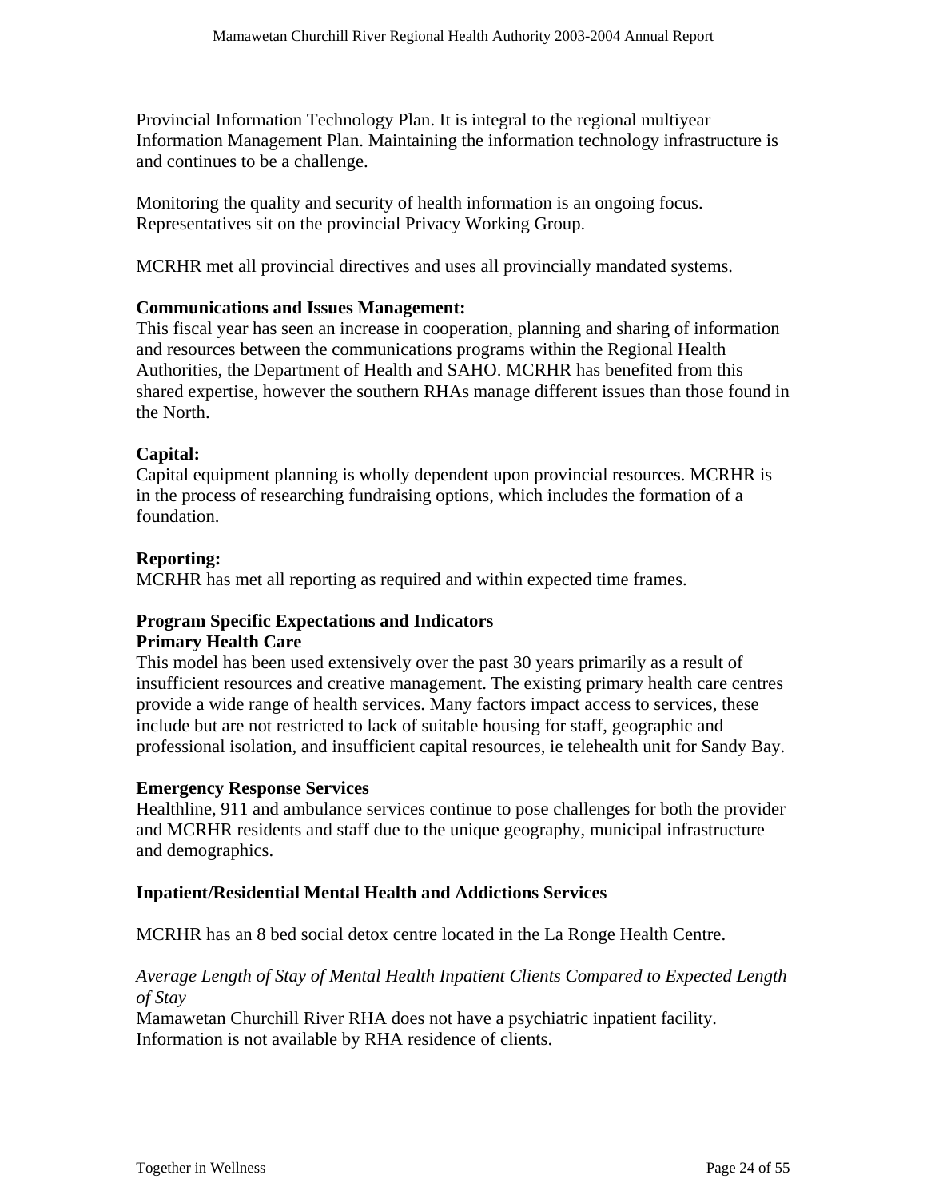Provincial Information Technology Plan. It is integral to the regional multiyear Information Management Plan. Maintaining the information technology infrastructure is and continues to be a challenge.

Monitoring the quality and security of health information is an ongoing focus. Representatives sit on the provincial Privacy Working Group.

MCRHR met all provincial directives and uses all provincially mandated systems.

**Communications and Issues Management:**
This fiscal year has seen an increase in cooperation, planning and sharing of information and resources between the communications programs within the Regional Health Authorities, the Department of Health and SAHO. MCRHR has benefited from this shared expertise, however the southern RHAs manage different issues than those found in the North.

**Capital:**
Capital equipment planning is wholly dependent upon provincial resources. MCRHR is in the process of researching fundraising options, which includes the formation of a foundation.

**Reporting:**
MCRHR has met all reporting as required and within expected time frames.

**Program Specific Expectations and Indicators**

**Primary Health Care**
This model has been used extensively over the past 30 years primarily as a result of insufficient resources and creative management. The existing primary health care centres provide a wide range of health services. Many factors impact access to services, these include but are not restricted to lack of suitable housing for staff, geographic and professional isolation, and insufficient capital resources, ie telehealth unit for Sandy Bay.

**Emergency Response Services**
Healthline, 911 and ambulance services continue to pose challenges for both the provider and MCRHR residents and staff due to the unique geography, municipal infrastructure and demographics.

**Inpatient/Residential Mental Health and Addictions Services**

MCRHR has an 8 bed social detox centre located in the La Ronge Health Centre.

*Average Length of Stay of Mental Health Inpatient Clients Compared to Expected Length of Stay*
Mamawetan Churchill River RHA does not have a psychiatric inpatient facility. Information is not available by RHA residence of clients.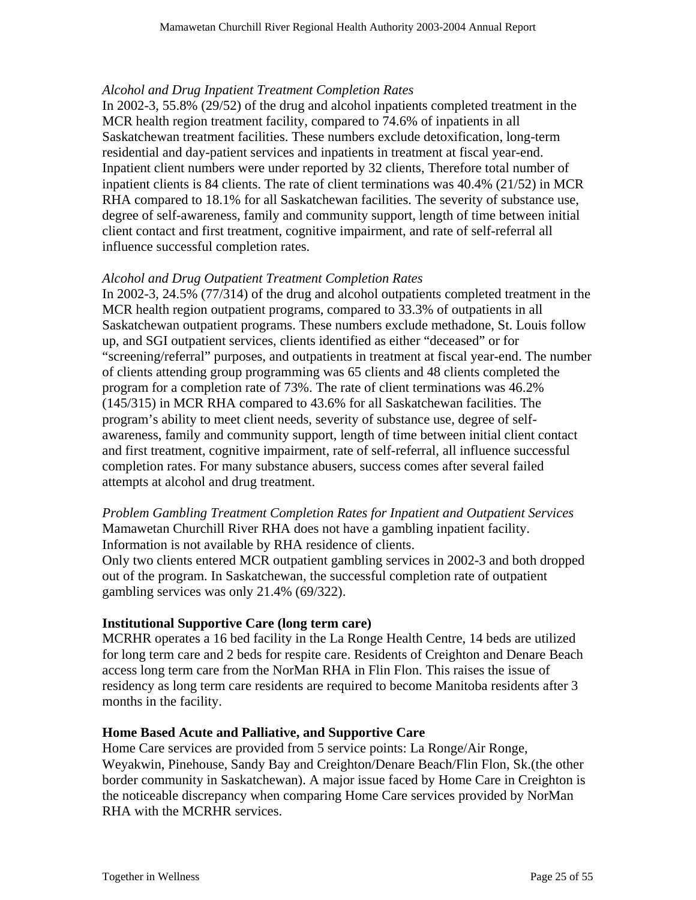*Alcohol and Drug Inpatient Treatment Completion Rates*

In 2002-3, 55.8% (29/52) of the drug and alcohol inpatients completed treatment in the MCR health region treatment facility, compared to 74.6% of inpatients in all Saskatchewan treatment facilities. These numbers exclude detoxification, long-term residential and day-patient services and inpatients in treatment at fiscal year-end. Inpatient client numbers were under reported by 32 clients, Therefore total number of inpatient clients is 84 clients. The rate of client terminations was 40.4% (21/52) in MCR RHA compared to 18.1% for all Saskatchewan facilities. The severity of substance use, degree of self-awareness, family and community support, length of time between initial client contact and first treatment, cognitive impairment, and rate of self-referral all influence successful completion rates.

*Alcohol and Drug Outpatient Treatment Completion Rates*

In 2002-3, 24.5% (77/314) of the drug and alcohol outpatients completed treatment in the MCR health region outpatient programs, compared to 33.3% of outpatients in all Saskatchewan outpatient programs. These numbers exclude methadone, St. Louis follow up, and SGI outpatient services, clients identified as either "deceased" or for "screening/referral" purposes, and outpatients in treatment at fiscal year-end. The number of clients attending group programming was 65 clients and 48 clients completed the program for a completion rate of 73%. The rate of client terminations was 46.2% (145/315) in MCR RHA compared to 43.6% for all Saskatchewan facilities. The program's ability to meet client needs, severity of substance use, degree of self-awareness, family and community support, length of time between initial client contact and first treatment, cognitive impairment, rate of self-referral, all influence successful completion rates. For many substance abusers, success comes after several failed attempts at alcohol and drug treatment.

*Problem Gambling Treatment Completion Rates for Inpatient and Outpatient Services*

Mamawetan Churchill River RHA does not have a gambling inpatient facility. Information is not available by RHA residence of clients.

Only two clients entered MCR outpatient gambling services in 2002-3 and both dropped out of the program. In Saskatchewan, the successful completion rate of outpatient gambling services was only 21.4% (69/322).

**Institutional Supportive Care (long term care)**

MCRHR operates a 16 bed facility in the La Ronge Health Centre, 14 beds are utilized for long term care and 2 beds for respite care. Residents of Creighton and Denare Beach access long term care from the NorMan RHA in Flin Flon. This raises the issue of residency as long term care residents are required to become Manitoba residents after 3 months in the facility.

**Home Based Acute and Palliative, and Supportive Care**

Home Care services are provided from 5 service points: La Ronge/Air Ronge, Weyakwin, Pinehouse, Sandy Bay and Creighton/Denare Beach/Flin Flon, Sk.(the other border community in Saskatchewan). A major issue faced by Home Care in Creighton is the noticeable discrepancy when comparing Home Care services provided by NorMan RHA with the MCRHR services.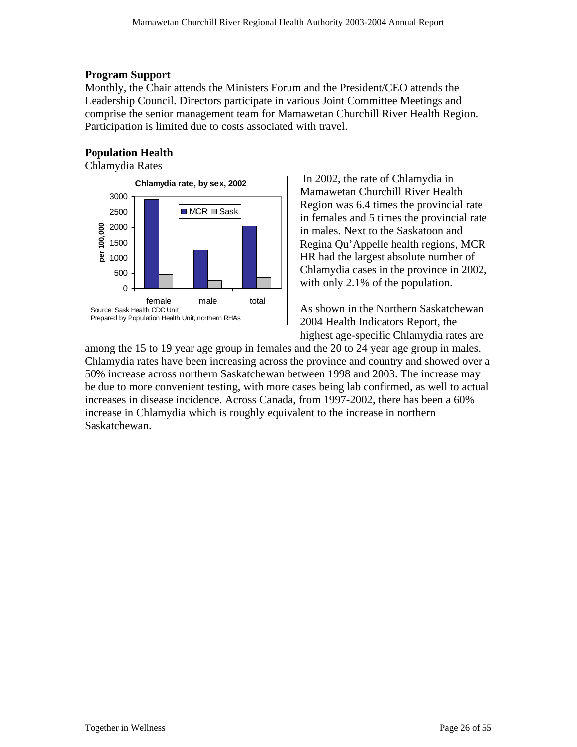## Program Support

Monthly, the Chair attends the Ministers Forum and the President/CEO attends the Leadership Council. Directors participate in various Joint Committee Meetings and comprise the senior management team for Mamawetan Churchill River Health Region. Participation is limited due to costs associated with travel.

## Population Health

Chlamydia Rates

**Chlamydia rate, by sex, 2002**

Source: Sask Health CDC Unit
Prepared by Population Health Unit, northern RHAs

In 2002, the rate of Chlamydia in Mamawetan Churchill River Health Region was 6.4 times the provincial rate in females and 5 times the provincial rate in males. Next to the Saskatoon and Regina Qu'Appelle health regions, MCR HR had the largest absolute number of Chlamydia cases in the province in 2002, with only 2.1% of the population.

As shown in the Northern Saskatchewan 2004 Health Indicators Report, the highest age-specific Chlamydia rates are among the 15 to 19 year age group in females and the 20 to 24 year age group in males. Chlamydia rates have been increasing across the province and country and showed over a 50% increase across northern Saskatchewan between 1998 and 2003. The increase may be due to more convenient testing, with more cases being lab confirmed, as well to actual increases in disease incidence. Across Canada, from 1997-2002, there has been a 60% increase in Chlamydia which is roughly equivalent to the increase in northern Saskatchewan.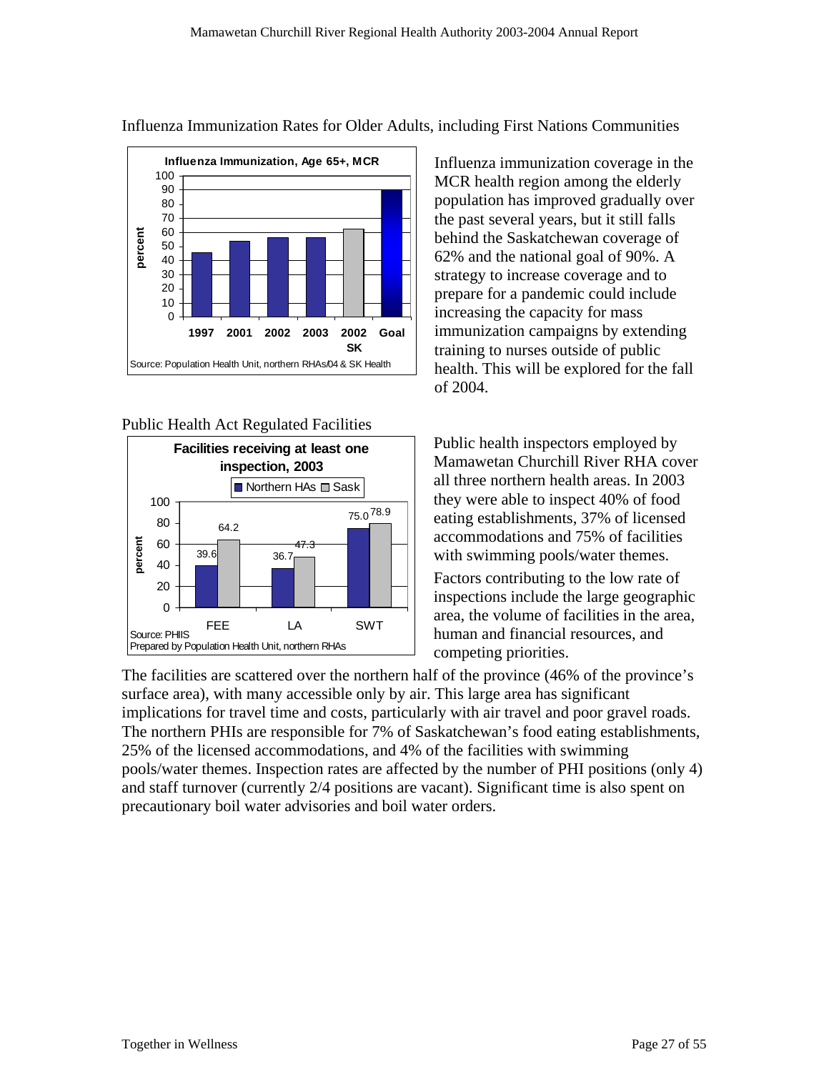## Influenza Immunization Rates for Older Adults, including First Nations Communities

**Influenza Immunization, Age 65+, MCR**

| Year | percent |
|---|---|
| 1997 | 45 |
| 2001 | 53 |
| 2002 | 56 |
| 2003 | 56 |
| 2002 SK | 62 |
| Goal | 90 |

Source: Population Health Unit, northern RHAs/04 & SK Health

Influenza immunization coverage in the MCR health region among the elderly population has improved gradually over the past several years, but it still falls behind the Saskatchewan coverage of 62% and the national goal of 90%. A strategy to increase coverage and to prepare for a pandemic could include increasing the capacity for mass immunization campaigns by extending training to nurses outside of public health. This will be explored for the fall of 2004.

## Public Health Act Regulated Facilities

**Facilities receiving at least one inspection, 2003**

| | Northern HAs | Sask |
|---|---|---|
| FEE | 39.6 | 64.2 |
| LA | 36.7 | 47.3 |
| SWT | 75.0 | 78.9 |

Source: PHIIS
Prepared by Population Health Unit, northern RHAs

Public health inspectors employed by Mamawetan Churchill River RHA cover all three northern health areas. In 2003 they were able to inspect 40% of food eating establishments, 37% of licensed accommodations and 75% of facilities with swimming pools/water themes.

Factors contributing to the low rate of inspections include the large geographic area, the volume of facilities in the area, human and financial resources, and competing priorities.

The facilities are scattered over the northern half of the province (46% of the province's surface area), with many accessible only by air. This large area has significant implications for travel time and costs, particularly with air travel and poor gravel roads. The northern PHIs are responsible for 7% of Saskatchewan's food eating establishments, 25% of the licensed accommodations, and 4% of the facilities with swimming pools/water themes. Inspection rates are affected by the number of PHI positions (only 4) and staff turnover (currently 2/4 positions are vacant). Significant time is also spent on precautionary boil water advisories and boil water orders.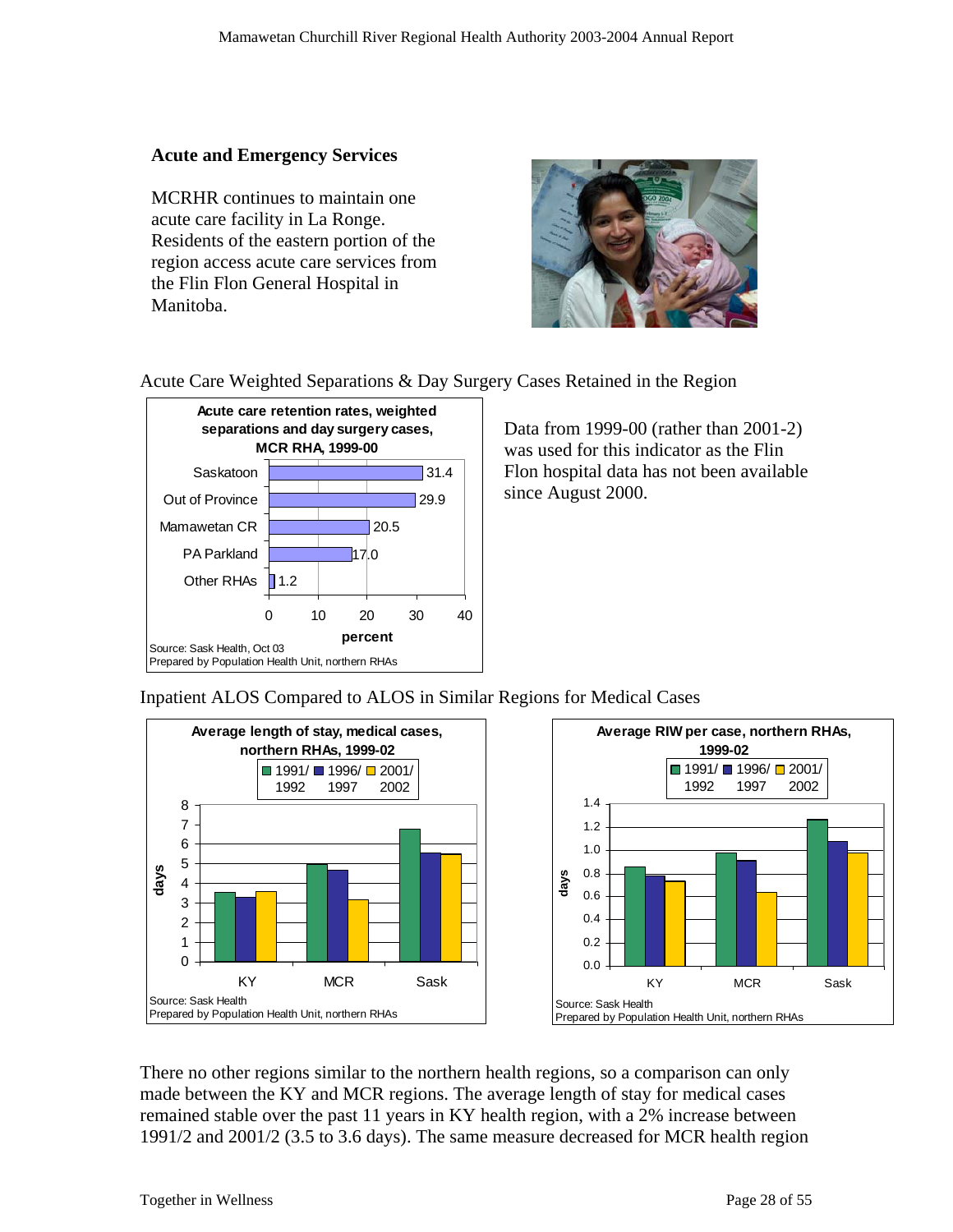### Acute and Emergency Services

MCRHR continues to maintain one acute care facility in La Ronge. Residents of the eastern portion of the region access acute care services from the Flin Flon General Hospital in Manitoba.

Acute Care Weighted Separations & Day Surgery Cases Retained in the Region

**Acute care retention rates, weighted separations and day surgery cases, MCR RHA, 1999-00**

| | percent |
|---|---|
| Saskatoon | 31.4 |
| Out of Province | 29.9 |
| Mamawetan CR | 20.5 |
| PA Parkland | 17.0 |
| Other RHAs | 1.2 |

Source: Sask Health, Oct 03
Prepared by Population Health Unit, northern RHAs

Data from 1999-00 (rather than 2001-2) was used for this indicator as the Flin Flon hospital data has not been available since August 2000.

Inpatient ALOS Compared to ALOS in Similar Regions for Medical Cases

**Average length of stay, medical cases, northern RHAs, 1999-02**

Source: Sask Health
Prepared by Population Health Unit, northern RHAs

**Average RIW per case, northern RHAs, 1999-02**

Source: Sask Health
Prepared by Population Health Unit, northern RHAs

There no other regions similar to the northern health regions, so a comparison can only made between the KY and MCR regions. The average length of stay for medical cases remained stable over the past 11 years in KY health region, with a 2% increase between 1991/2 and 2001/2 (3.5 to 3.6 days). The same measure decreased for MCR health region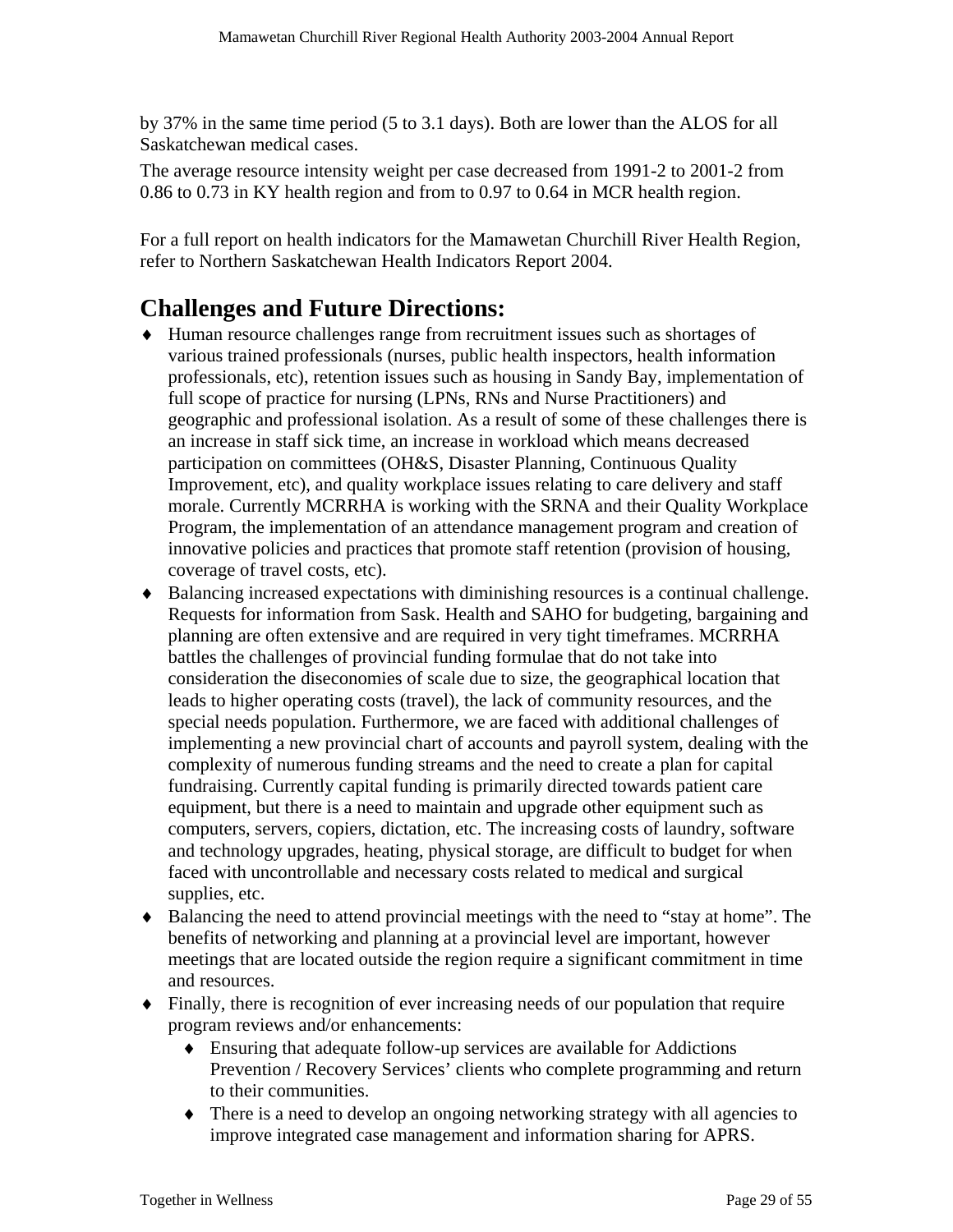by 37% in the same time period (5 to 3.1 days). Both are lower than the ALOS for all Saskatchewan medical cases.

The average resource intensity weight per case decreased from 1991-2 to 2001-2 from 0.86 to 0.73 in KY health region and from to 0.97 to 0.64 in MCR health region.

For a full report on health indicators for the Mamawetan Churchill River Health Region, refer to Northern Saskatchewan Health Indicators Report 2004.

## Challenges and Future Directions:

- Human resource challenges range from recruitment issues such as shortages of various trained professionals (nurses, public health inspectors, health information professionals, etc), retention issues such as housing in Sandy Bay, implementation of full scope of practice for nursing (LPNs, RNs and Nurse Practitioners) and geographic and professional isolation. As a result of some of these challenges there is an increase in staff sick time, an increase in workload which means decreased participation on committees (OH&S, Disaster Planning, Continuous Quality Improvement, etc), and quality workplace issues relating to care delivery and staff morale. Currently MCRRHA is working with the SRNA and their Quality Workplace Program, the implementation of an attendance management program and creation of innovative policies and practices that promote staff retention (provision of housing, coverage of travel costs, etc).
- Balancing increased expectations with diminishing resources is a continual challenge. Requests for information from Sask. Health and SAHO for budgeting, bargaining and planning are often extensive and are required in very tight timeframes. MCRRHA battles the challenges of provincial funding formulae that do not take into consideration the diseconomies of scale due to size, the geographical location that leads to higher operating costs (travel), the lack of community resources, and the special needs population. Furthermore, we are faced with additional challenges of implementing a new provincial chart of accounts and payroll system, dealing with the complexity of numerous funding streams and the need to create a plan for capital fundraising. Currently capital funding is primarily directed towards patient care equipment, but there is a need to maintain and upgrade other equipment such as computers, servers, copiers, dictation, etc. The increasing costs of laundry, software and technology upgrades, heating, physical storage, are difficult to budget for when faced with uncontrollable and necessary costs related to medical and surgical supplies, etc.
- Balancing the need to attend provincial meetings with the need to "stay at home". The benefits of networking and planning at a provincial level are important, however meetings that are located outside the region require a significant commitment in time and resources.
- Finally, there is recognition of ever increasing needs of our population that require program reviews and/or enhancements:
  - Ensuring that adequate follow-up services are available for Addictions Prevention / Recovery Services' clients who complete programming and return to their communities.
  - There is a need to develop an ongoing networking strategy with all agencies to improve integrated case management and information sharing for APRS.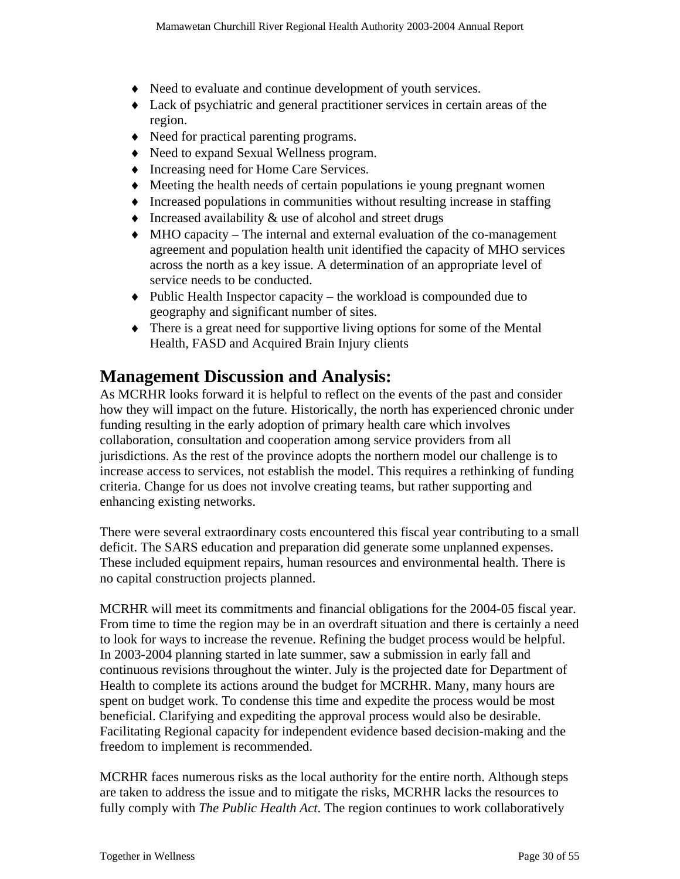- Need to evaluate and continue development of youth services.
- Lack of psychiatric and general practitioner services in certain areas of the region.
- Need for practical parenting programs.
- Need to expand Sexual Wellness program.
- Increasing need for Home Care Services.
- Meeting the health needs of certain populations ie young pregnant women
- Increased populations in communities without resulting increase in staffing
- Increased availability & use of alcohol and street drugs
- MHO capacity – The internal and external evaluation of the co-management agreement and population health unit identified the capacity of MHO services across the north as a key issue. A determination of an appropriate level of service needs to be conducted.
- Public Health Inspector capacity – the workload is compounded due to geography and significant number of sites.
- There is a great need for supportive living options for some of the Mental Health, FASD and Acquired Brain Injury clients

## Management Discussion and Analysis:

As MCRHR looks forward it is helpful to reflect on the events of the past and consider how they will impact on the future. Historically, the north has experienced chronic under funding resulting in the early adoption of primary health care which involves collaboration, consultation and cooperation among service providers from all jurisdictions. As the rest of the province adopts the northern model our challenge is to increase access to services, not establish the model. This requires a rethinking of funding criteria. Change for us does not involve creating teams, but rather supporting and enhancing existing networks.

There were several extraordinary costs encountered this fiscal year contributing to a small deficit. The SARS education and preparation did generate some unplanned expenses. These included equipment repairs, human resources and environmental health. There is no capital construction projects planned.

MCRHR will meet its commitments and financial obligations for the 2004-05 fiscal year. From time to time the region may be in an overdraft situation and there is certainly a need to look for ways to increase the revenue. Refining the budget process would be helpful. In 2003-2004 planning started in late summer, saw a submission in early fall and continuous revisions throughout the winter. July is the projected date for Department of Health to complete its actions around the budget for MCRHR. Many, many hours are spent on budget work. To condense this time and expedite the process would be most beneficial. Clarifying and expediting the approval process would also be desirable. Facilitating Regional capacity for independent evidence based decision-making and the freedom to implement is recommended.

MCRHR faces numerous risks as the local authority for the entire north. Although steps are taken to address the issue and to mitigate the risks, MCRHR lacks the resources to fully comply with *The Public Health Act*. The region continues to work collaboratively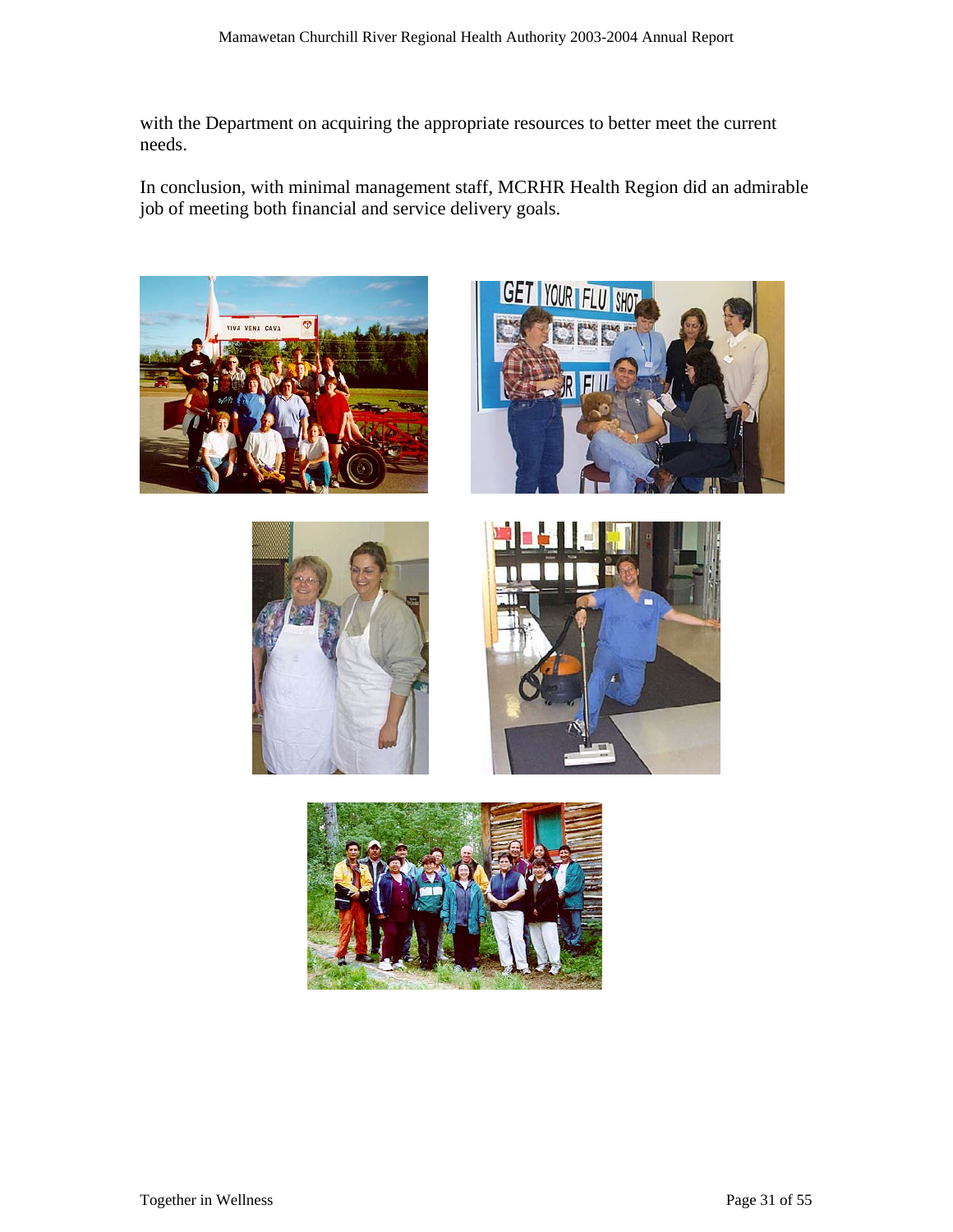with the Department on acquiring the appropriate resources to better meet the current needs.

In conclusion, with minimal management staff, MCRHR Health Region did an admirable job of meeting both financial and service delivery goals.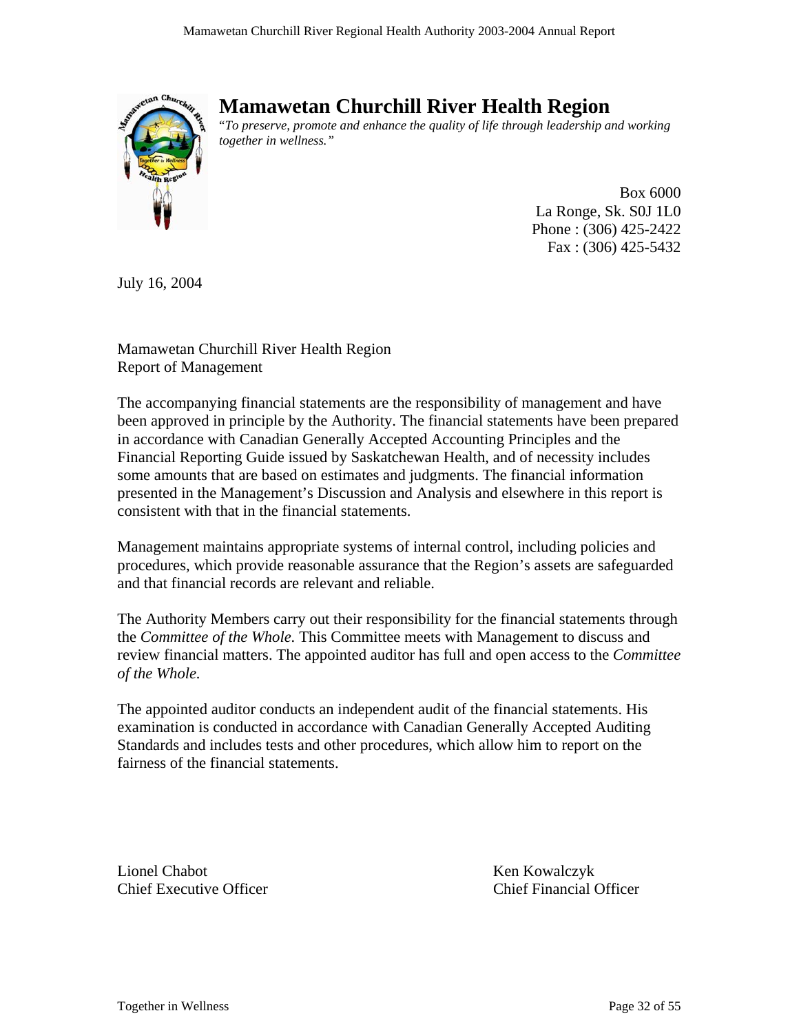# Mamawetan Churchill River Health Region

*"To preserve, promote and enhance the quality of life through leadership and working together in wellness."*

Box 6000
La Ronge, Sk. S0J 1L0
Phone : (306) 425-2422
Fax : (306) 425-5432

July 16, 2004

Mamawetan Churchill River Health Region
Report of Management

The accompanying financial statements are the responsibility of management and have been approved in principle by the Authority. The financial statements have been prepared in accordance with Canadian Generally Accepted Accounting Principles and the Financial Reporting Guide issued by Saskatchewan Health, and of necessity includes some amounts that are based on estimates and judgments. The financial information presented in the Management's Discussion and Analysis and elsewhere in this report is consistent with that in the financial statements.

Management maintains appropriate systems of internal control, including policies and procedures, which provide reasonable assurance that the Region's assets are safeguarded and that financial records are relevant and reliable.

The Authority Members carry out their responsibility for the financial statements through the *Committee of the Whole.* This Committee meets with Management to discuss and review financial matters. The appointed auditor has full and open access to the *Committee of the Whole.*

The appointed auditor conducts an independent audit of the financial statements. His examination is conducted in accordance with Canadian Generally Accepted Auditing Standards and includes tests and other procedures, which allow him to report on the fairness of the financial statements.

Lionel Chabot
Chief Executive Officer

Ken Kowalczyk
Chief Financial Officer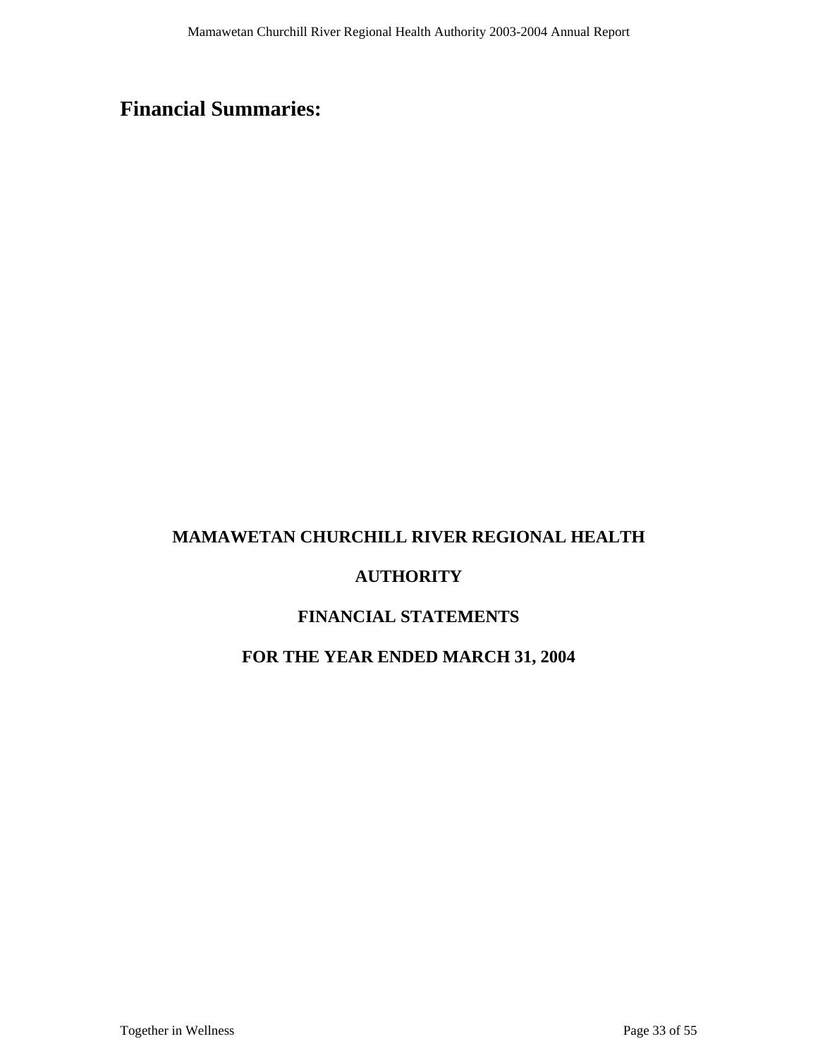# Financial Summaries:

**MAMAWETAN CHURCHILL RIVER REGIONAL HEALTH**

**AUTHORITY**

**FINANCIAL STATEMENTS**

**FOR THE YEAR ENDED MARCH 31, 2004**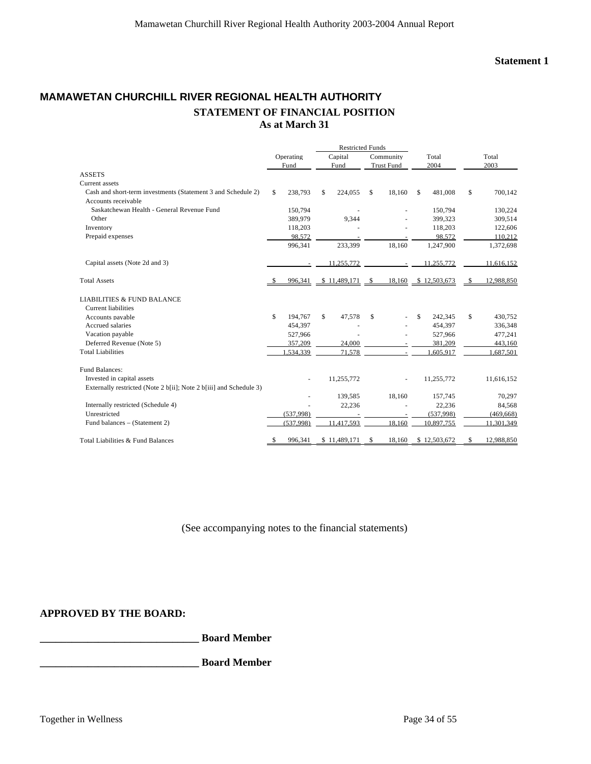**Statement 1**

# MAMAWETAN CHURCHILL RIVER REGIONAL HEALTH AUTHORITY

## STATEMENT OF FINANCIAL POSITION

### As at March 31

| | Operating Fund | Restricted Funds Capital Fund | Restricted Funds Community Trust Fund | Total 2004 | Total 2003 |
|---|---|---|---|---|---|
| ASSETS | | | | | |
| Current assets | | | | | |
| Cash and short-term investments (Statement 3 and Schedule 2) | $ 238,793 | $ 224,055 | $ 18,160 | $ 481,008 | $ 700,142 |
| Accounts receivable | | | | | |
| Saskatchewan Health - General Revenue Fund | 150,794 | - | - | 150,794 | 130,224 |
| Other | 389,979 | 9,344 | - | 399,323 | 309,514 |
| Inventory | 118,203 | - | - | 118,203 | 122,606 |
| Prepaid expenses | 98,572 | - | - | 98,572 | 110,212 |
| | 996,341 | 233,399 | 18,160 | 1,247,900 | 1,372,698 |
| Capital assets (Note 2d and 3) | - | 11,255,772 | - | 11,255,772 | 11,616,152 |
| Total Assets | $ 996,341 | $ 11,489,171 | $ 18,160 | $ 12,503,673 | $ 12,988,850 |
| LIABILITIES & FUND BALANCE | | | | | |
| Current liabilities | | | | | |
| Accounts payable | $ 194,767 | $ 47,578 | $ - | $ 242,345 | $ 430,752 |
| Accrued salaries | 454,397 | - | - | 454,397 | 336,348 |
| Vacation payable | 527,966 | - | - | 527,966 | 477,241 |
| Deferred Revenue (Note 5) | 357,209 | 24,000 | - | 381,209 | 443,160 |
| Total Liabilities | 1,534,339 | 71,578 | - | 1,605,917 | 1,687,501 |
| Fund Balances: | | | | | |
| Invested in capital assets | - | 11,255,772 | - | 11,255,772 | 11,616,152 |
| Externally restricted (Note 2 b[ii]; Note 2 b[iii] and Schedule 3) | - | 139,585 | 18,160 | 157,745 | 70,297 |
| Internally restricted (Schedule 4) | - | 22,236 | - | 22,236 | 84,568 |
| Unrestricted | (537,998) | - | - | (537,998) | (469,668) |
| Fund balances – (Statement 2) | (537,998) | 11,417,593 | 18,160 | 10,897,755 | 11,301,349 |
| Total Liabilities & Fund Balances | $ 996,341 | $ 11,489,171 | $ 18,160 | $ 12,503,672 | $ 12,988,850 |

(See accompanying notes to the financial statements)

**APPROVED BY THE BOARD:**

**______________________________ Board Member**

**______________________________ Board Member**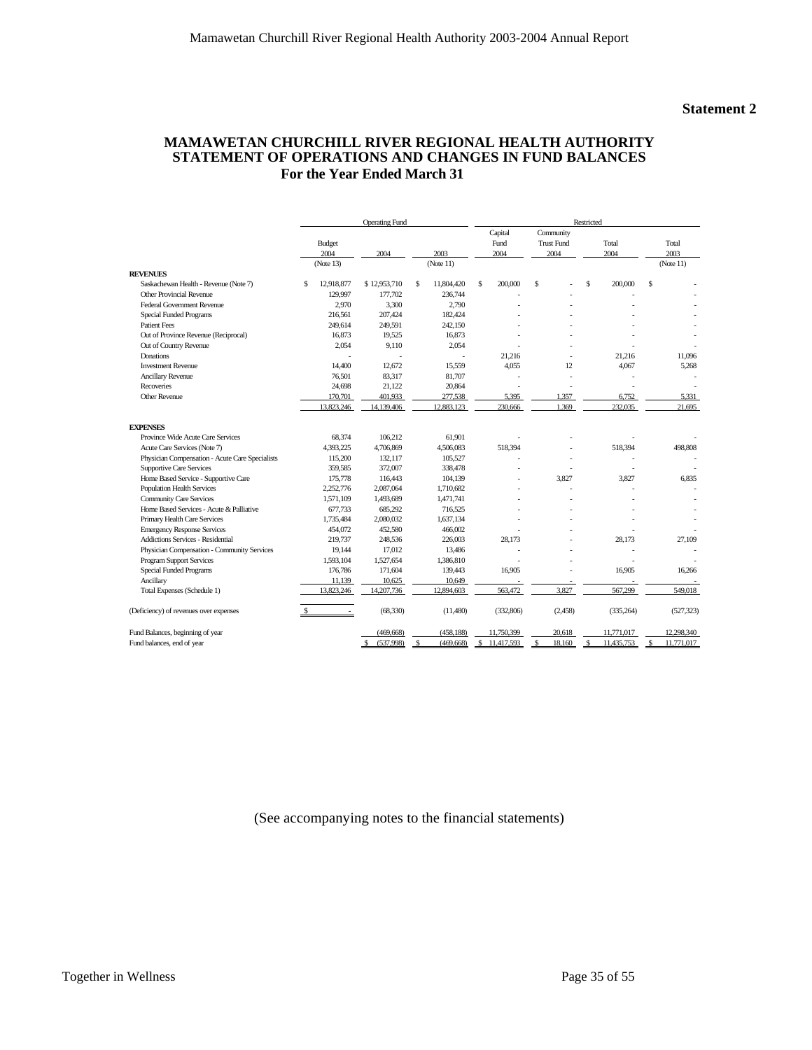**Statement 2**

## MAMAWETAN CHURCHILL RIVER REGIONAL HEALTH AUTHORITY
## STATEMENT OF OPERATIONS AND CHANGES IN FUND BALANCES
### For the Year Ended March 31

| | Operating Fund | | | Restricted | | | |
|---|---|---|---|---|---|---|---|
| | Budget 2004 (Note 13) | 2004 | 2003 (Note 11) | Capital Fund 2004 | Community Trust Fund 2004 | Total 2004 | Total 2003 (Note 11) |
| **REVENUES** | | | | | | | |
| Saskachewan Health - Revenue (Note 7) | $ 12,918,877 | $ 12,953,710 | $ 11,804,420 | $ 200,000 | $ - | $ 200,000 | $ - |
| Other Provincial Revenue | 129,997 | 177,702 | 236,744 | - | - | - | - |
| Federal Government Revenue | 2,970 | 3,300 | 2,790 | - | - | - | - |
| Special Funded Programs | 216,561 | 207,424 | 182,424 | - | - | - | - |
| Patient Fees | 249,614 | 249,591 | 242,150 | - | - | - | - |
| Out of Province Revenue (Reciprocal) | 16,873 | 19,525 | 16,873 | - | - | - | - |
| Out of Country Revenue | 2,054 | 9,110 | 2,054 | - | - | - | - |
| Donations | - | - | - | 21,216 | - | 21,216 | 11,096 |
| Investment Revenue | 14,400 | 12,672 | 15,559 | 4,055 | 12 | 4,067 | 5,268 |
| Ancillary Revenue | 76,501 | 83,317 | 81,707 | - | - | - | - |
| Recoveries | 24,698 | 21,122 | 20,864 | - | - | - | - |
| Other Revenue | 170,701 | 401,933 | 277,538 | 5,395 | 1,357 | 6,752 | 5,331 |
| | 13,823,246 | 14,139,406 | 12,883,123 | 230,666 | 1,369 | 232,035 | 21,695 |
| **EXPENSES** | | | | | | | |
| Province Wide Acute Care Services | 68,374 | 106,212 | 61,901 | - | - | - | - |
| Acute Care Services (Note 7) | 4,393,225 | 4,706,869 | 4,506,083 | 518,394 | - | 518,394 | 498,808 |
| Physician Compensation - Acute Care Specialists | 115,200 | 132,117 | 105,527 | - | - | - | - |
| Supportive Care Services | 359,585 | 372,007 | 338,478 | - | - | - | - |
| Home Based Service - Supportive Care | 175,778 | 116,443 | 104,139 | - | 3,827 | 3,827 | 6,835 |
| Population Health Services | 2,252,776 | 2,087,064 | 1,710,682 | - | - | - | - |
| Community Care Services | 1,571,109 | 1,493,689 | 1,471,741 | - | - | - | - |
| Home Based Services - Acute & Palliative | 677,733 | 685,292 | 716,525 | - | - | - | - |
| Primary Health Care Services | 1,735,484 | 2,080,032 | 1,637,134 | - | - | - | - |
| Emergency Response Services | 454,072 | 452,580 | 466,002 | - | - | - | - |
| Addictions Services - Residential | 219,737 | 248,536 | 226,003 | 28,173 | - | 28,173 | 27,109 |
| Physician Compensation - Community Services | 19,144 | 17,012 | 13,486 | - | - | - | - |
| Program Support Services | 1,593,104 | 1,527,654 | 1,386,810 | - | - | - | - |
| Special Funded Programs | 176,786 | 171,604 | 139,443 | 16,905 | - | 16,905 | 16,266 |
| Ancillary | 11,139 | 10,625 | 10,649 | - | - | - | - |
| Total Expenses (Schedule 1) | 13,823,246 | 14,207,736 | 12,894,603 | 563,472 | 3,827 | 567,299 | 549,018 |
| (Deficiency) of revenues over expenses | $ - | (68,330) | (11,480) | (332,806) | (2,458) | (335,264) | (527,323) |
| Fund Balances, beginning of year | | (469,668) | (458,188) | 11,750,399 | 20,618 | 11,771,017 | 12,298,340 |
| Fund balances, end of year | | $ (537,998) | $ (469,668) | $ 11,417,593 | $ 18,160 | $ 11,435,753 | $ 11,771,017 |

(See accompanying notes to the financial statements)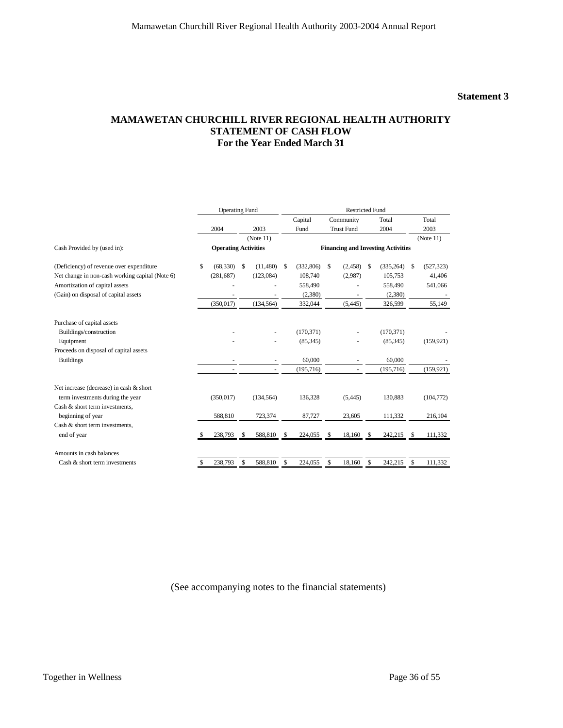**Statement 3**

# MAMAWETAN CHURCHILL RIVER REGIONAL HEALTH AUTHORITY
## STATEMENT OF CASH FLOW
### For the Year Ended March 31

| | Operating Fund | | Restricted Fund | | | |
|---|---|---|---|---|---|---|
| | 2004 | 2003 (Note 11) | Capital Fund | Community Trust Fund | Total 2004 | Total 2003 (Note 11) |
| Cash Provided by (used in): | **Operating Activities** | | **Financing and Investing Activities** | | | |
| (Deficiency) of revenue over expenditure | $ (68,330) | $ (11,480) | $ (332,806) | $ (2,458) | $ (335,264) | $ (527,323) |
| Net change in non-cash working capital (Note 6) | (281,687) | (123,084) | 108,740 | (2,987) | 105,753 | 41,406 |
| Amortization of capital assets | - | - | 558,490 | - | 558,490 | 541,066 |
| (Gain) on disposal of capital assets | - | - | (2,380) | - | (2,380) | - |
| | (350,017) | (134,564) | 332,044 | (5,445) | 326,599 | 55,149 |
| Purchase of capital assets | | | | | | |
| Buildings/construction | - | - | (170,371) | - | (170,371) | - |
| Equipment | - | - | (85,345) | - | (85,345) | (159,921) |
| Proceeds on disposal of capital assets | | | | | | |
| Buildings | - | - | 60,000 | - | 60,000 | - |
| | - | - | (195,716) | - | (195,716) | (159,921) |
| Net increase (decrease) in cash & short term investments during the year | (350,017) | (134,564) | 136,328 | (5,445) | 130,883 | (104,772) |
| Cash & short term investments, beginning of year | 588,810 | 723,374 | 87,727 | 23,605 | 111,332 | 216,104 |
| Cash & short term investments, end of year | $ 238,793 | $ 588,810 | $ 224,055 | $ 18,160 | $ 242,215 | $ 111,332 |
| Amounts in cash balances | | | | | | |
| Cash & short term investments | $ 238,793 | $ 588,810 | $ 224,055 | $ 18,160 | $ 242,215 | $ 111,332 |

(See accompanying notes to the financial statements)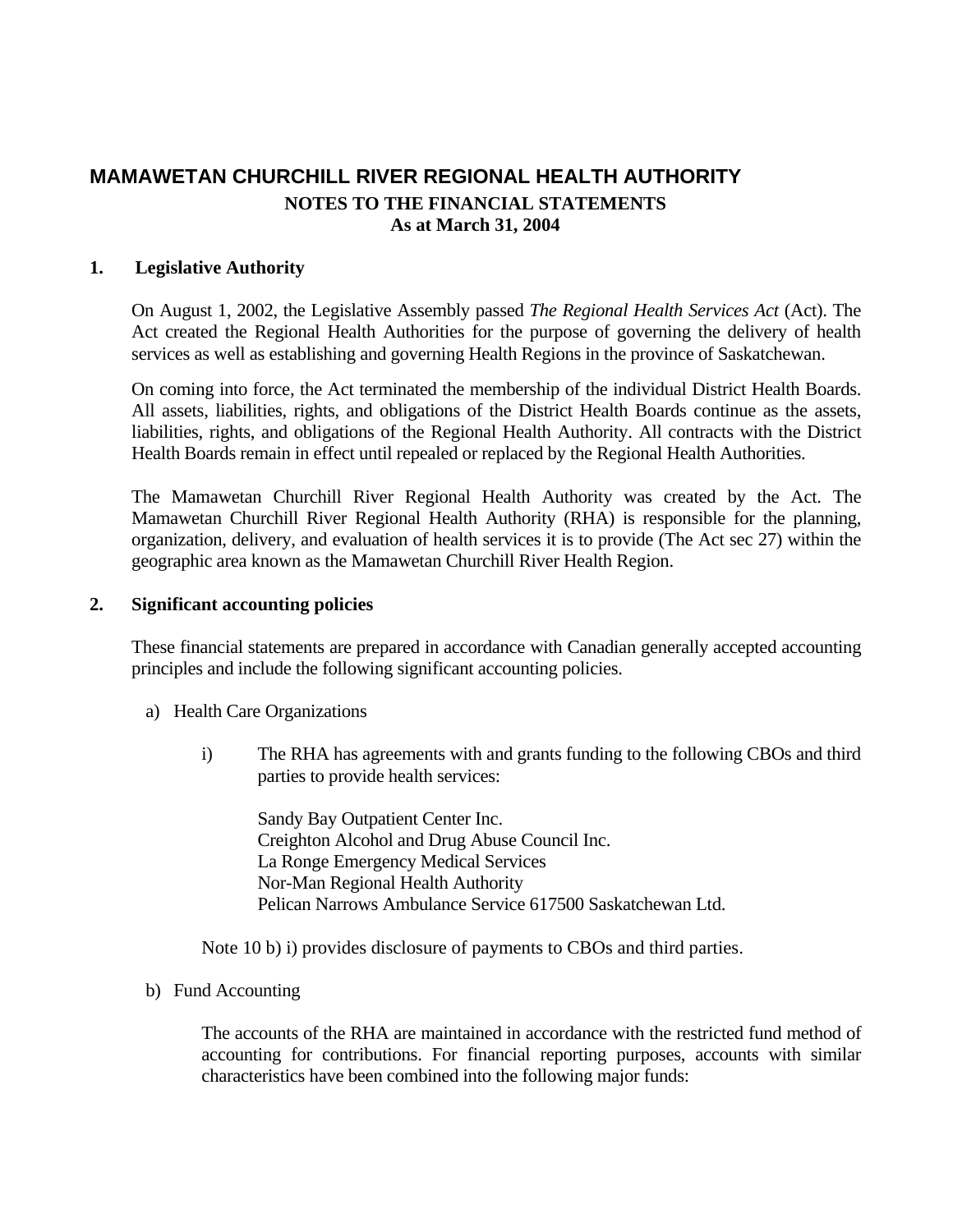# MAMAWETAN CHURCHILL RIVER REGIONAL HEALTH AUTHORITY

**NOTES TO THE FINANCIAL STATEMENTS**
**As at March 31, 2004**

## 1. Legislative Authority

On August 1, 2002, the Legislative Assembly passed *The Regional Health Services Act* (Act). The Act created the Regional Health Authorities for the purpose of governing the delivery of health services as well as establishing and governing Health Regions in the province of Saskatchewan.

On coming into force, the Act terminated the membership of the individual District Health Boards. All assets, liabilities, rights, and obligations of the District Health Boards continue as the assets, liabilities, rights, and obligations of the Regional Health Authority. All contracts with the District Health Boards remain in effect until repealed or replaced by the Regional Health Authorities.

The Mamawetan Churchill River Regional Health Authority was created by the Act. The Mamawetan Churchill River Regional Health Authority (RHA) is responsible for the planning, organization, delivery, and evaluation of health services it is to provide (The Act sec 27) within the geographic area known as the Mamawetan Churchill River Health Region.

## 2. Significant accounting policies

These financial statements are prepared in accordance with Canadian generally accepted accounting principles and include the following significant accounting policies.

a) Health Care Organizations

i) The RHA has agreements with and grants funding to the following CBOs and third parties to provide health services:

Sandy Bay Outpatient Center Inc.
Creighton Alcohol and Drug Abuse Council Inc.
La Ronge Emergency Medical Services
Nor-Man Regional Health Authority
Pelican Narrows Ambulance Service 617500 Saskatchewan Ltd.

Note 10 b) i) provides disclosure of payments to CBOs and third parties.

b) Fund Accounting

The accounts of the RHA are maintained in accordance with the restricted fund method of accounting for contributions. For financial reporting purposes, accounts with similar characteristics have been combined into the following major funds: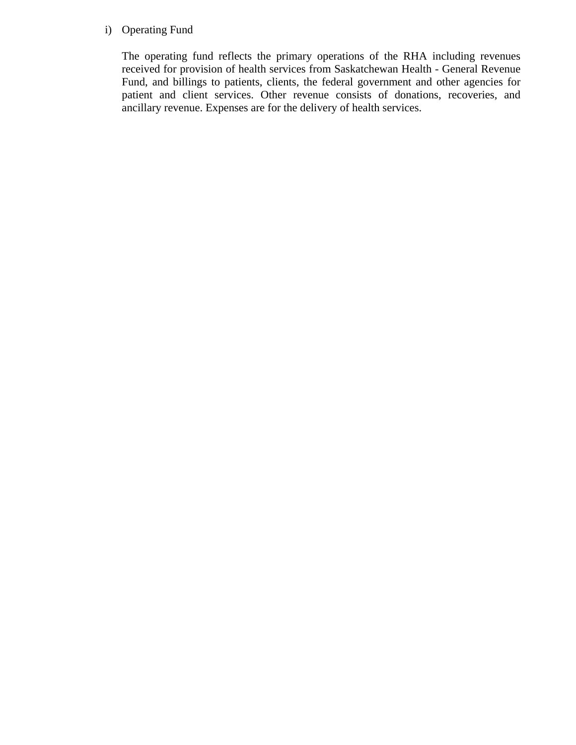i) Operating Fund

The operating fund reflects the primary operations of the RHA including revenues received for provision of health services from Saskatchewan Health - General Revenue Fund, and billings to patients, clients, the federal government and other agencies for patient and client services. Other revenue consists of donations, recoveries, and ancillary revenue. Expenses are for the delivery of health services.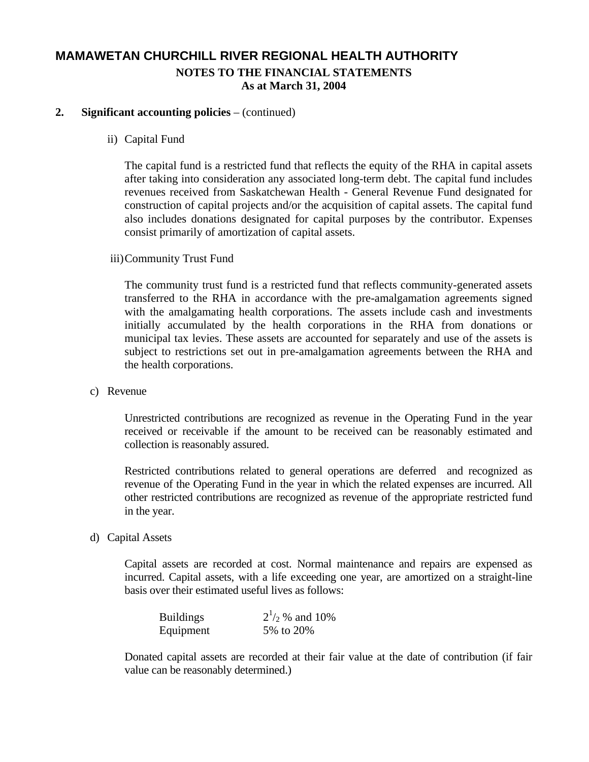# MAMAWETAN CHURCHILL RIVER REGIONAL HEALTH AUTHORITY

## NOTES TO THE FINANCIAL STATEMENTS
## As at March 31, 2004

**2. Significant accounting policies** – (continued)

ii) Capital Fund

The capital fund is a restricted fund that reflects the equity of the RHA in capital assets after taking into consideration any associated long-term debt. The capital fund includes revenues received from Saskatchewan Health - General Revenue Fund designated for construction of capital projects and/or the acquisition of capital assets. The capital fund also includes donations designated for capital purposes by the contributor. Expenses consist primarily of amortization of capital assets.

iii) Community Trust Fund

The community trust fund is a restricted fund that reflects community-generated assets transferred to the RHA in accordance with the pre-amalgamation agreements signed with the amalgamating health corporations. The assets include cash and investments initially accumulated by the health corporations in the RHA from donations or municipal tax levies. These assets are accounted for separately and use of the assets is subject to restrictions set out in pre-amalgamation agreements between the RHA and the health corporations.

c) Revenue

Unrestricted contributions are recognized as revenue in the Operating Fund in the year received or receivable if the amount to be received can be reasonably estimated and collection is reasonably assured.

Restricted contributions related to general operations are deferred and recognized as revenue of the Operating Fund in the year in which the related expenses are incurred. All other restricted contributions are recognized as revenue of the appropriate restricted fund in the year.

d) Capital Assets

Capital assets are recorded at cost. Normal maintenance and repairs are expensed as incurred. Capital assets, with a life exceeding one year, are amortized on a straight-line basis over their estimated useful lives as follows:

| | |
|---|---|
| Buildings | $2\frac{1}{2}$ % and 10% |
| Equipment | 5% to 20% |

Donated capital assets are recorded at their fair value at the date of contribution (if fair value can be reasonably determined.)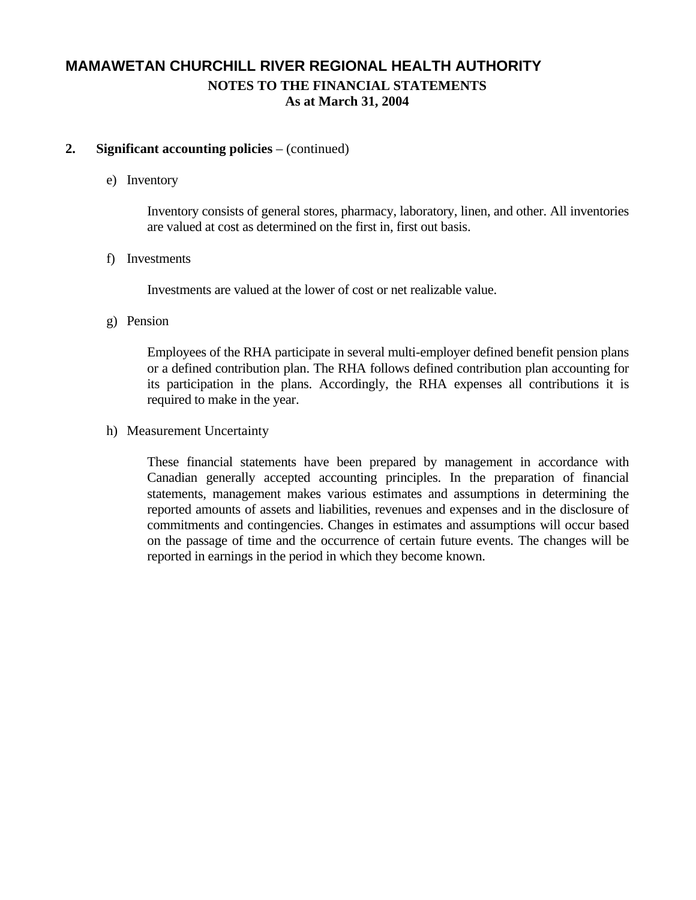# MAMAWETAN CHURCHILL RIVER REGIONAL HEALTH AUTHORITY

## NOTES TO THE FINANCIAL STATEMENTS
## As at March 31, 2004

**2. Significant accounting policies** – (continued)

e) Inventory

Inventory consists of general stores, pharmacy, laboratory, linen, and other. All inventories are valued at cost as determined on the first in, first out basis.

f) Investments

Investments are valued at the lower of cost or net realizable value.

g) Pension

Employees of the RHA participate in several multi-employer defined benefit pension plans or a defined contribution plan. The RHA follows defined contribution plan accounting for its participation in the plans. Accordingly, the RHA expenses all contributions it is required to make in the year.

h) Measurement Uncertainty

These financial statements have been prepared by management in accordance with Canadian generally accepted accounting principles. In the preparation of financial statements, management makes various estimates and assumptions in determining the reported amounts of assets and liabilities, revenues and expenses and in the disclosure of commitments and contingencies. Changes in estimates and assumptions will occur based on the passage of time and the occurrence of certain future events. The changes will be reported in earnings in the period in which they become known.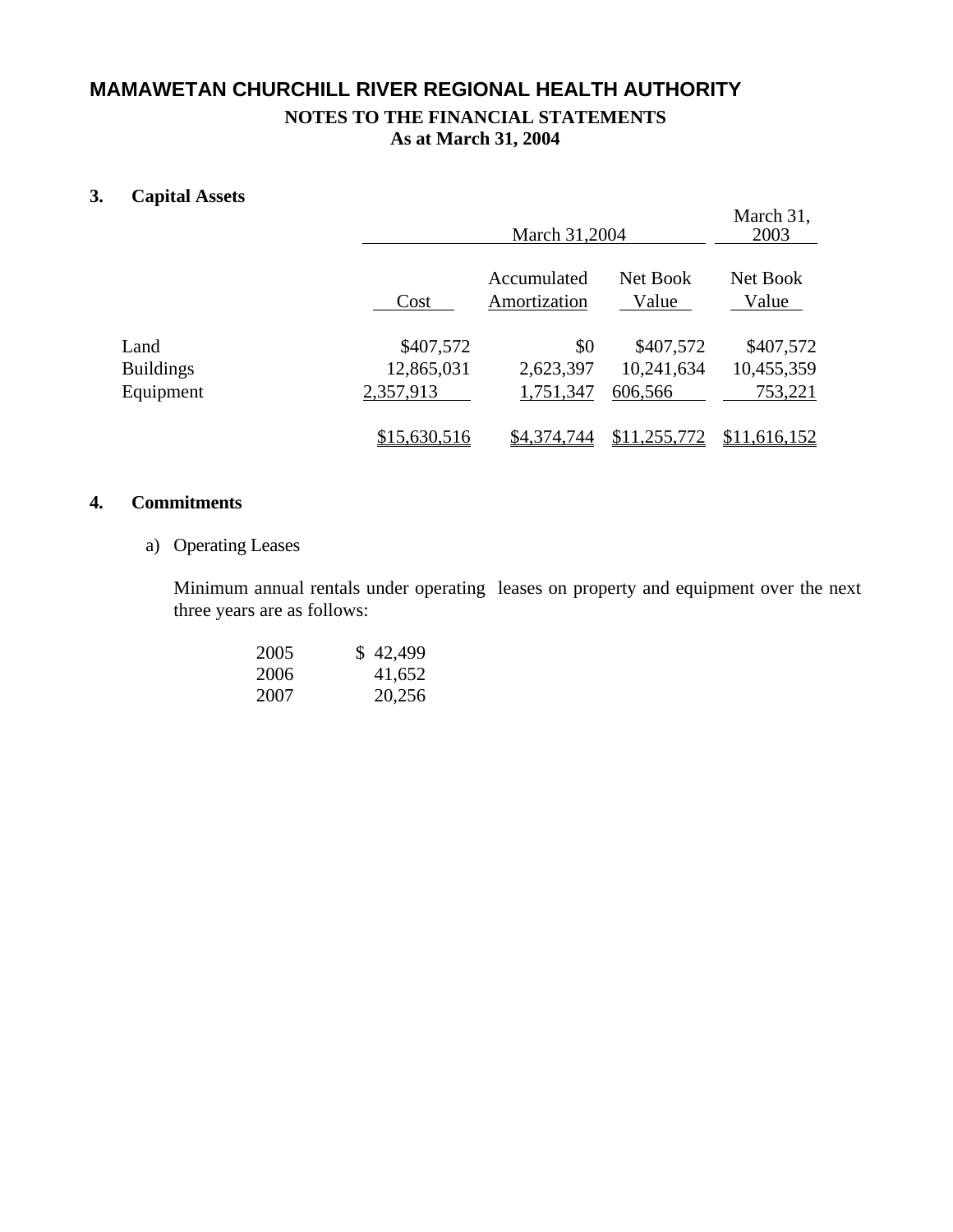# MAMAWETAN CHURCHILL RIVER REGIONAL HEALTH AUTHORITY

## NOTES TO THE FINANCIAL STATEMENTS
## As at March 31, 2004

### 3. Capital Assets

| | March 31,2004 | | | March 31, 2003 |
|---|---|---|---|---|
| | Cost | Accumulated Amortization | Net Book Value | Net Book Value |
| Land | $407,572 | $0 | $407,572 | $407,572 |
| Buildings | 12,865,031 | 2,623,397 | 10,241,634 | 10,455,359 |
| Equipment | 2,357,913 | 1,751,347 | 606,566 | 753,221 |
| | $15,630,516 | $4,374,744 | $11,255,772 | $11,616,152 |

### 4. Commitments

a) Operating Leases

Minimum annual rentals under operating leases on property and equipment over the next three years are as follows:

| | |
|---|---|
| 2005 | $ 42,499 |
| 2006 | 41,652 |
| 2007 | 20,256 |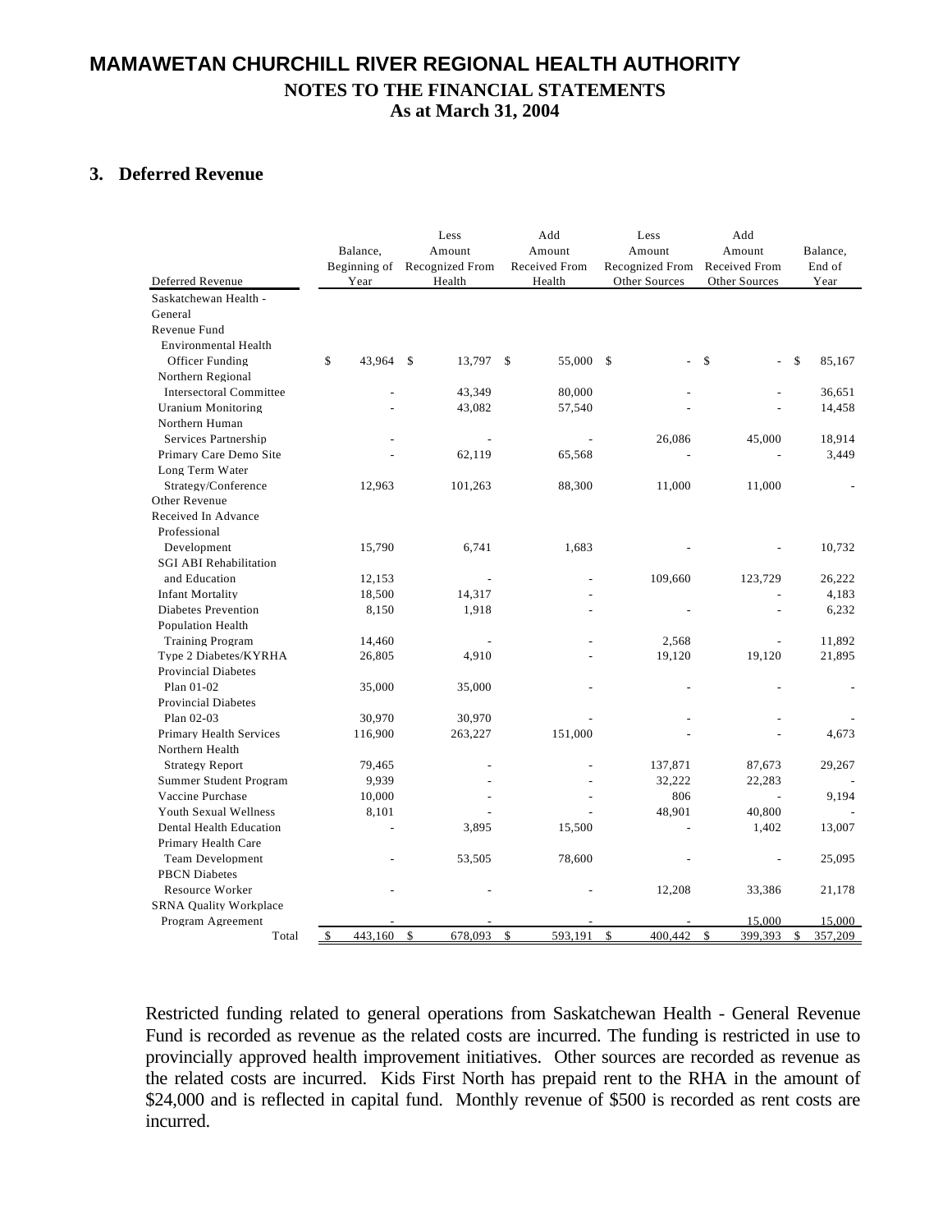# MAMAWETAN CHURCHILL RIVER REGIONAL HEALTH AUTHORITY

**NOTES TO THE FINANCIAL STATEMENTS**
**As at March 31, 2004**

## 3. Deferred Revenue

| Deferred Revenue | Balance, Beginning of Year | Less Amount Recognized From Health | Add Amount Received From Health | Less Amount Recognized From Other Sources | Add Amount Received From Other Sources | Balance, End of Year |
|---|---|---|---|---|---|---|
| Saskatchewan Health - General Revenue Fund | | | | | | |
| Environmental Health Officer Funding | $ 43,964 | $ 13,797 | $ 55,000 | $ - | $ - | $ 85,167 |
| Northern Regional Intersectoral Committee | - | 43,349 | 80,000 | - | - | 36,651 |
| Uranium Monitoring | - | 43,082 | 57,540 | - | - | 14,458 |
| Northern Human Services Partnership | - | - | - | 26,086 | 45,000 | 18,914 |
| Primary Care Demo Site | - | 62,119 | 65,568 | - | - | 3,449 |
| Long Term Water Strategy/Conference | 12,963 | 101,263 | 88,300 | 11,000 | 11,000 | - |
| Other Revenue Received In Advance | | | | | | |
| Professional Development | 15,790 | 6,741 | 1,683 | - | - | 10,732 |
| SGI ABI Rehabilitation and Education | 12,153 | - | - | 109,660 | 123,729 | 26,222 |
| Infant Mortality | 18,500 | 14,317 | - | | - | 4,183 |
| Diabetes Prevention | 8,150 | 1,918 | - | - | - | 6,232 |
| Population Health Training Program | 14,460 | - | - | 2,568 | - | 11,892 |
| Type 2 Diabetes/KYRHA | 26,805 | 4,910 | - | 19,120 | 19,120 | 21,895 |
| Provincial Diabetes Plan 01-02 | 35,000 | 35,000 | - | - | - | - |
| Provincial Diabetes Plan 02-03 | 30,970 | 30,970 | - | - | - | - |
| Primary Health Services | 116,900 | 263,227 | 151,000 | - | - | 4,673 |
| Northern Health Strategy Report | 79,465 | - | - | 137,871 | 87,673 | 29,267 |
| Summer Student Program | 9,939 | - | - | 32,222 | 22,283 | - |
| Vaccine Purchase | 10,000 | - | - | 806 | - | 9,194 |
| Youth Sexual Wellness | 8,101 | - | - | 48,901 | 40,800 | - |
| Dental Health Education | - | 3,895 | 15,500 | - | 1,402 | 13,007 |
| Primary Health Care Team Development | - | 53,505 | 78,600 | - | - | 25,095 |
| PBCN Diabetes Resource Worker | - | - | - | 12,208 | 33,386 | 21,178 |
| SRNA Quality Workplace Program Agreement | - | - | - | - | 15,000 | 15,000 |
| Total | $ 443,160 | $ 678,093 | $ 593,191 | $ 400,442 | $ 399,393 | $ 357,209 |

Restricted funding related to general operations from Saskatchewan Health - General Revenue Fund is recorded as revenue as the related costs are incurred. The funding is restricted in use to provincially approved health improvement initiatives. Other sources are recorded as revenue as the related costs are incurred. Kids First North has prepaid rent to the RHA in the amount of $24,000 and is reflected in capital fund. Monthly revenue of $500 is recorded as rent costs are incurred.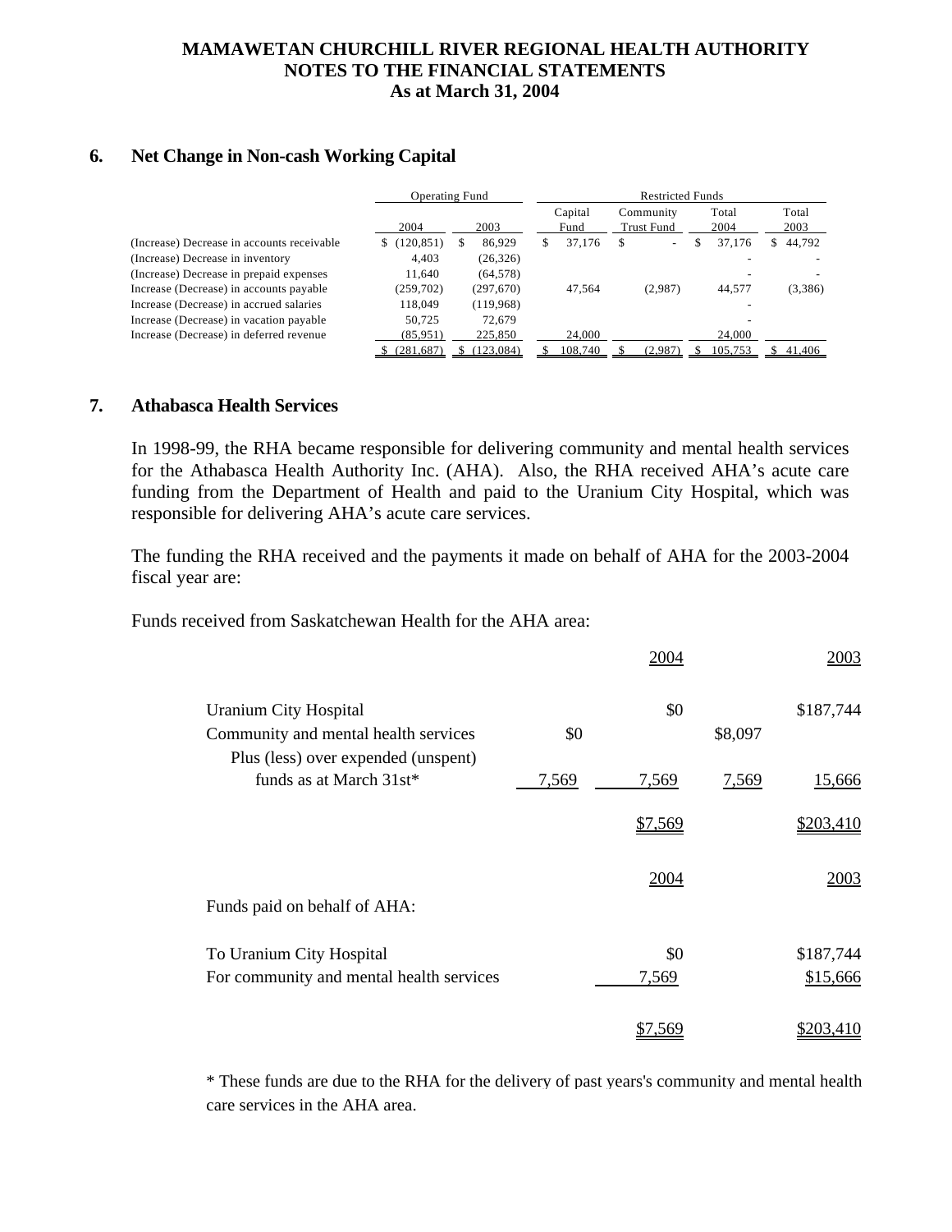## 6. Net Change in Non-cash Working Capital

| | Operating Fund | | Restricted Funds | | | |
|---|---|---|---|---|---|---|
| | 2004 | 2003 | Capital Fund | Community Trust Fund | Total 2004 | Total 2003 |
| (Increase) Decrease in accounts receivable | $ (120,851) | $ 86,929 | $ 37,176 | $ - | $ 37,176 | $ 44,792 |
| (Increase) Decrease in inventory | 4,403 | (26,326) | | | - | - |
| (Increase) Decrease in prepaid expenses | 11,640 | (64,578) | | | - | - |
| Increase (Decrease) in accounts payable | (259,702) | (297,670) | 47,564 | (2,987) | 44,577 | (3,386) |
| Increase (Decrease) in accrued salaries | 118,049 | (119,968) | | | - | |
| Increase (Decrease) in vacation payable | 50,725 | 72,679 | | | - | |
| Increase (Decrease) in deferred revenue | (85,951) | 225,850 | 24,000 | | 24,000 | |
| | $ (281,687) | $ (123,084) | $ 108,740 | $ (2,987) | $ 105,753 | $ 41,406 |

## 7. Athabasca Health Services

In 1998-99, the RHA became responsible for delivering community and mental health services for the Athabasca Health Authority Inc. (AHA). Also, the RHA received AHA's acute care funding from the Department of Health and paid to the Uranium City Hospital, which was responsible for delivering AHA's acute care services.

The funding the RHA received and the payments it made on behalf of AHA for the 2003-2004 fiscal year are:

Funds received from Saskatchewan Health for the AHA area:

| | | 2004 | | 2003 |
|---|---|---|---|---|
| Uranium City Hospital | | $0 | | $187,744 |
| Community and mental health services | $0 | | $8,097 | |
| Plus (less) over expended (unspent) funds as at March 31st* | 7,569 | 7,569 | 7,569 | 15,666 |
| | | $7,569 | | $203,410 |

| | 2004 | 2003 |
|---|---|---|
| Funds paid on behalf of AHA: | | |
| To Uranium City Hospital | $0 | $187,744 |
| For community and mental health services | 7,569 | $15,666 |
| | $7,569 | $203,410 |

\* These funds are due to the RHA for the delivery of past years's community and mental health care services in the AHA area.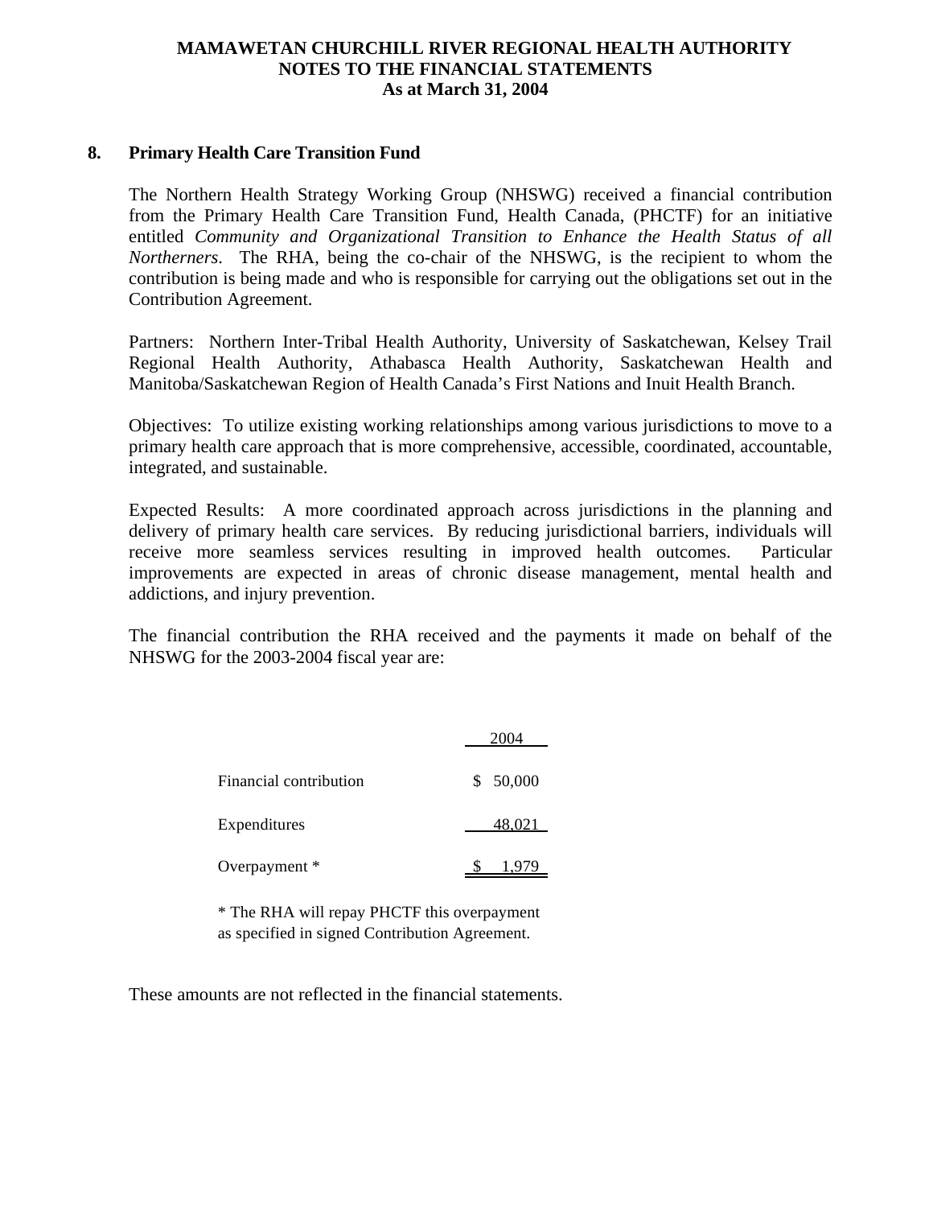# MAMAWETAN CHURCHILL RIVER REGIONAL HEALTH AUTHORITY
## NOTES TO THE FINANCIAL STATEMENTS
### As at March 31, 2004

**8. Primary Health Care Transition Fund**

The Northern Health Strategy Working Group (NHSWG) received a financial contribution from the Primary Health Care Transition Fund, Health Canada, (PHCTF) for an initiative entitled *Community and Organizational Transition to Enhance the Health Status of all Northerners*. The RHA, being the co-chair of the NHSWG, is the recipient to whom the contribution is being made and who is responsible for carrying out the obligations set out in the Contribution Agreement.

Partners: Northern Inter-Tribal Health Authority, University of Saskatchewan, Kelsey Trail Regional Health Authority, Athabasca Health Authority, Saskatchewan Health and Manitoba/Saskatchewan Region of Health Canada's First Nations and Inuit Health Branch.

Objectives: To utilize existing working relationships among various jurisdictions to move to a primary health care approach that is more comprehensive, accessible, coordinated, accountable, integrated, and sustainable.

Expected Results: A more coordinated approach across jurisdictions in the planning and delivery of primary health care services. By reducing jurisdictional barriers, individuals will receive more seamless services resulting in improved health outcomes. Particular improvements are expected in areas of chronic disease management, mental health and addictions, and injury prevention.

The financial contribution the RHA received and the payments it made on behalf of the NHSWG for the 2003-2004 fiscal year are:

| | 2004 |
|---|---|
| Financial contribution | $ 50,000 |
| Expenditures | 48,021 |
| Overpayment * | $ 1,979 |

* The RHA will repay PHCTF this overpayment as specified in signed Contribution Agreement.

These amounts are not reflected in the financial statements.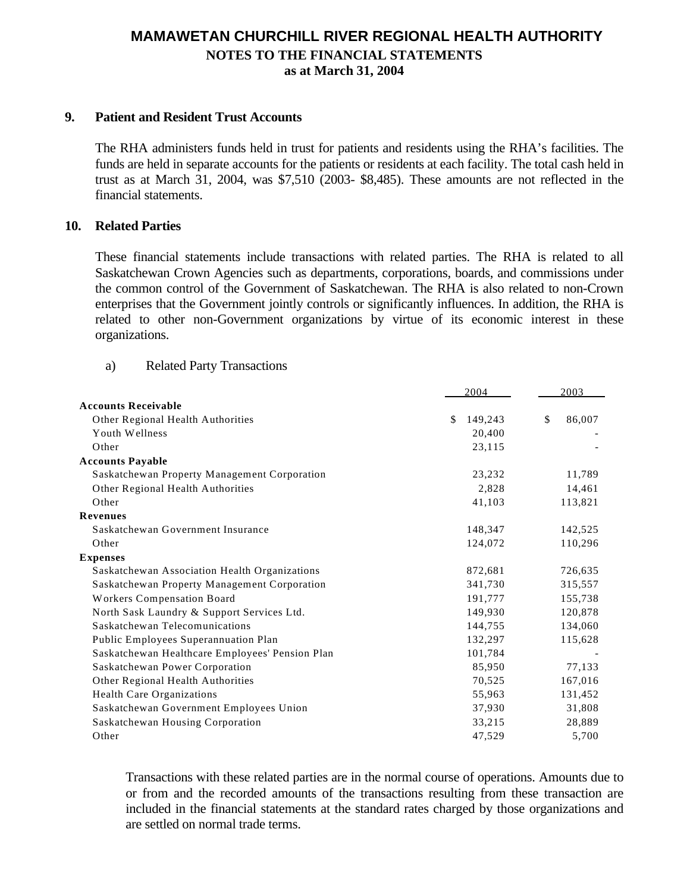# MAMAWETAN CHURCHILL RIVER REGIONAL HEALTH AUTHORITY

## NOTES TO THE FINANCIAL STATEMENTS

### as at March 31, 2004

## 9. Patient and Resident Trust Accounts

The RHA administers funds held in trust for patients and residents using the RHA's facilities. The funds are held in separate accounts for the patients or residents at each facility. The total cash held in trust as at March 31, 2004, was $7,510 (2003- $8,485). These amounts are not reflected in the financial statements.

## 10. Related Parties

These financial statements include transactions with related parties. The RHA is related to all Saskatchewan Crown Agencies such as departments, corporations, boards, and commissions under the common control of the Government of Saskatchewan. The RHA is also related to non-Crown enterprises that the Government jointly controls or significantly influences. In addition, the RHA is related to other non-Government organizations by virtue of its economic interest in these organizations.

a) Related Party Transactions

| | 2004 | 2003 |
|---|---|---|
| **Accounts Receivable** | | |
| Other Regional Health Authorities | $ 149,243 | $ 86,007 |
| Youth Wellness | 20,400 | - |
| Other | 23,115 | - |
| **Accounts Payable** | | |
| Saskatchewan Property Management Corporation | 23,232 | 11,789 |
| Other Regional Health Authorities | 2,828 | 14,461 |
| Other | 41,103 | 113,821 |
| **Revenues** | | |
| Saskatchewan Government Insurance | 148,347 | 142,525 |
| Other | 124,072 | 110,296 |
| **Expenses** | | |
| Saskatchewan Association Health Organizations | 872,681 | 726,635 |
| Saskatchewan Property Management Corporation | 341,730 | 315,557 |
| Workers Compensation Board | 191,777 | 155,738 |
| North Sask Laundry & Support Services Ltd. | 149,930 | 120,878 |
| Saskatchewan Telecomunications | 144,755 | 134,060 |
| Public Employees Superannuation Plan | 132,297 | 115,628 |
| Saskatchewan Healthcare Employees' Pension Plan | 101,784 | - |
| Saskatchewan Power Corporation | 85,950 | 77,133 |
| Other Regional Health Authorities | 70,525 | 167,016 |
| Health Care Organizations | 55,963 | 131,452 |
| Saskatchewan Government Employees Union | 37,930 | 31,808 |
| Saskatchewan Housing Corporation | 33,215 | 28,889 |
| Other | 47,529 | 5,700 |

Transactions with these related parties are in the normal course of operations. Amounts due to or from and the recorded amounts of the transactions resulting from these transaction are included in the financial statements at the standard rates charged by those organizations and are settled on normal trade terms.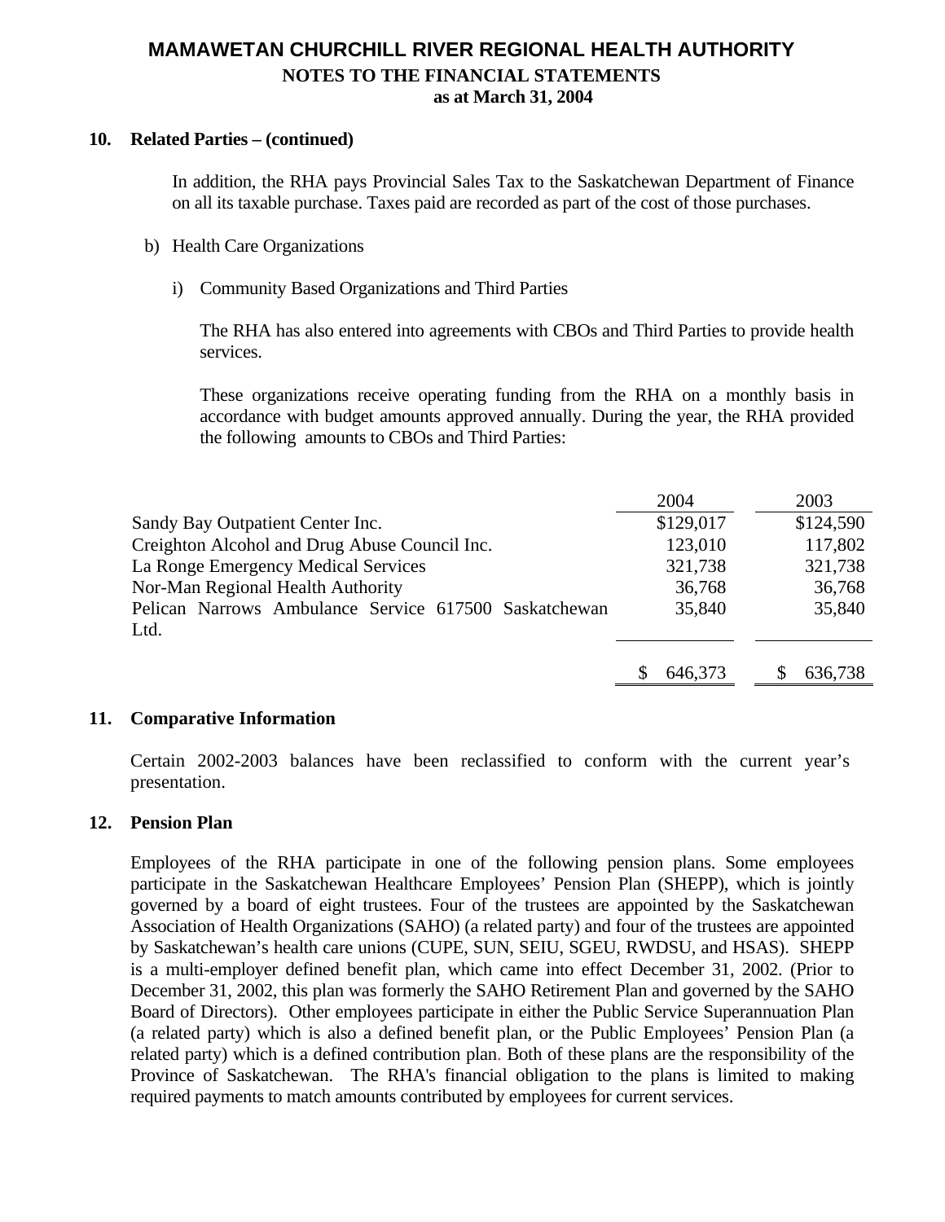## 10. Related Parties – (continued)

In addition, the RHA pays Provincial Sales Tax to the Saskatchewan Department of Finance on all its taxable purchase. Taxes paid are recorded as part of the cost of those purchases.

b) Health Care Organizations

i) Community Based Organizations and Third Parties

The RHA has also entered into agreements with CBOs and Third Parties to provide health services.

These organizations receive operating funding from the RHA on a monthly basis in accordance with budget amounts approved annually. During the year, the RHA provided the following amounts to CBOs and Third Parties:

| | 2004 | 2003 |
|---|---|---|
| Sandy Bay Outpatient Center Inc. | $129,017 | $124,590 |
| Creighton Alcohol and Drug Abuse Council Inc. | 123,010 | 117,802 |
| La Ronge Emergency Medical Services | 321,738 | 321,738 |
| Nor-Man Regional Health Authority | 36,768 | 36,768 |
| Pelican Narrows Ambulance Service 617500 Saskatchewan Ltd. | 35,840 | 35,840 |
| | $ 646,373 | $ 636,738 |

## 11. Comparative Information

Certain 2002-2003 balances have been reclassified to conform with the current year's presentation.

## 12. Pension Plan

Employees of the RHA participate in one of the following pension plans. Some employees participate in the Saskatchewan Healthcare Employees' Pension Plan (SHEPP), which is jointly governed by a board of eight trustees. Four of the trustees are appointed by the Saskatchewan Association of Health Organizations (SAHO) (a related party) and four of the trustees are appointed by Saskatchewan's health care unions (CUPE, SUN, SEIU, SGEU, RWDSU, and HSAS). SHEPP is a multi-employer defined benefit plan, which came into effect December 31, 2002. (Prior to December 31, 2002, this plan was formerly the SAHO Retirement Plan and governed by the SAHO Board of Directors). Other employees participate in either the Public Service Superannuation Plan (a related party) which is also a defined benefit plan, or the Public Employees' Pension Plan (a related party) which is a defined contribution plan. Both of these plans are the responsibility of the Province of Saskatchewan. The RHA's financial obligation to the plans is limited to making required payments to match amounts contributed by employees for current services.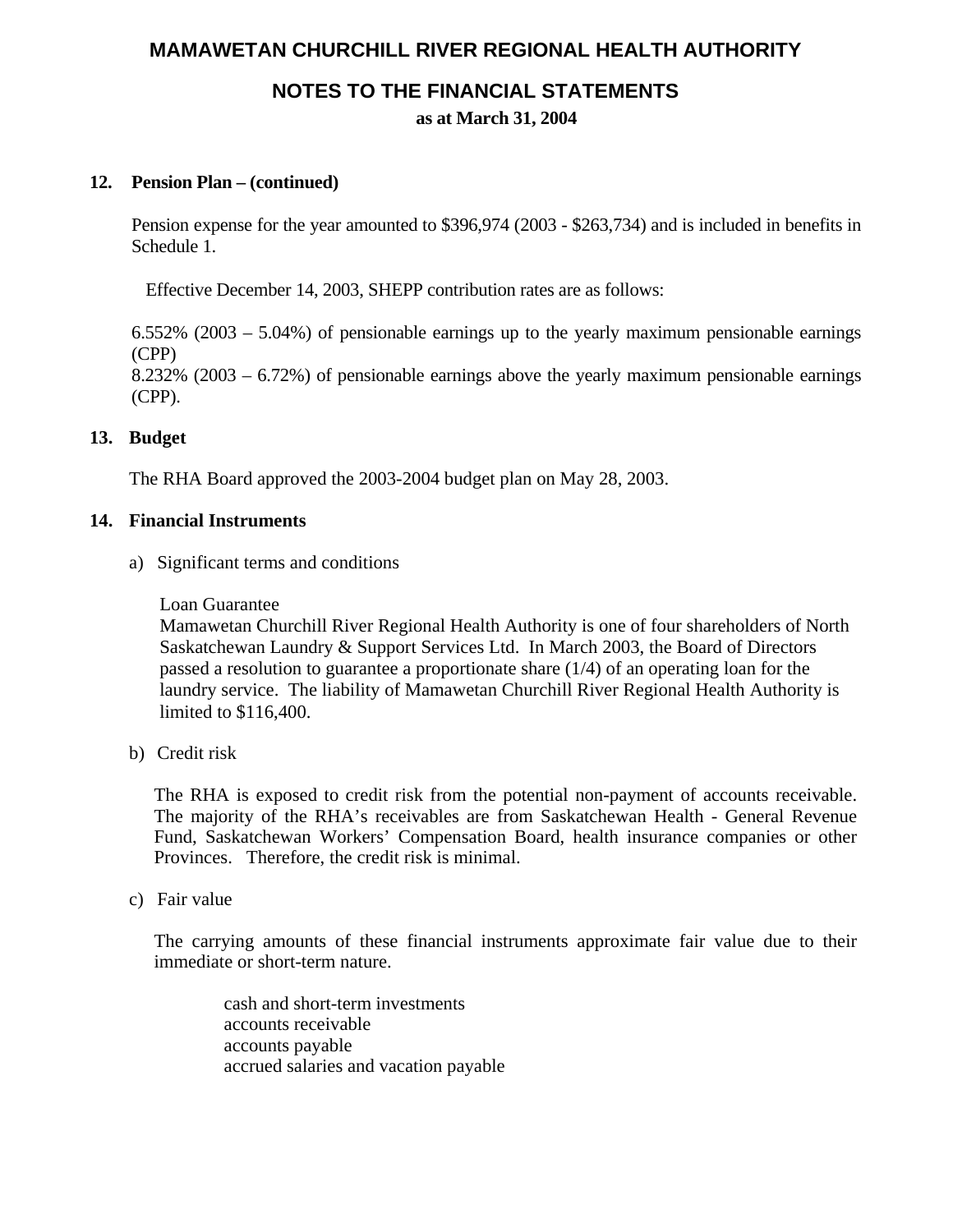# MAMAWETAN CHURCHILL RIVER REGIONAL HEALTH AUTHORITY

## NOTES TO THE FINANCIAL STATEMENTS

**as at March 31, 2004**

**12. Pension Plan – (continued)**

Pension expense for the year amounted to $396,974 (2003 - $263,734) and is included in benefits in Schedule 1.

Effective December 14, 2003, SHEPP contribution rates are as follows:

6.552% (2003 – 5.04%) of pensionable earnings up to the yearly maximum pensionable earnings (CPP)
8.232% (2003 – 6.72%) of pensionable earnings above the yearly maximum pensionable earnings (CPP).

**13. Budget**

The RHA Board approved the 2003-2004 budget plan on May 28, 2003.

**14. Financial Instruments**

a) Significant terms and conditions

Loan Guarantee
Mamawetan Churchill River Regional Health Authority is one of four shareholders of North Saskatchewan Laundry & Support Services Ltd. In March 2003, the Board of Directors passed a resolution to guarantee a proportionate share (1/4) of an operating loan for the laundry service. The liability of Mamawetan Churchill River Regional Health Authority is limited to $116,400.

b) Credit risk

The RHA is exposed to credit risk from the potential non-payment of accounts receivable. The majority of the RHA's receivables are from Saskatchewan Health - General Revenue Fund, Saskatchewan Workers' Compensation Board, health insurance companies or other Provinces. Therefore, the credit risk is minimal.

c) Fair value

The carrying amounts of these financial instruments approximate fair value due to their immediate or short-term nature.

cash and short-term investments
accounts receivable
accounts payable
accrued salaries and vacation payable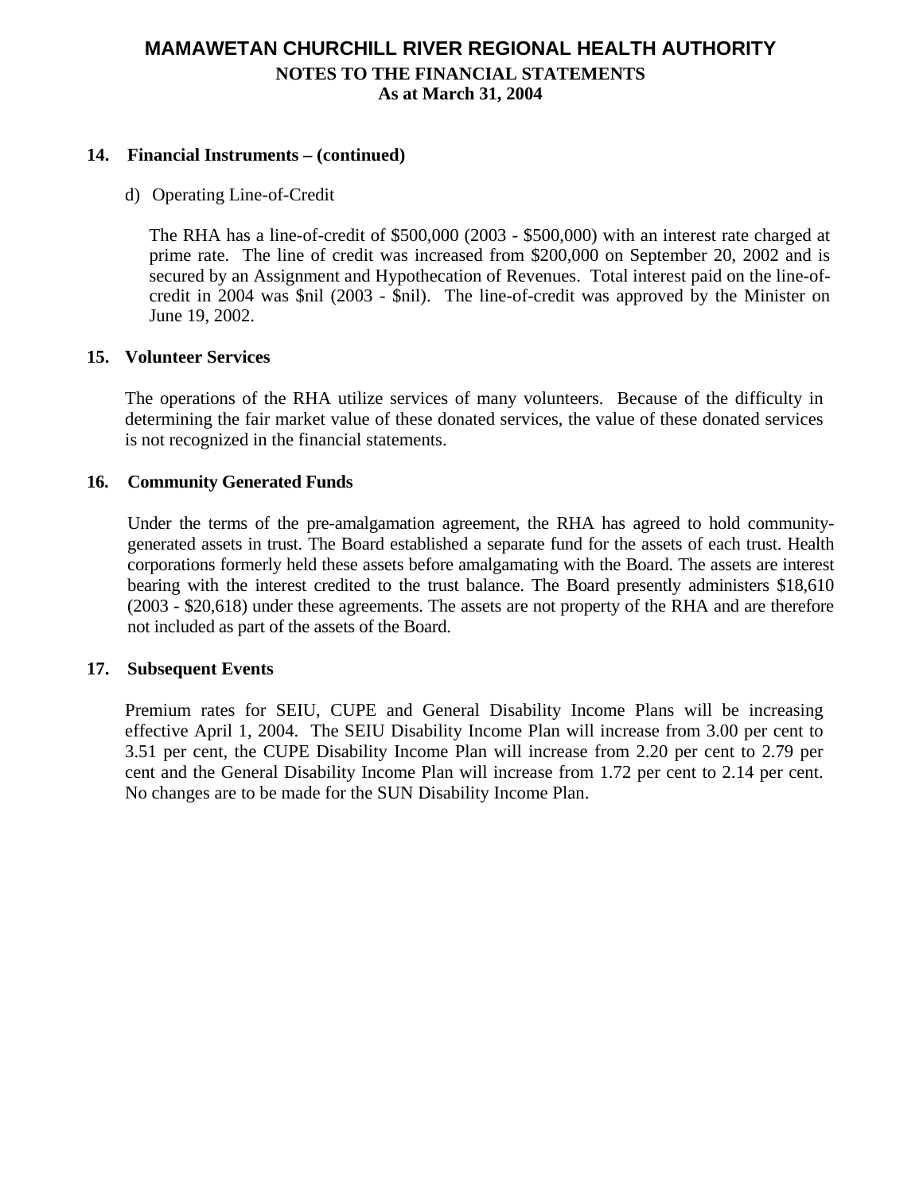# MAMAWETAN CHURCHILL RIVER REGIONAL HEALTH AUTHORITY
## NOTES TO THE FINANCIAL STATEMENTS
## As at March 31, 2004

### 14. Financial Instruments – (continued)

d) Operating Line-of-Credit

The RHA has a line-of-credit of $500,000 (2003 - $500,000) with an interest rate charged at prime rate. The line of credit was increased from $200,000 on September 20, 2002 and is secured by an Assignment and Hypothecation of Revenues. Total interest paid on the line-of-credit in 2004 was $nil (2003 - $nil). The line-of-credit was approved by the Minister on June 19, 2002.

### 15. Volunteer Services

The operations of the RHA utilize services of many volunteers. Because of the difficulty in determining the fair market value of these donated services, the value of these donated services is not recognized in the financial statements.

### 16. Community Generated Funds

Under the terms of the pre-amalgamation agreement, the RHA has agreed to hold community-generated assets in trust. The Board established a separate fund for the assets of each trust. Health corporations formerly held these assets before amalgamating with the Board. The assets are interest bearing with the interest credited to the trust balance. The Board presently administers $18,610 (2003 - $20,618) under these agreements. The assets are not property of the RHA and are therefore not included as part of the assets of the Board.

### 17. Subsequent Events

Premium rates for SEIU, CUPE and General Disability Income Plans will be increasing effective April 1, 2004. The SEIU Disability Income Plan will increase from 3.00 per cent to 3.51 per cent, the CUPE Disability Income Plan will increase from 2.20 per cent to 2.79 per cent and the General Disability Income Plan will increase from 1.72 per cent to 2.14 per cent. No changes are to be made for the SUN Disability Income Plan.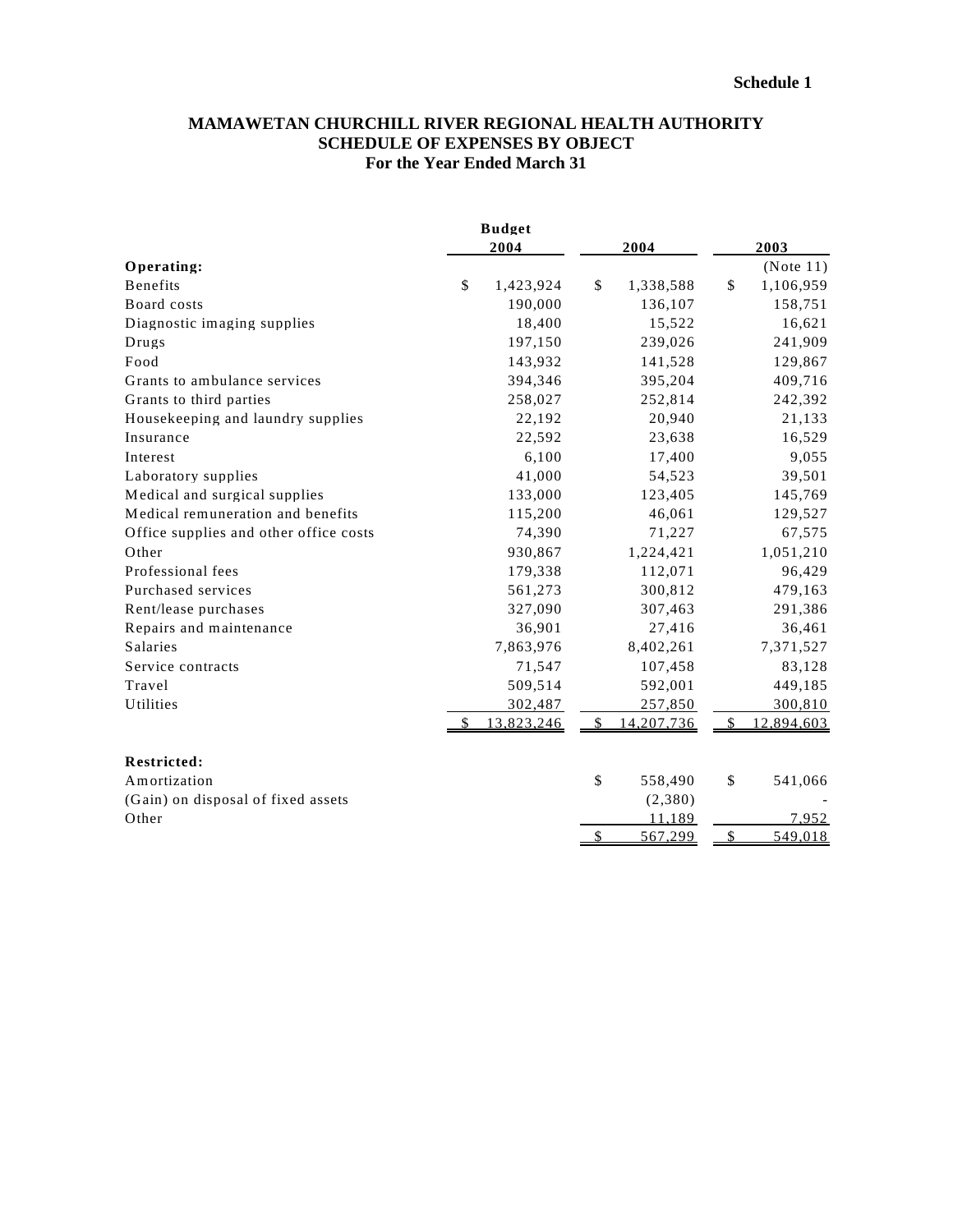**Schedule 1**

# MAMAWETAN CHURCHILL RIVER REGIONAL HEALTH AUTHORITY
## SCHEDULE OF EXPENSES BY OBJECT
### For the Year Ended March 31

| | Budget 2004 | 2004 | 2003 |
|---|---|---|---|
| **Operating:** | | | (Note 11) |
| Benefits | $ 1,423,924 | $ 1,338,588 | $ 1,106,959 |
| Board costs | 190,000 | 136,107 | 158,751 |
| Diagnostic imaging supplies | 18,400 | 15,522 | 16,621 |
| Drugs | 197,150 | 239,026 | 241,909 |
| Food | 143,932 | 141,528 | 129,867 |
| Grants to ambulance services | 394,346 | 395,204 | 409,716 |
| Grants to third parties | 258,027 | 252,814 | 242,392 |
| Housekeeping and laundry supplies | 22,192 | 20,940 | 21,133 |
| Insurance | 22,592 | 23,638 | 16,529 |
| Interest | 6,100 | 17,400 | 9,055 |
| Laboratory supplies | 41,000 | 54,523 | 39,501 |
| Medical and surgical supplies | 133,000 | 123,405 | 145,769 |
| Medical remuneration and benefits | 115,200 | 46,061 | 129,527 |
| Office supplies and other office costs | 74,390 | 71,227 | 67,575 |
| Other | 930,867 | 1,224,421 | 1,051,210 |
| Professional fees | 179,338 | 112,071 | 96,429 |
| Purchased services | 561,273 | 300,812 | 479,163 |
| Rent/lease purchases | 327,090 | 307,463 | 291,386 |
| Repairs and maintenance | 36,901 | 27,416 | 36,461 |
| Salaries | 7,863,976 | 8,402,261 | 7,371,527 |
| Service contracts | 71,547 | 107,458 | 83,128 |
| Travel | 509,514 | 592,001 | 449,185 |
| Utilities | 302,487 | 257,850 | 300,810 |
| | $ 13,823,246 | $ 14,207,736 | $ 12,894,603 |
| | | | |
| **Restricted:** | | | |
| Amortization | | $ 558,490 | $ 541,066 |
| (Gain) on disposal of fixed assets | | (2,380) | - |
| Other | | 11,189 | 7,952 |
| | | $ 567,299 | $ 549,018 |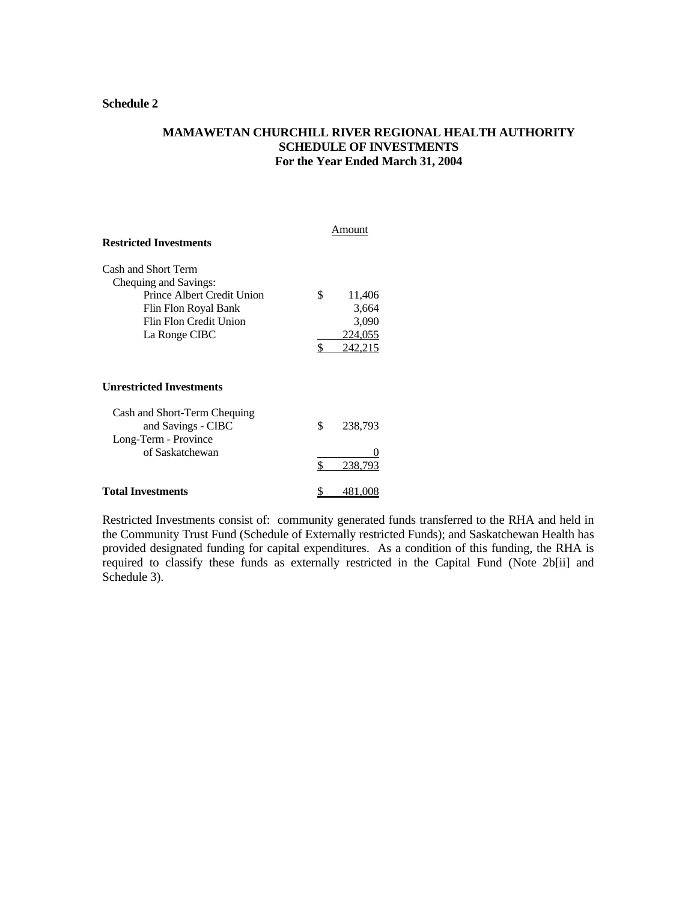**Schedule 2**

# MAMAWETAN CHURCHILL RIVER REGIONAL HEALTH AUTHORITY
## SCHEDULE OF INVESTMENTS
### For the Year Ended March 31, 2004

| | Amount |
|---|---|
| **Restricted Investments** | |
| Cash and Short Term | |
| Chequing and Savings: | |
| Prince Albert Credit Union | $ 11,406 |
| Flin Flon Royal Bank | 3,664 |
| Flin Flon Credit Union | 3,090 |
| La Ronge CIBC | 224,055 |
| | $ 242,215 |
| **Unrestricted Investments** | |
| Cash and Short-Term Chequing and Savings - CIBC | $ 238,793 |
| Long-Term - Province of Saskatchewan | 0 |
| | $ 238,793 |
| **Total Investments** | $ 481,008 |

Restricted Investments consist of: community generated funds transferred to the RHA and held in the Community Trust Fund (Schedule of Externally restricted Funds); and Saskatchewan Health has provided designated funding for capital expenditures. As a condition of this funding, the RHA is required to classify these funds as externally restricted in the Capital Fund (Note 2b[ii] and Schedule 3).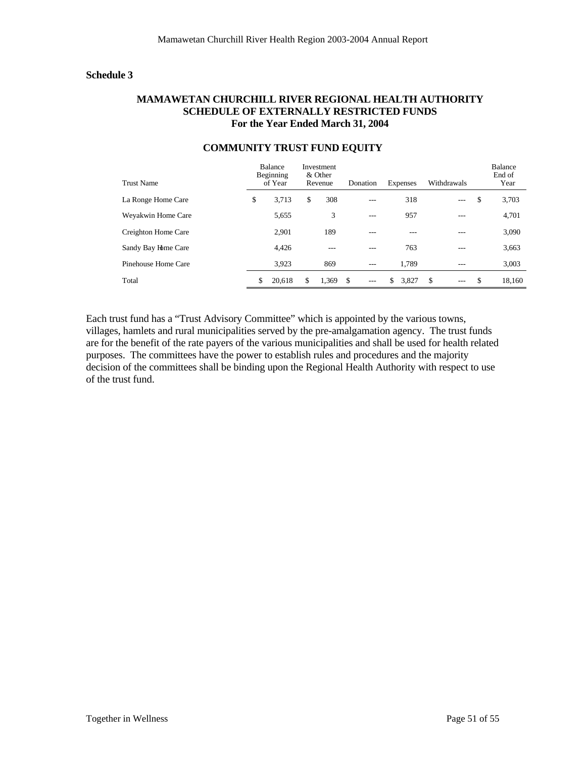**Schedule 3**

## MAMAWETAN CHURCHILL RIVER REGIONAL HEALTH AUTHORITY
## SCHEDULE OF EXTERNALLY RESTRICTED FUNDS
## For the Year Ended March 31, 2004

### COMMUNITY TRUST FUND EQUITY

| Trust Name | Balance Beginning of Year | Investment & Other Revenue | Donation | Expenses | Withdrawals | Balance End of Year |
|---|---|---|---|---|---|---|
| La Ronge Home Care | $ 3,713 | $ 308 | --- | 318 | --- | $ 3,703 |
| Weyakwin Home Care | 5,655 | 3 | --- | 957 | --- | 4,701 |
| Creighton Home Care | 2,901 | 189 | --- | --- | --- | 3,090 |
| Sandy Bay Home Care | 4,426 | --- | --- | 763 | --- | 3,663 |
| Pinehouse Home Care | 3,923 | 869 | --- | 1,789 | --- | 3,003 |
| Total | $ 20,618 | $ 1,369 | $ --- | $ 3,827 | $ --- | $ 18,160 |

Each trust fund has a "Trust Advisory Committee" which is appointed by the various towns, villages, hamlets and rural municipalities served by the pre-amalgamation agency. The trust funds are for the benefit of the rate payers of the various municipalities and shall be used for health related purposes. The committees have the power to establish rules and procedures and the majority decision of the committees shall be binding upon the Regional Health Authority with respect to use of the trust fund.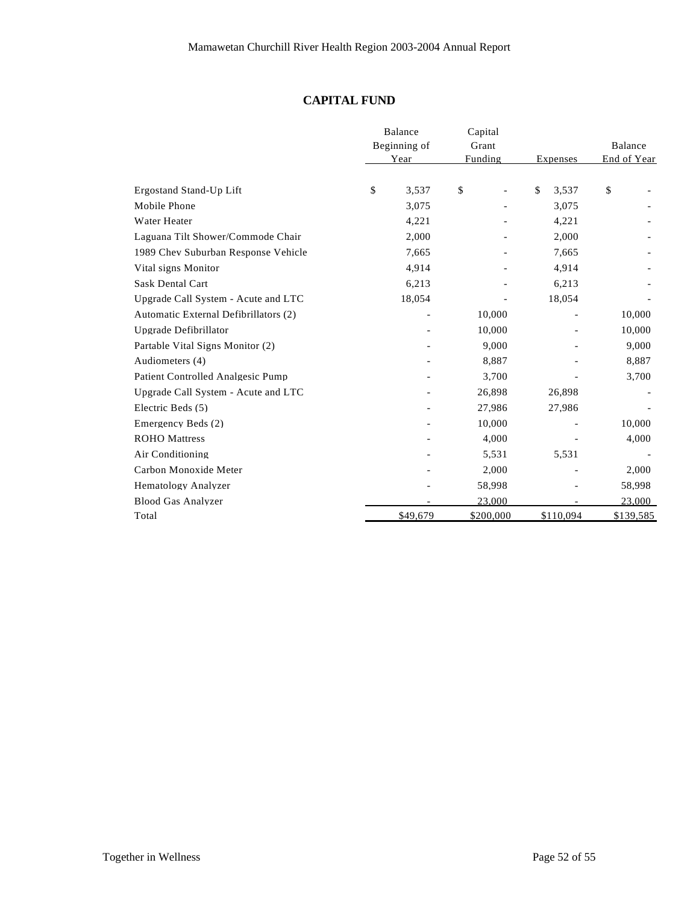## CAPITAL FUND

| | Balance Beginning of Year | Capital Grant Funding | Expenses | Balance End of Year |
|---|---|---|---|---|
| Ergostand Stand-Up Lift | $ 3,537 | $ - | $ 3,537 | $ - |
| Mobile Phone | 3,075 | - | 3,075 | - |
| Water Heater | 4,221 | - | 4,221 | - |
| Laguana Tilt Shower/Commode Chair | 2,000 | - | 2,000 | - |
| 1989 Chev Suburban Response Vehicle | 7,665 | - | 7,665 | - |
| Vital signs Monitor | 4,914 | - | 4,914 | - |
| Sask Dental Cart | 6,213 | - | 6,213 | - |
| Upgrade Call System - Acute and LTC | 18,054 | - | 18,054 | - |
| Automatic External Defibrillators (2) | - | 10,000 | - | 10,000 |
| Upgrade Defibrillator | - | 10,000 | - | 10,000 |
| Partable Vital Signs Monitor (2) | - | 9,000 | - | 9,000 |
| Audiometers (4) | - | 8,887 | - | 8,887 |
| Patient Controlled Analgesic Pump | - | 3,700 | - | 3,700 |
| Upgrade Call System - Acute and LTC | - | 26,898 | 26,898 | - |
| Electric Beds (5) | - | 27,986 | 27,986 | - |
| Emergency Beds (2) | - | 10,000 | - | 10,000 |
| ROHO Mattress | - | 4,000 | - | 4,000 |
| Air Conditioning | - | 5,531 | 5,531 | - |
| Carbon Monoxide Meter | - | 2,000 | - | 2,000 |
| Hematology Analyzer | - | 58,998 | - | 58,998 |
| Blood Gas Analyzer | - | 23,000 | - | 23,000 |
| Total | $49,679 | $200,000 | $110,094 | $139,585 |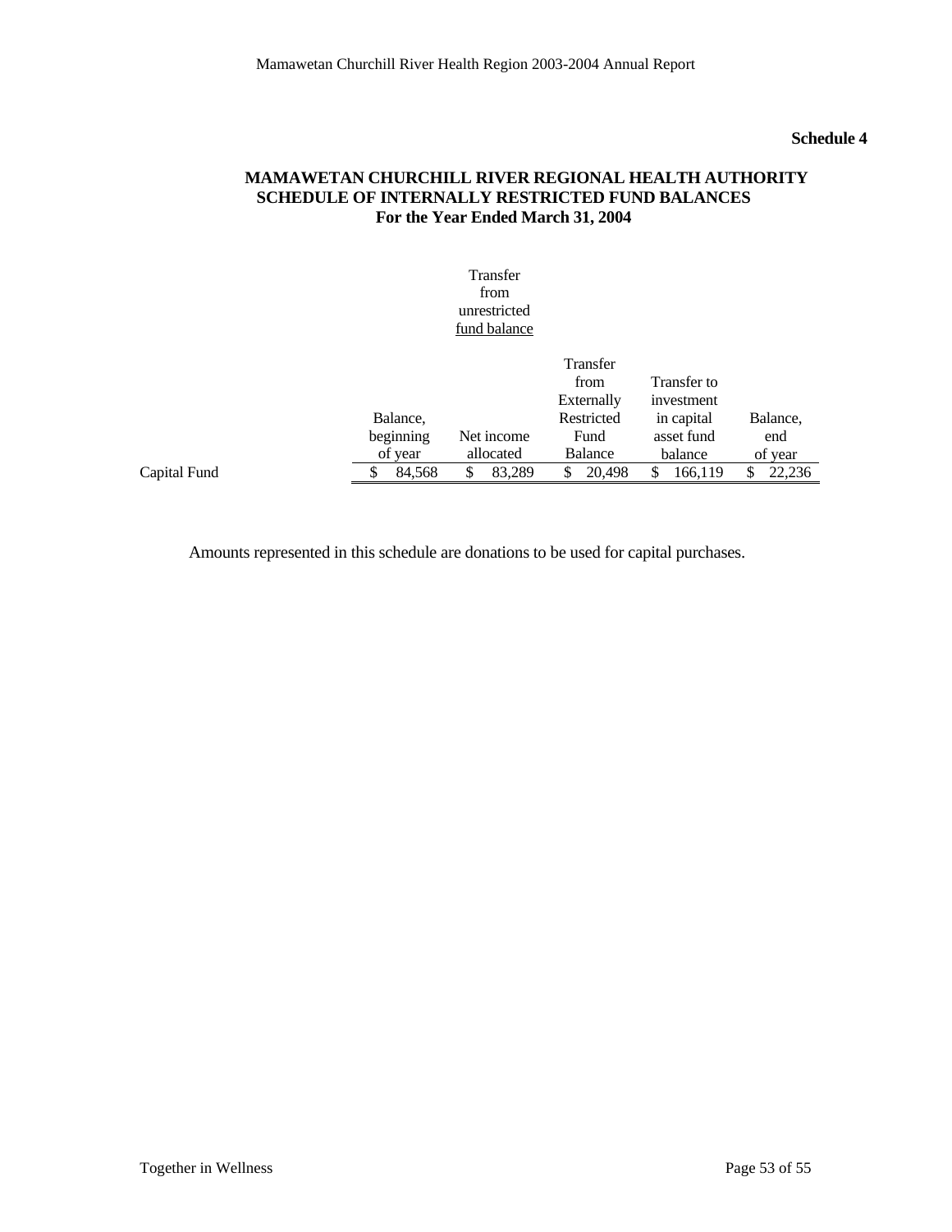**Schedule 4**

**MAMAWETAN CHURCHILL RIVER REGIONAL HEALTH AUTHORITY**
**SCHEDULE OF INTERNALLY RESTRICTED FUND BALANCES**
**For the Year Ended March 31, 2004**

| | | Transfer from unrestricted fund balance | | | |
|---|---|---|---|---|---|
| | Balance, beginning of year | Net income allocated | Transfer from Externally Restricted Fund Balance | Transfer to investment in capital asset fund balance | Balance, end of year |
| Capital Fund | $ 84,568 | $ 83,289 | $ 20,498 | $ 166,119 | $ 22,236 |

Amounts represented in this schedule are donations to be used for capital purchases.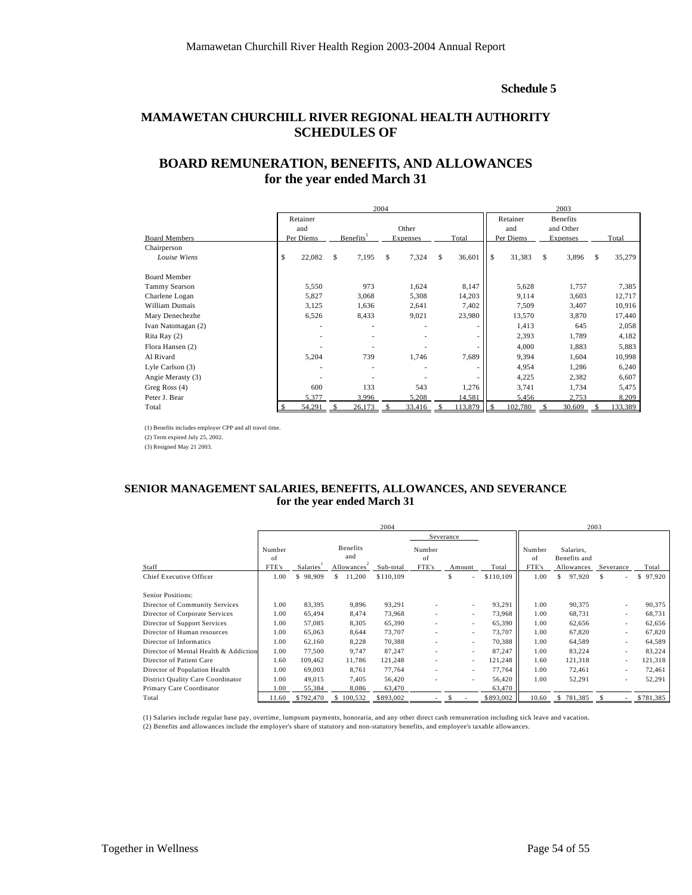**Schedule 5**

## MAMAWETAN CHURCHILL RIVER REGIONAL HEALTH AUTHORITY SCHEDULES OF

## BOARD REMUNERATION, BENEFITS, AND ALLOWANCES for the year ended March 31

| | 2004 | | | | 2003 | | |
|---|---|---|---|---|---|---|---|
| Board Members | Retainer and Per Diems | Benefits[1] | Other Expenses | Total | Retainer and Per Diems | Benefits and Other Expenses | Total |
| Chairperson | | | | | | | |
| *Louise Wiens* | $ 22,082 | $ 7,195 | $ 7,324 | $ 36,601 | $ 31,383 | $ 3,896 | $ 35,279 |
| Board Member | | | | | | | |
| Tammy Searson | 5,550 | 973 | 1,624 | 8,147 | 5,628 | 1,757 | 7,385 |
| Charlene Logan | 5,827 | 3,068 | 5,308 | 14,203 | 9,114 | 3,603 | 12,717 |
| William Dumais | 3,125 | 1,636 | 2,641 | 7,402 | 7,509 | 3,407 | 10,916 |
| Mary Denechezhe | 6,526 | 8,433 | 9,021 | 23,980 | 13,570 | 3,870 | 17,440 |
| Ivan Natomagan (2) | - | - | - | - | 1,413 | 645 | 2,058 |
| Rita Ray (2) | - | - | - | - | 2,393 | 1,789 | 4,182 |
| Flora Hansen (2) | - | - | - | - | 4,000 | 1,883 | 5,883 |
| Al Rivard | 5,204 | 739 | 1,746 | 7,689 | 9,394 | 1,604 | 10,998 |
| Lyle Carlson (3) | - | - | - | - | 4,954 | 1,286 | 6,240 |
| Angie Merasty (3) | - | - | - | - | 4,225 | 2,382 | 6,607 |
| Greg Ross (4) | 600 | 133 | 543 | 1,276 | 3,741 | 1,734 | 5,475 |
| Peter J. Bear | 5,377 | 3,996 | 5,208 | 14,581 | 5,456 | 2,753 | 8,209 |
| Total | $ 54,291 | $ 26,173 | $ 33,416 | $ 113,879 | $ 102,780 | $ 30,609 | $ 133,389 |

(1) Benefits includes employer CPP and all travel time.
(2) Term expired July 25, 2002.
(3) Resigned May 21 2003.

## SENIOR MANAGEMENT SALARIES, BENEFITS, ALLOWANCES, AND SEVERANCE for the year ended March 31

| | 2004 | | | | | | | 2003 | | | |
|---|---|---|---|---|---|---|---|---|---|---|---|
| | | | | | Severance | | | | | | |
| Staff | Number of FTE's | Salaries[1] | Benefits and Allowances[2] | Sub-total | Number of FTE's | Amount | Total | Number of FTE's | Salaries, Benefits and Allowances | Severance | Total |
| Chief Executive Officer | 1.00 | $ 98,909 | $ 11,200 | $110,109 | | $ - | $110,109 | 1.00 | $ 97,920 | $ - | $ 97,920 |
| Senior Positions: | | | | | | | | | | | |
| Director of Community Services | 1.00 | 83,395 | 9,896 | 93,291 | - | - | 93,291 | 1.00 | 90,375 | - | 90,375 |
| Director of Corporate Services | 1.00 | 65,494 | 8,474 | 73,968 | - | - | 73,968 | 1.00 | 68,731 | - | 68,731 |
| Director of Support Services | 1.00 | 57,085 | 8,305 | 65,390 | - | - | 65,390 | 1.00 | 62,656 | - | 62,656 |
| Director of Human resources | 1.00 | 65,063 | 8,644 | 73,707 | - | - | 73,707 | 1.00 | 67,820 | - | 67,820 |
| Director of Informatics | 1.00 | 62,160 | 8,228 | 70,388 | - | - | 70,388 | 1.00 | 64,589 | - | 64,589 |
| Director of Mental Health & Addiction | 1.00 | 77,500 | 9,747 | 87,247 | - | - | 87,247 | 1.00 | 83,224 | - | 83,224 |
| Director of Patient Care | 1.60 | 109,462 | 11,786 | 121,248 | - | - | 121,248 | 1.60 | 121,318 | - | 121,318 |
| Director of Population Health | 1.00 | 69,003 | 8,761 | 77,764 | - | - | 77,764 | 1.00 | 72,461 | - | 72,461 |
| District Quality Care Coordinator | 1.00 | 49,015 | 7,405 | 56,420 | - | - | 56,420 | 1.00 | 52,291 | - | 52,291 |
| Primary Care Coordinator | 1.00 | 55,384 | 8,086 | 63,470 | | | 63,470 | | | | |
| Total | 11.60 | $792,470 | $ 100,532 | $893,002 | - | $ - | $893,002 | 10.60 | $ 781,385 | $ - | $781,385 |

(1) Salaries include regular base pay, overtime, lumpsum payments, honoraria, and any other direct cash remuneration including sick leave and vacation.
(2) Benefits and allowances include the employer's share of statutory and non-statutory benefits, and employee's taxable allowances.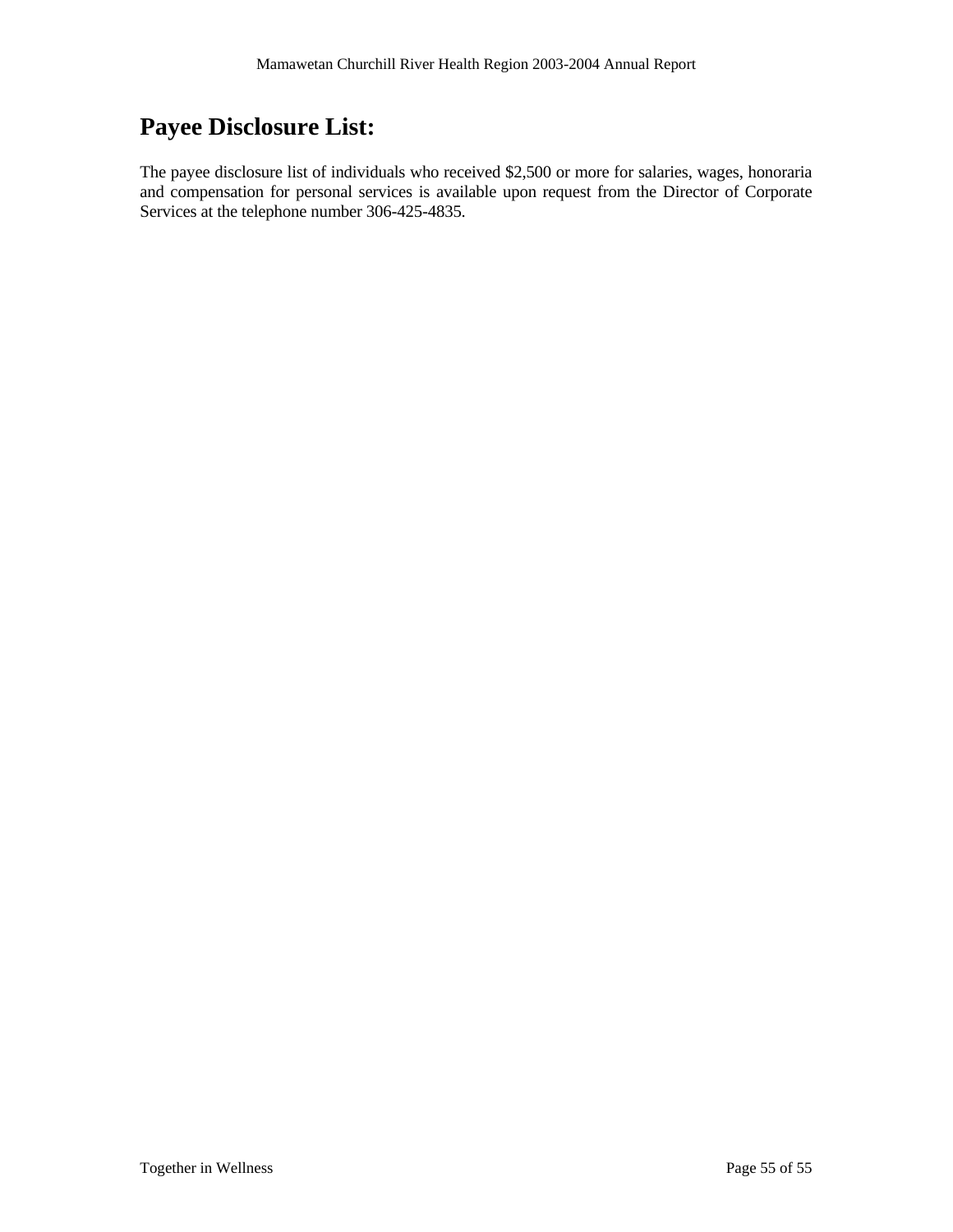# Payee Disclosure List:

The payee disclosure list of individuals who received $2,500 or more for salaries, wages, honoraria and compensation for personal services is available upon request from the Director of Corporate Services at the telephone number 306-425-4835.